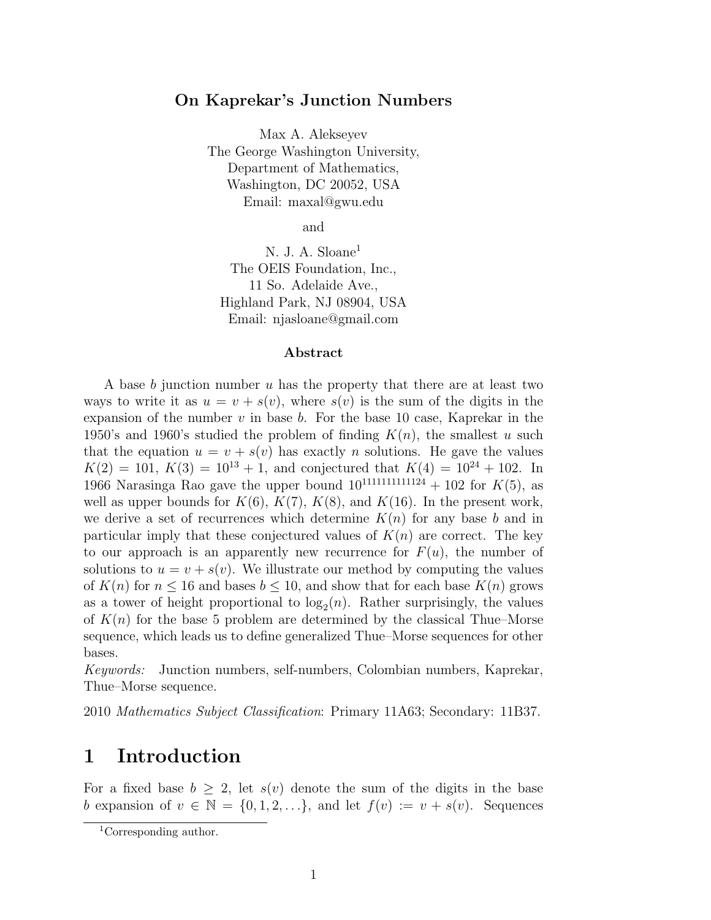# On Kaprekar's Junction Numbers

Max A. Alekseyev
The George Washington University,
Department of Mathematics,
Washington, DC 20052, USA
Email: maxal@gwu.edu

and

N. J. A. Sloane[1]
The OEIS Foundation, Inc.,
11 So. Adelaide Ave.,
Highland Park, NJ 08904, USA
Email: njasloane@gmail.com

### Abstract

A base $b$ junction number $u$ has the property that there are at least two ways to write it as $u = v + s(v)$, where $s(v)$ is the sum of the digits in the expansion of the number $v$ in base $b$. For the base 10 case, Kaprekar in the 1950's and 1960's studied the problem of finding $K(n)$, the smallest $u$ such that the equation $u = v + s(v)$ has exactly $n$ solutions. He gave the values $K(2) = 101$, $K(3) = 10^{13} + 1$, and conjectured that $K(4) = 10^{24} + 102$. In 1966 Narasinga Rao gave the upper bound $10^{1111111111124} + 102$ for $K(5)$, as well as upper bounds for $K(6)$, $K(7)$, $K(8)$, and $K(16)$. In the present work, we derive a set of recurrences which determine $K(n)$ for any base $b$ and in particular imply that these conjectured values of $K(n)$ are correct. The key to our approach is an apparently new recurrence for $F(u)$, the number of solutions to $u = v + s(v)$. We illustrate our method by computing the values of $K(n)$ for $n \le 16$ and bases $b \le 10$, and show that for each base $K(n)$ grows as a tower of height proportional to $\log_2(n)$. Rather surprisingly, the values of $K(n)$ for the base 5 problem are determined by the classical Thue–Morse sequence, which leads us to define generalized Thue–Morse sequences for other bases.

*Keywords:* Junction numbers, self-numbers, Colombian numbers, Kaprekar, Thue–Morse sequence.

2010 *Mathematics Subject Classification*: Primary 11A63; Secondary: 11B37.

## 1 Introduction

For a fixed base $b \ge 2$, let $s(v)$ denote the sum of the digits in the base $b$ expansion of $v \in \mathbb{N} = \{0, 1, 2, \ldots\}$, and let $f(v) := v + s(v)$. Sequences

[1] Corresponding author.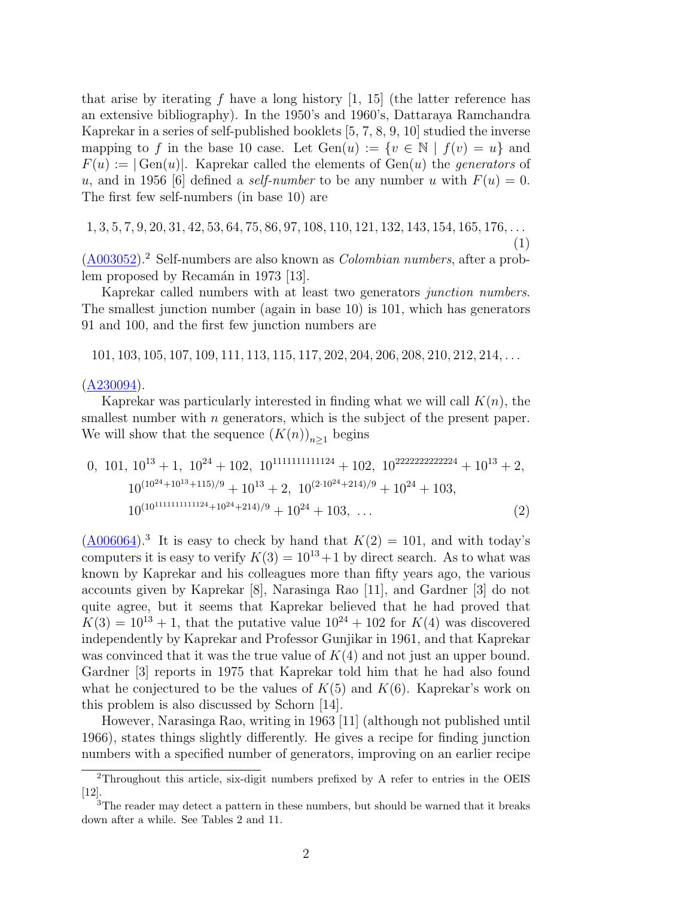that arise by iterating $f$ have a long history [1, 15] (the latter reference has an extensive bibliography). In the 1950's and 1960's, Dattaraya Ramchandra Kaprekar in a series of self-published booklets [5, 7, 8, 9, 10] studied the inverse mapping to $f$ in the base 10 case. Let $\mathrm{Gen}(u) := \{v \in \mathbb{N} \mid f(v) = u\}$ and $F(u) := |\mathrm{Gen}(u)|$. Kaprekar called the elements of $\mathrm{Gen}(u)$ the *generators* of $u$, and in 1956 [6] defined a *self-number* to be any number $u$ with $F(u) = 0$. The first few self-numbers (in base 10) are

$$1, 3, 5, 7, 9, 20, 31, 42, 53, 64, 75, 86, 97, 108, 110, 121, 132, 143, 154, 165, 176, \ldots \tag{1}$$

(A003052).[2] Self-numbers are also known as *Colombian numbers*, after a problem proposed by Recamán in 1973 [13].

Kaprekar called numbers with at least two generators *junction numbers*. The smallest junction number (again in base 10) is 101, which has generators 91 and 100, and the first few junction numbers are

$$101, 103, 105, 107, 109, 111, 113, 115, 117, 202, 204, 206, 208, 210, 212, 214, \ldots$$

(A230094).

Kaprekar was particularly interested in finding what we will call $K(n)$, the smallest number with $n$ generators, which is the subject of the present paper. We will show that the sequence $(K(n))_{n\geq 1}$ begins

$$\begin{aligned} &0,\ 101,\ 10^{13}+1,\ 10^{24}+102,\ 10^{1111111111124}+102,\ 10^{2222222222224}+10^{13}+2, \\ &\quad 10^{(10^{24}+10^{13}+115)/9}+10^{13}+2,\ 10^{(2\cdot 10^{24}+214)/9}+10^{24}+103, \\ &\quad 10^{(10^{1111111111124}+10^{24}+214)/9}+10^{24}+103,\ \ldots \end{aligned} \tag{2}$$

(A006064).[3] It is easy to check by hand that $K(2) = 101$, and with today's computers it is easy to verify $K(3) = 10^{13}+1$ by direct search. As to what was known by Kaprekar and his colleagues more than fifty years ago, the various accounts given by Kaprekar [8], Narasinga Rao [11], and Gardner [3] do not quite agree, but it seems that Kaprekar believed that he had proved that $K(3) = 10^{13}+1$, that the putative value $10^{24}+102$ for $K(4)$ was discovered independently by Kaprekar and Professor Gunjikar in 1961, and that Kaprekar was convinced that it was the true value of $K(4)$ and not just an upper bound. Gardner [3] reports in 1975 that Kaprekar told him that he had also found what he conjectured to be the values of $K(5)$ and $K(6)$. Kaprekar's work on this problem is also discussed by Schorn [14].

However, Narasinga Rao, writing in 1963 [11] (although not published until 1966), states things slightly differently. He gives a recipe for finding junction numbers with a specified number of generators, improving on an earlier recipe

[2] Throughout this article, six-digit numbers prefixed by A refer to entries in the OEIS [12].

[3] The reader may detect a pattern in these numbers, but should be warned that it breaks down after a while. See Tables 2 and 11.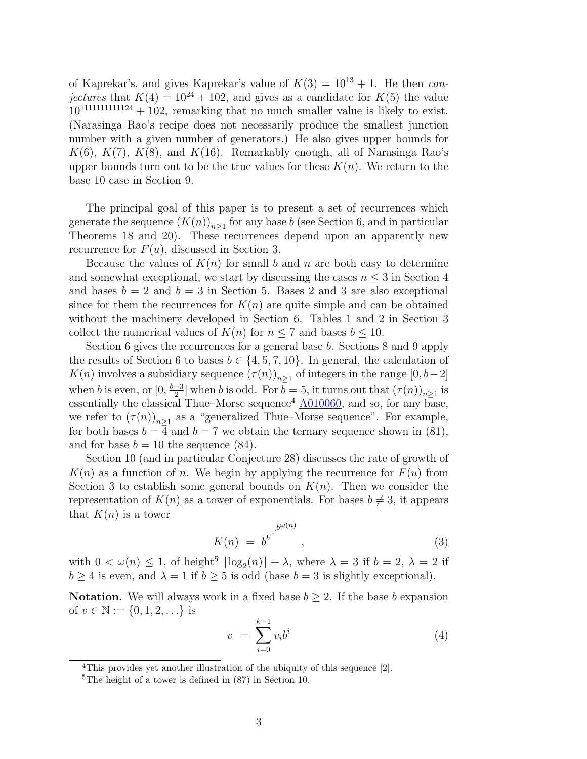of Kaprekar's, and gives Kaprekar's value of $K(3) = 10^{13} + 1$. He then *conjectures* that $K(4) = 10^{24} + 102$, and gives as a candidate for $K(5)$ the value $10^{1111111111124} + 102$, remarking that no much smaller value is likely to exist. (Narasinga Rao's recipe does not necessarily produce the smallest junction number with a given number of generators.) He also gives upper bounds for $K(6)$, $K(7)$, $K(8)$, and $K(16)$. Remarkably enough, all of Narasinga Rao's upper bounds turn out to be the true values for these $K(n)$. We return to the base 10 case in Section 9.

The principal goal of this paper is to present a set of recurrences which generate the sequence $(K(n))_{n\geq 1}$ for any base $b$ (see Section 6, and in particular Theorems 18 and 20). These recurrences depend upon an apparently new recurrence for $F(u)$, discussed in Section 3.

Because the values of $K(n)$ for small $b$ and $n$ are both easy to determine and somewhat exceptional, we start by discussing the cases $n \leq 3$ in Section 4 and bases $b = 2$ and $b = 3$ in Section 5. Bases 2 and 3 are also exceptional since for them the recurrences for $K(n)$ are quite simple and can be obtained without the machinery developed in Section 6. Tables 1 and 2 in Section 3 collect the numerical values of $K(n)$ for $n \leq 7$ and bases $b \leq 10$.

Section 6 gives the recurrences for a general base $b$. Sections 8 and 9 apply the results of Section 6 to bases $b \in \{4, 5, 7, 10\}$. In general, the calculation of $K(n)$ involves a subsidiary sequence $(\tau(n))_{n\geq 1}$ of integers in the range $[0, b-2]$ when $b$ is even, or $[0, \frac{b-3}{2}]$ when $b$ is odd. For $b = 5$, it turns out that $(\tau(n))_{n\geq 1}$ is essentially the classical Thue–Morse sequence[4] A010060, and so, for any base, we refer to $(\tau(n))_{n\geq 1}$ as a "generalized Thue–Morse sequence". For example, for both bases $b = 4$ and $b = 7$ we obtain the ternary sequence shown in (81), and for base $b = 10$ the sequence (84).

Section 10 (and in particular Conjecture 28) discusses the rate of growth of $K(n)$ as a function of $n$. We begin by applying the recurrence for $F(u)$ from Section 3 to establish some general bounds on $K(n)$. Then we consider the representation of $K(n)$ as a tower of exponentials. For bases $b \neq 3$, it appears that $K(n)$ is a tower

$$K(n) \;=\; b^{b^{\cdot^{\cdot^{b^{\omega(n)}}}}}, \tag{3}$$

with $0 < \omega(n) \leq 1$, of height[5] $\lceil \log_2(n) \rceil + \lambda$, where $\lambda = 3$ if $b = 2$, $\lambda = 2$ if $b \geq 4$ is even, and $\lambda = 1$ if $b \geq 5$ is odd (base $b = 3$ is slightly exceptional).

**Notation.** We will always work in a fixed base $b \geq 2$. If the base $b$ expansion of $v \in \mathbb{N} := \{0, 1, 2, \ldots\}$ is

$$v \;=\; \sum_{i=0}^{k-1} v_i b^i \tag{4}$$

[4]This provides yet another illustration of the ubiquity of this sequence [2].

[5]The height of a tower is defined in (87) in Section 10.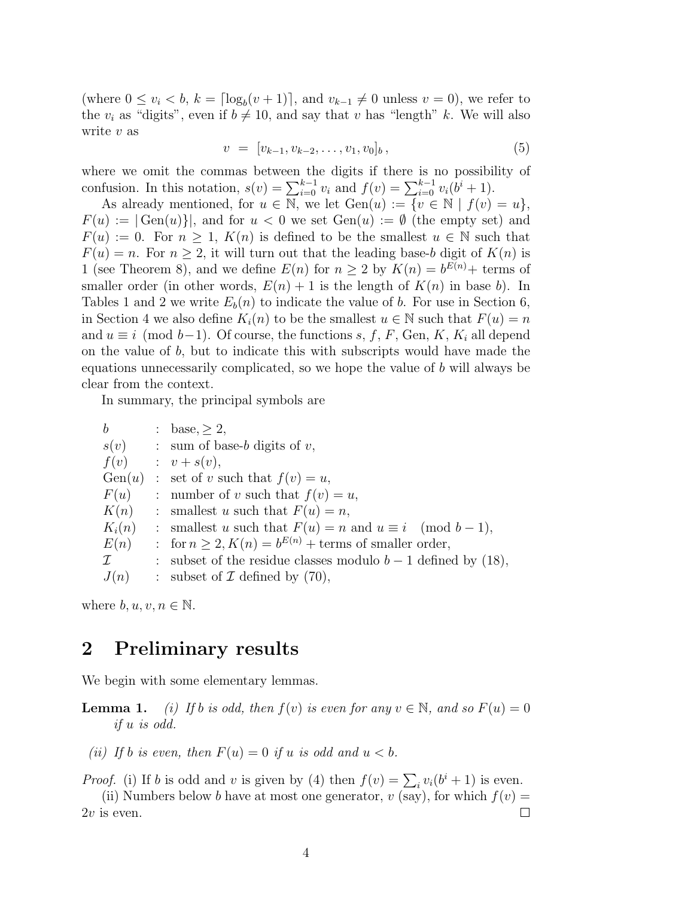(where $0 \le v_i < b$, $k = \lceil \log_b(v+1) \rceil$, and $v_{k-1} \neq 0$ unless $v = 0$), we refer to the $v_i$ as "digits", even if $b \neq 10$, and say that $v$ has "length" $k$. We will also write $v$ as

$$v \;=\; [v_{k-1}, v_{k-2}, \ldots, v_1, v_0]_b\,, \tag{5}$$

where we omit the commas between the digits if there is no possibility of confusion. In this notation, $s(v) = \sum_{i=0}^{k-1} v_i$ and $f(v) = \sum_{i=0}^{k-1} v_i(b^i + 1)$.

As already mentioned, for $u \in \mathbb{N}$, we let $\mathrm{Gen}(u) := \{v \in \mathbb{N} \mid f(v) = u\}$, $F(u) := |\,\mathrm{Gen}(u)\}|$, and for $u < 0$ we set $\mathrm{Gen}(u) := \emptyset$ (the empty set) and $F(u) := 0$. For $n \ge 1$, $K(n)$ is defined to be the smallest $u \in \mathbb{N}$ such that $F(u) = n$. For $n \ge 2$, it will turn out that the leading base-$b$ digit of $K(n)$ is 1 (see Theorem 8), and we define $E(n)$ for $n \ge 2$ by $K(n) = b^{E(n)}+$ terms of smaller order (in other words, $E(n)+1$ is the length of $K(n)$ in base $b$). In Tables 1 and 2 we write $E_b(n)$ to indicate the value of $b$. For use in Section 6, in Section 4 we also define $K_i(n)$ to be the smallest $u \in \mathbb{N}$ such that $F(u) = n$ and $u \equiv i \pmod{b-1}$. Of course, the functions $s$, $f$, $F$, Gen, $K$, $K_i$ all depend on the value of $b$, but to indicate this with subscripts would have made the equations unnecessarily complicated, so we hope the value of $b$ will always be clear from the context.

In summary, the principal symbols are

| | | |
|---|---|---|
| $b$ | : | base, $\ge 2$, |
| $s(v)$ | : | sum of base-$b$ digits of $v$, |
| $f(v)$ | : | $v + s(v)$, |
| $\mathrm{Gen}(u)$ | : | set of $v$ such that $f(v) = u$, |
| $F(u)$ | : | number of $v$ such that $f(v) = u$, |
| $K(n)$ | : | smallest $u$ such that $F(u) = n$, |
| $K_i(n)$ | : | smallest $u$ such that $F(u) = n$ and $u \equiv i \pmod{b-1}$, |
| $E(n)$ | : | for $n \ge 2$, $K(n) = b^{E(n)} +$ terms of smaller order, |
| $\mathcal{I}$ | : | subset of the residue classes modulo $b-1$ defined by (18), |
| $J(n)$ | : | subset of $\mathcal{I}$ defined by (70), |

where $b, u, v, n \in \mathbb{N}$.

## 2 Preliminary results

We begin with some elementary lemmas.

**Lemma 1.** *(i) If $b$ is odd, then $f(v)$ is even for any $v \in \mathbb{N}$, and so $F(u) = 0$ if $u$ is odd.*

*(ii) If $b$ is even, then $F(u) = 0$ if $u$ is odd and $u < b$.*

*Proof.* (i) If $b$ is odd and $v$ is given by (4) then $f(v) = \sum_i v_i(b^i + 1)$ is even.

(ii) Numbers below $b$ have at most one generator, $v$ (say), for which $f(v) = 2v$ is even. ☐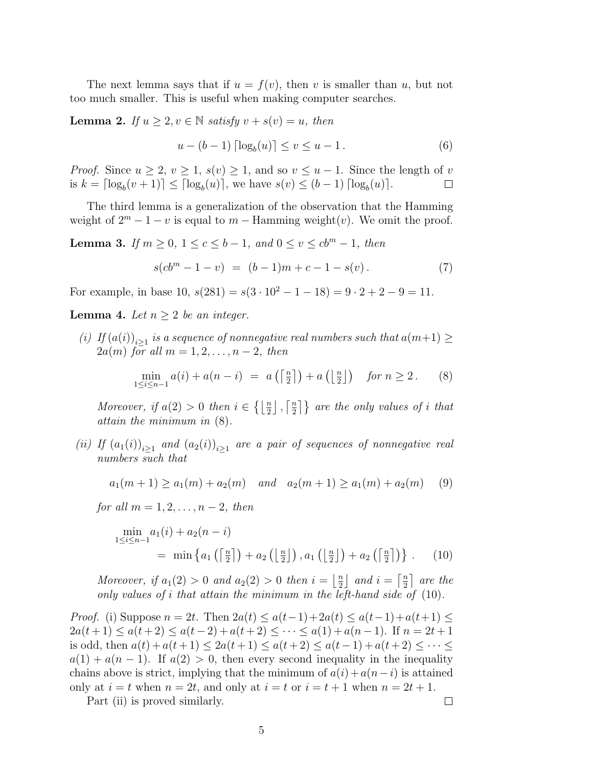The next lemma says that if $u = f(v)$, then $v$ is smaller than $u$, but not too much smaller. This is useful when making computer searches.

**Lemma 2.** *If $u \geq 2, v \in \mathbb{N}$ satisfy $v + s(v) = u$, then*

$$u - (b-1)\lceil \log_b(u) \rceil \leq v \leq u - 1\,. \tag{6}$$

*Proof.* Since $u \geq 2$, $v \geq 1$, $s(v) \geq 1$, and so $v \leq u - 1$. Since the length of $v$ is $k = \lceil \log_b(v+1) \rceil \leq \lceil \log_b(u) \rceil$, we have $s(v) \leq (b-1)\lceil \log_b(u) \rceil$. □

The third lemma is a generalization of the observation that the Hamming weight of $2^m - 1 - v$ is equal to $m -$ Hamming weight$(v)$. We omit the proof.

**Lemma 3.** *If $m \geq 0$, $1 \leq c \leq b-1$, and $0 \leq v \leq cb^m - 1$, then*

$$s(cb^m - 1 - v) \ = \ (b-1)m + c - 1 - s(v)\,. \tag{7}$$

For example, in base 10, $s(281) = s(3 \cdot 10^2 - 1 - 18) = 9 \cdot 2 + 2 - 9 = 11$.

**Lemma 4.** *Let $n \geq 2$ be an integer.*

*(i) If $(a(i))_{i \geq 1}$ is a sequence of nonnegative real numbers such that $a(m+1) \geq 2a(m)$ for all $m = 1, 2, \ldots, n-2$, then*

$$\min_{1 \leq i \leq n-1} a(i) + a(n-i) \ = \ a\left(\left\lceil \tfrac{n}{2} \right\rceil\right) + a\left(\left\lfloor \tfrac{n}{2} \right\rfloor\right) \quad \text{for } n \geq 2\,. \tag{8}$$

*Moreover, if $a(2) > 0$ then $i \in \left\{\left\lfloor \frac{n}{2} \right\rfloor, \left\lceil \frac{n}{2} \right\rceil\right\}$ are the only values of $i$ that attain the minimum in (8).*

*(ii) If $(a_1(i))_{i \geq 1}$ and $(a_2(i))_{i \geq 1}$ are a pair of sequences of nonnegative real numbers such that*

$$a_1(m+1) \geq a_1(m) + a_2(m) \quad \text{and} \quad a_2(m+1) \geq a_1(m) + a_2(m) \tag{9}$$

*for all $m = 1, 2, \ldots, n-2$, then*

$$\min_{1 \leq i \leq n-1} a_1(i) + a_2(n-i) \\ = \ \min\left\{a_1\left(\left\lceil \tfrac{n}{2} \right\rceil\right) + a_2\left(\left\lfloor \tfrac{n}{2} \right\rfloor\right), a_1\left(\left\lfloor \tfrac{n}{2} \right\rfloor\right) + a_2\left(\left\lceil \tfrac{n}{2} \right\rceil\right)\right\}\,. \tag{10}$$

*Moreover, if $a_1(2) > 0$ and $a_2(2) > 0$ then $i = \left\lfloor \frac{n}{2} \right\rfloor$ and $i = \left\lceil \frac{n}{2} \right\rceil$ are the only values of $i$ that attain the minimum in the left-hand side of (10).*

*Proof.* (i) Suppose $n = 2t$. Then $2a(t) \leq a(t-1) + 2a(t) \leq a(t-1) + a(t+1) \leq 2a(t+1) \leq a(t+2) \leq a(t-2) + a(t+2) \leq \cdots \leq a(1) + a(n-1)$. If $n = 2t+1$ is odd, then $a(t) + a(t+1) \leq 2a(t+1) \leq a(t+2) \leq a(t-1) + a(t+2) \leq \cdots \leq a(1) + a(n-1)$. If $a(2) > 0$, then every second inequality in the inequality chains above is strict, implying that the minimum of $a(i) + a(n-i)$ is attained only at $i = t$ when $n = 2t$, and only at $i = t$ or $i = t+1$ when $n = 2t+1$.

Part (ii) is proved similarly. □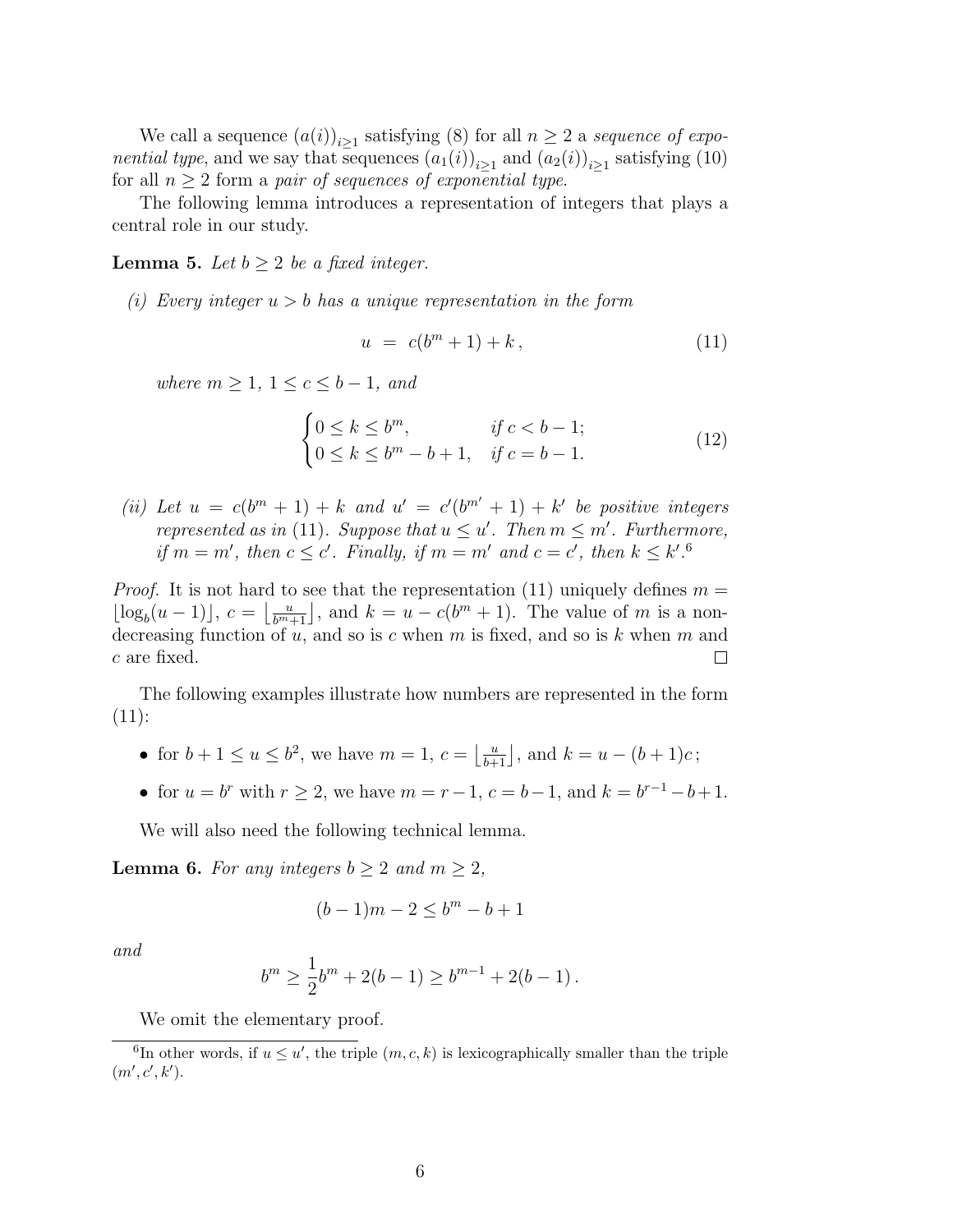We call a sequence $(a(i))_{i \geq 1}$ satisfying (8) for all $n \geq 2$ a *sequence of exponential type*, and we say that sequences $(a_1(i))_{i \geq 1}$ and $(a_2(i))_{i \geq 1}$ satisfying (10) for all $n \geq 2$ form a *pair of sequences of exponential type*.

The following lemma introduces a representation of integers that plays a central role in our study.

**Lemma 5.** *Let $b \geq 2$ be a fixed integer.*

*(i) Every integer $u > b$ has a unique representation in the form*

$$u \;=\; c(b^m + 1) + k\,, \tag{11}$$

*where $m \geq 1$, $1 \leq c \leq b-1$, and*

$$\begin{cases} 0 \leq k \leq b^m, & \text{if } c < b-1; \\ 0 \leq k \leq b^m - b + 1, & \text{if } c = b-1. \end{cases} \tag{12}$$

*(ii) Let $u = c(b^m + 1) + k$ and $u' = c'(b^{m'} + 1) + k'$ be positive integers represented as in (11). Suppose that $u \leq u'$. Then $m \leq m'$. Furthermore, if $m = m'$, then $c \leq c'$. Finally, if $m = m'$ and $c = c'$, then $k \leq k'$.*[6]

*Proof.* It is not hard to see that the representation (11) uniquely defines $m = \lfloor \log_b(u-1) \rfloor$, $c = \left\lfloor \frac{u}{b^m+1} \right\rfloor$, and $k = u - c(b^m + 1)$. The value of $m$ is a non-decreasing function of $u$, and so is $c$ when $m$ is fixed, and so is $k$ when $m$ and $c$ are fixed. □

The following examples illustrate how numbers are represented in the form (11):

- for $b + 1 \leq u \leq b^2$, we have $m = 1$, $c = \left\lfloor \frac{u}{b+1} \right\rfloor$, and $k = u - (b+1)c\,$;
- for $u = b^r$ with $r \geq 2$, we have $m = r - 1$, $c = b - 1$, and $k = b^{r-1} - b + 1$.

We will also need the following technical lemma.

**Lemma 6.** *For any integers $b \geq 2$ and $m \geq 2$,*

$$(b-1)m - 2 \leq b^m - b + 1$$

*and*

$$b^m \geq \frac{1}{2} b^m + 2(b-1) \geq b^{m-1} + 2(b-1)\,.$$

We omit the elementary proof.

[6] In other words, if $u \leq u'$, the triple $(m, c, k)$ is lexicographically smaller than the triple $(m', c', k')$.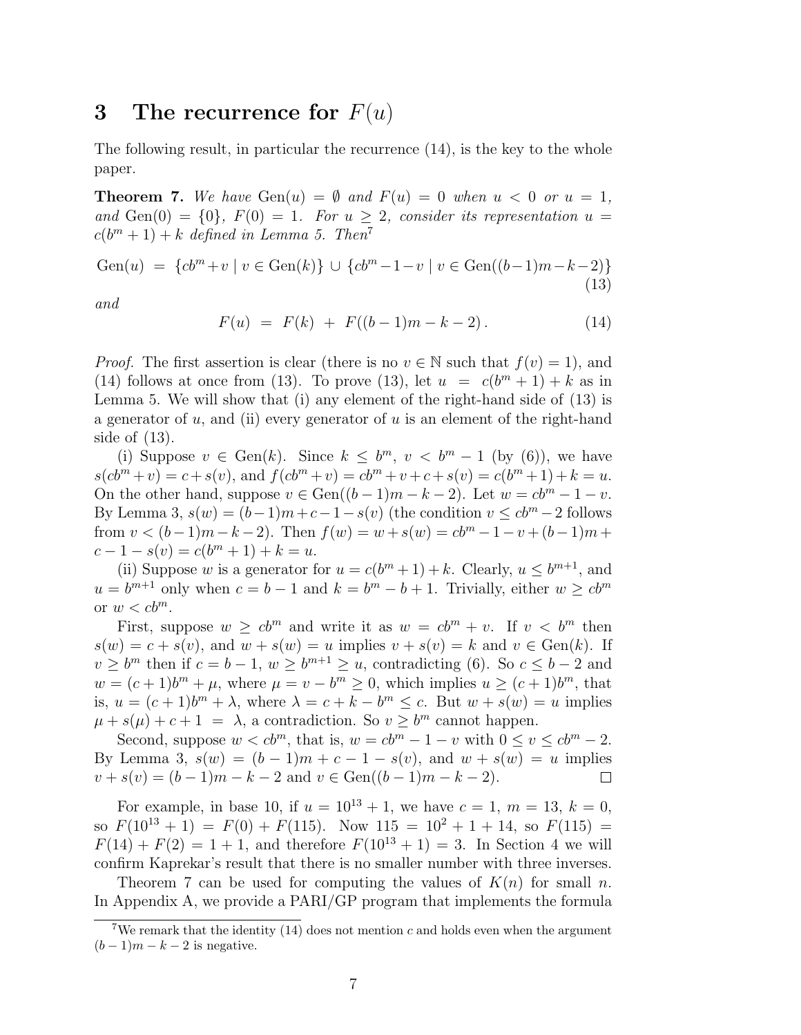## 3 The recurrence for $F(u)$

The following result, in particular the recurrence (14), is the key to the whole paper.

**Theorem 7.** *We have* $\mathrm{Gen}(u) = \emptyset$ *and* $F(u) = 0$ *when* $u < 0$ *or* $u = 1$*, and* $\mathrm{Gen}(0) = \{0\}$*,* $F(0) = 1$*. For* $u \geq 2$*, consider its representation* $u = c(b^m + 1) + k$ *defined in Lemma 5. Then*[7]

$$\mathrm{Gen}(u) \;=\; \{cb^m + v \mid v \in \mathrm{Gen}(k)\} \cup \{cb^m - 1 - v \mid v \in \mathrm{Gen}((b-1)m - k - 2)\} \tag{13}$$

*and*

$$F(u) \;=\; F(k) \;+\; F((b-1)m - k - 2)\,. \tag{14}$$

*Proof.* The first assertion is clear (there is no $v \in \mathbb{N}$ such that $f(v) = 1$), and (14) follows at once from (13). To prove (13), let $u = c(b^m + 1) + k$ as in Lemma 5. We will show that (i) any element of the right-hand side of (13) is a generator of $u$, and (ii) every generator of $u$ is an element of the right-hand side of (13).

(i) Suppose $v \in \mathrm{Gen}(k)$. Since $k \leq b^m$, $v < b^m - 1$ (by (6)), we have $s(cb^m + v) = c + s(v)$, and $f(cb^m + v) = cb^m + v + c + s(v) = c(b^m + 1) + k = u$. On the other hand, suppose $v \in \mathrm{Gen}((b-1)m - k - 2)$. Let $w = cb^m - 1 - v$. By Lemma 3, $s(w) = (b-1)m + c - 1 - s(v)$ (the condition $v \leq cb^m - 2$ follows from $v < (b-1)m - k - 2$). Then $f(w) = w + s(w) = cb^m - 1 - v + (b-1)m + c - 1 - s(v) = c(b^m + 1) + k = u$.

(ii) Suppose $w$ is a generator for $u = c(b^m + 1) + k$. Clearly, $u \leq b^{m+1}$, and $u = b^{m+1}$ only when $c = b - 1$ and $k = b^m - b + 1$. Trivially, either $w \geq cb^m$ or $w < cb^m$.

First, suppose $w \geq cb^m$ and write it as $w = cb^m + v$. If $v < b^m$ then $s(w) = c + s(v)$, and $w + s(w) = u$ implies $v + s(v) = k$ and $v \in \mathrm{Gen}(k)$. If $v \geq b^m$ then if $c = b - 1$, $w \geq b^{m+1} \geq u$, contradicting (6). So $c \leq b - 2$ and $w = (c+1)b^m + \mu$, where $\mu = v - b^m \geq 0$, which implies $u \geq (c+1)b^m$, that is, $u = (c+1)b^m + \lambda$, where $\lambda = c + k - b^m \leq c$. But $w + s(w) = u$ implies $\mu + s(\mu) + c + 1 \;=\; \lambda$, a contradiction. So $v \geq b^m$ cannot happen.

Second, suppose $w < cb^m$, that is, $w = cb^m - 1 - v$ with $0 \leq v \leq cb^m - 2$. By Lemma 3, $s(w) = (b-1)m + c - 1 - s(v)$, and $w + s(w) = u$ implies $v + s(v) = (b-1)m - k - 2$ and $v \in \mathrm{Gen}((b-1)m - k - 2)$. $\square$

For example, in base 10, if $u = 10^{13} + 1$, we have $c = 1$, $m = 13$, $k = 0$, so $F(10^{13} + 1) = F(0) + F(115)$. Now $115 = 10^2 + 1 + 14$, so $F(115) = F(14) + F(2) = 1 + 1$, and therefore $F(10^{13} + 1) = 3$. In Section 4 we will confirm Kaprekar's result that there is no smaller number with three inverses.

Theorem 7 can be used for computing the values of $K(n)$ for small $n$. In Appendix A, we provide a PARI/GP program that implements the formula

[7] We remark that the identity (14) does not mention $c$ and holds even when the argument $(b-1)m - k - 2$ is negative.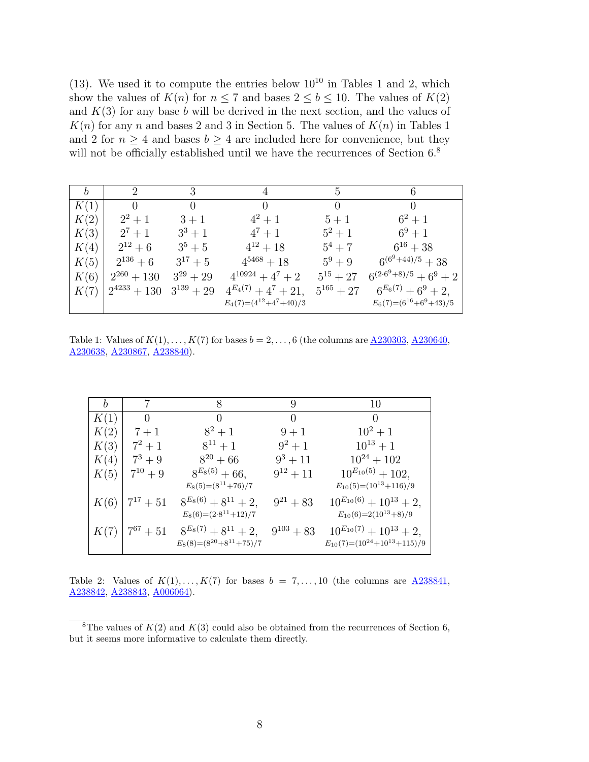(13). We used it to compute the entries below $10^{10}$ in Tables 1 and 2, which show the values of $K(n)$ for $n \le 7$ and bases $2 \le b \le 10$. The values of $K(2)$ and $K(3)$ for any base $b$ will be derived in the next section, and the values of $K(n)$ for any $n$ and bases 2 and 3 in Section 5. The values of $K(n)$ in Tables 1 and 2 for $n \ge 4$ and bases $b \ge 4$ are included here for convenience, but they will not be officially established until we have the recurrences of Section 6.[8]

| $b$ | 2 | 3 | 4 | 5 | 6 |
|---|---|---|---|---|---|
| $K(1)$ | 0 | 0 | 0 | 0 | 0 |
| $K(2)$ | $2^2+1$ | $3+1$ | $4^2+1$ | $5+1$ | $6^2+1$ |
| $K(3)$ | $2^7+1$ | $3^3+1$ | $4^7+1$ | $5^2+1$ | $6^9+1$ |
| $K(4)$ | $2^{12}+6$ | $3^5+5$ | $4^{12}+18$ | $5^4+7$ | $6^{16}+38$ |
| $K(5)$ | $2^{136}+6$ | $3^{17}+5$ | $4^{5468}+18$ | $5^9+9$ | $6^{(6^9+44)/5}+38$ |
| $K(6)$ | $2^{260}+130$ | $3^{29}+29$ | $4^{10924}+4^7+2$ | $5^{15}+27$ | $6^{(2\cdot 6^9+8)/5}+6^9+2$ |
| $K(7)$ | $2^{4233}+130$ | $3^{139}+29$ | $4^{E_4(7)}+4^7+21$, $E_4(7)=(4^{12}+4^7+40)/3$ | $5^{165}+27$ | $6^{E_6(7)}+6^9+2$, $E_6(7)=(6^{16}+6^9+43)/5$ |

Table 1: Values of $K(1),\dots,K(7)$ for bases $b=2,\dots,6$ (the columns are A230303, A230640, A230638, A230867, A238840).

| $b$ | 7 | 8 | 9 | 10 |
|---|---|---|---|---|
| $K(1)$ | 0 | 0 | 0 | 0 |
| $K(2)$ | $7+1$ | $8^2+1$ | $9+1$ | $10^2+1$ |
| $K(3)$ | $7^2+1$ | $8^{11}+1$ | $9^2+1$ | $10^{13}+1$ |
| $K(4)$ | $7^3+9$ | $8^{20}+66$ | $9^3+11$ | $10^{24}+102$ |
| $K(5)$ | $7^{10}+9$ | $8^{E_8(5)}+66$, $E_8(5)=(8^{11}+76)/7$ | $9^{12}+11$ | $10^{E_{10}(5)}+102$, $E_{10}(5)=(10^{13}+116)/9$ |
| $K(6)$ | $7^{17}+51$ | $8^{E_8(6)}+8^{11}+2$, $E_8(6)=(2\cdot 8^{11}+12)/7$ | $9^{21}+83$ | $10^{E_{10}(6)}+10^{13}+2$, $E_{10}(6)=2(10^{13}+8)/9$ |
| $K(7)$ | $7^{67}+51$ | $8^{E_8(7)}+8^{11}+2$, $E_8(8)=(8^{20}+8^{11}+75)/7$ | $9^{103}+83$ | $10^{E_{10}(7)}+10^{13}+2$, $E_{10}(7)=(10^{24}+10^{13}+115)/9$ |

Table 2: Values of $K(1),\dots,K(7)$ for bases $b=7,\dots,10$ (the columns are A238841, A238842, A238843, A006064).

[8] The values of $K(2)$ and $K(3)$ could also be obtained from the recurrences of Section 6, but it seems more informative to calculate them directly.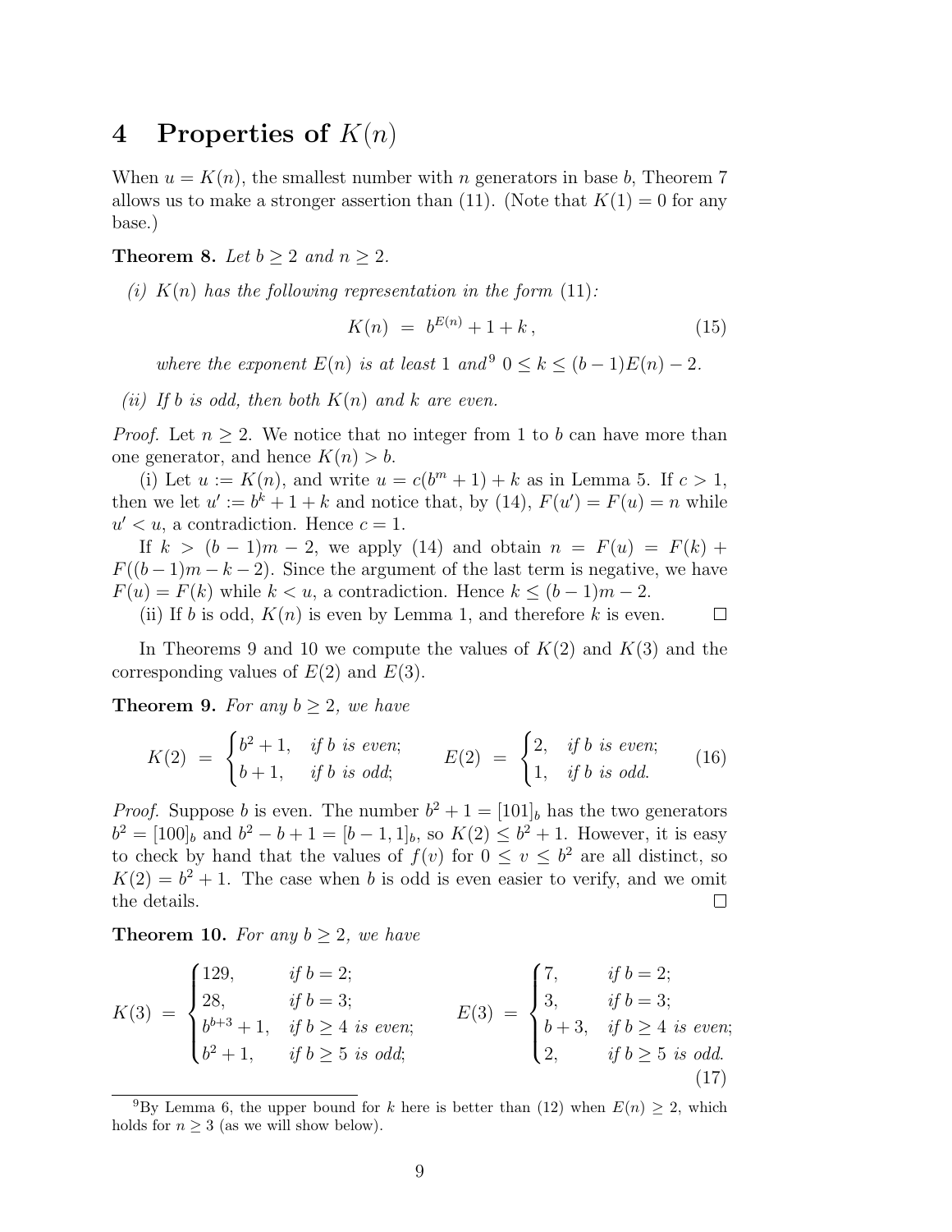# 4 Properties of $K(n)$

When $u = K(n)$, the smallest number with $n$ generators in base $b$, Theorem 7 allows us to make a stronger assertion than (11). (Note that $K(1) = 0$ for any base.)

**Theorem 8.** *Let $b \geq 2$ and $n \geq 2$.*

*(i) $K(n)$ has the following representation in the form* (11)*:*

$$K(n) \;=\; b^{E(n)} + 1 + k\,, \tag{15}$$

*where the exponent $E(n)$ is at least 1 and*[9] $0 \leq k \leq (b-1)E(n) - 2$.

*(ii) If $b$ is odd, then both $K(n)$ and $k$ are even.*

*Proof.* Let $n \geq 2$. We notice that no integer from 1 to $b$ can have more than one generator, and hence $K(n) > b$.

(i) Let $u := K(n)$, and write $u = c(b^m + 1) + k$ as in Lemma 5. If $c > 1$, then we let $u' := b^k + 1 + k$ and notice that, by (14), $F(u') = F(u) = n$ while $u' < u$, a contradiction. Hence $c = 1$.

If $k > (b-1)m - 2$, we apply (14) and obtain $n = F(u) = F(k) + F((b-1)m - k - 2)$. Since the argument of the last term is negative, we have $F(u) = F(k)$ while $k < u$, a contradiction. Hence $k \leq (b-1)m - 2$.

(ii) If $b$ is odd, $K(n)$ is even by Lemma 1, and therefore $k$ is even. ◻

In Theorems 9 and 10 we compute the values of $K(2)$ and $K(3)$ and the corresponding values of $E(2)$ and $E(3)$.

**Theorem 9.** *For any $b \geq 2$, we have*

$$K(2) \;=\; \begin{cases} b^2+1, & \text{if } b \text{ is even;} \\ b+1, & \text{if } b \text{ is odd;} \end{cases} \qquad E(2) \;=\; \begin{cases} 2, & \text{if } b \text{ is even;} \\ 1, & \text{if } b \text{ is odd.} \end{cases} \tag{16}$$

*Proof.* Suppose $b$ is even. The number $b^2 + 1 = [101]_b$ has the two generators $b^2 = [100]_b$ and $b^2 - b + 1 = [b-1, 1]_b$, so $K(2) \leq b^2 + 1$. However, it is easy to check by hand that the values of $f(v)$ for $0 \leq v \leq b^2$ are all distinct, so $K(2) = b^2 + 1$. The case when $b$ is odd is even easier to verify, and we omit the details. ◻

**Theorem 10.** *For any $b \geq 2$, we have*

$$K(3) \;=\; \begin{cases} 129, & \text{if } b = 2; \\ 28, & \text{if } b = 3; \\ b^{b+3}+1, & \text{if } b \geq 4 \text{ is even;} \\ b^2+1, & \text{if } b \geq 5 \text{ is odd;} \end{cases} \qquad E(3) \;=\; \begin{cases} 7, & \text{if } b = 2; \\ 3, & \text{if } b = 3; \\ b+3, & \text{if } b \geq 4 \text{ is even;} \\ 2, & \text{if } b \geq 5 \text{ is odd.} \end{cases} \tag{17}$$

---

[9] By Lemma 6, the upper bound for $k$ here is better than (12) when $E(n) \geq 2$, which holds for $n \geq 3$ (as we will show below).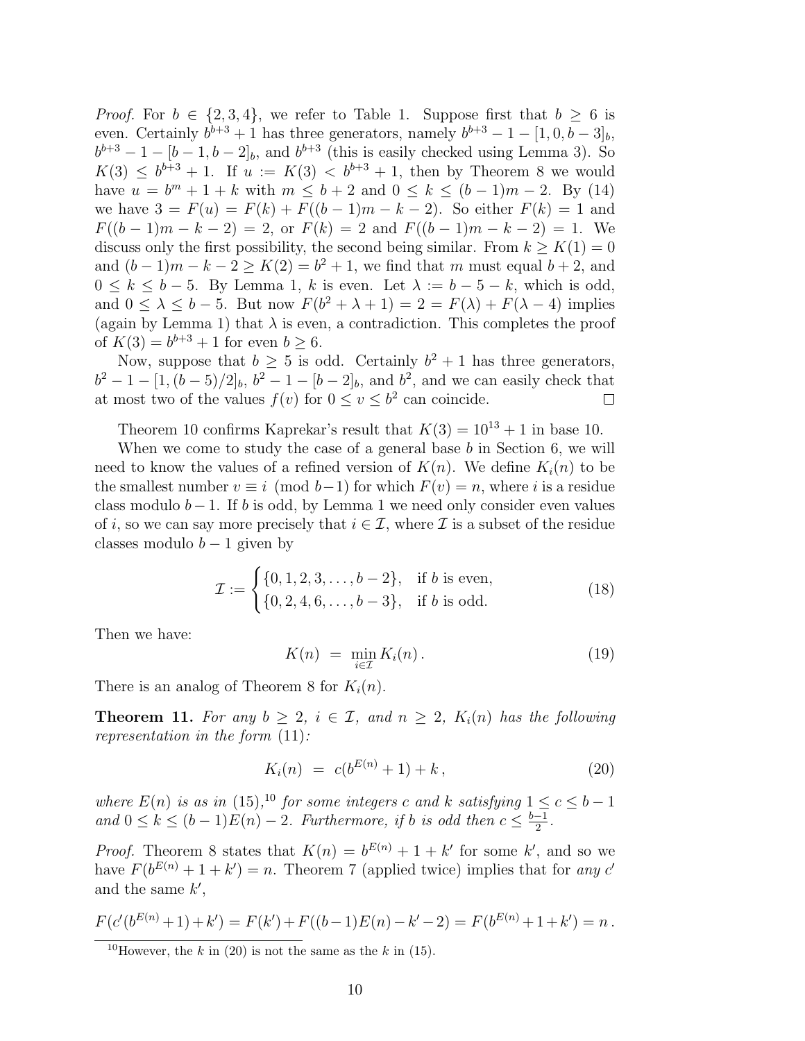*Proof.* For $b \in \{2, 3, 4\}$, we refer to Table 1. Suppose first that $b \geq 6$ is even. Certainly $b^{b+3} + 1$ has three generators, namely $b^{b+3} - 1 - [1, 0, b-3]_b$, $b^{b+3} - 1 - [b-1, b-2]_b$, and $b^{b+3}$ (this is easily checked using Lemma 3). So $K(3) \leq b^{b+3} + 1$. If $u := K(3) < b^{b+3} + 1$, then by Theorem 8 we would have $u = b^m + 1 + k$ with $m \leq b + 2$ and $0 \leq k \leq (b-1)m - 2$. By (14) we have $3 = F(u) = F(k) + F((b-1)m - k - 2)$. So either $F(k) = 1$ and $F((b-1)m - k - 2) = 2$, or $F(k) = 2$ and $F((b-1)m - k - 2) = 1$. We discuss only the first possibility, the second being similar. From $k \geq K(1) = 0$ and $(b-1)m - k - 2 \geq K(2) = b^2 + 1$, we find that $m$ must equal $b + 2$, and $0 \leq k \leq b - 5$. By Lemma 1, $k$ is even. Let $\lambda := b - 5 - k$, which is odd, and $0 \leq \lambda \leq b - 5$. But now $F(b^2 + \lambda + 1) = 2 = F(\lambda) + F(\lambda - 4)$ implies (again by Lemma 1) that $\lambda$ is even, a contradiction. This completes the proof of $K(3) = b^{b+3} + 1$ for even $b \geq 6$.

Now, suppose that $b \geq 5$ is odd. Certainly $b^2 + 1$ has three generators, $b^2 - 1 - [1, (b-5)/2]_b$, $b^2 - 1 - [b-2]_b$, and $b^2$, and we can easily check that at most two of the values $f(v)$ for $0 \leq v \leq b^2$ can coincide. $\square$

Theorem 10 confirms Kaprekar's result that $K(3) = 10^{13} + 1$ in base 10.

When we come to study the case of a general base $b$ in Section 6, we will need to know the values of a refined version of $K(n)$. We define $K_i(n)$ to be the smallest number $v \equiv i \pmod{b-1}$ for which $F(v) = n$, where $i$ is a residue class modulo $b-1$. If $b$ is odd, by Lemma 1 we need only consider even values of $i$, so we can say more precisely that $i \in \mathcal{I}$, where $\mathcal{I}$ is a subset of the residue classes modulo $b-1$ given by

$$\mathcal{I} := \begin{cases} \{0, 1, 2, 3, \ldots, b-2\}, & \text{if } b \text{ is even,} \\ \{0, 2, 4, 6, \ldots, b-3\}, & \text{if } b \text{ is odd.} \end{cases} \tag{18}$$

Then we have:

$$K(n) \ = \ \min_{i \in \mathcal{I}} K_i(n)\,. \tag{19}$$

There is an analog of Theorem 8 for $K_i(n)$.

**Theorem 11.** *For any $b \geq 2$, $i \in \mathcal{I}$, and $n \geq 2$, $K_i(n)$ has the following representation in the form* (11)*:*

$$K_i(n) \ = \ c(b^{E(n)} + 1) + k\,, \tag{20}$$

*where $E(n)$ is as in* (15)*,*[10] *for some integers $c$ and $k$ satisfying $1 \leq c \leq b-1$ and $0 \leq k \leq (b-1)E(n) - 2$. Furthermore, if $b$ is odd then $c \leq \frac{b-1}{2}$.*

*Proof.* Theorem 8 states that $K(n) = b^{E(n)} + 1 + k'$ for some $k'$, and so we have $F(b^{E(n)} + 1 + k') = n$. Theorem 7 (applied twice) implies that for *any* $c'$ and the same $k'$,

$$F(c'(b^{E(n)}+1)+k') = F(k') + F((b-1)E(n) - k' - 2) = F(b^{E(n)} + 1 + k') = n\,.$$

[10] However, the $k$ in (20) is not the same as the $k$ in (15).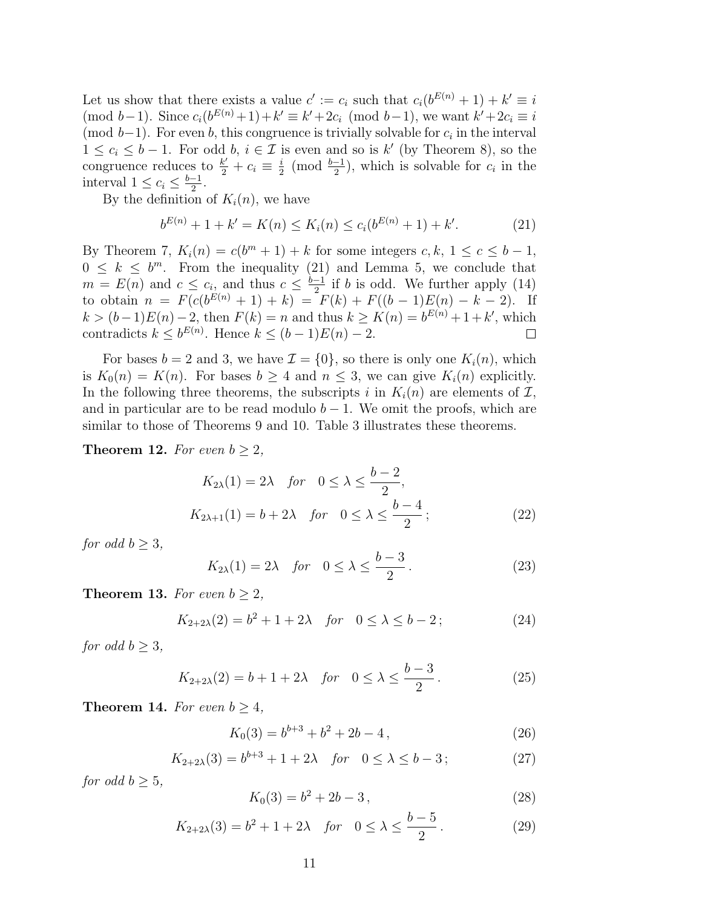Let us show that there exists a value $c' := c_i$ such that $c_i(b^{E(n)} + 1) + k' \equiv i \pmod{b-1}$. Since $c_i(b^{E(n)}+1)+k' \equiv k'+2c_i \pmod{b-1}$, we want $k'+2c_i \equiv i \pmod{b-1}$. For even $b$, this congruence is trivially solvable for $c_i$ in the interval $1 \le c_i \le b-1$. For odd $b$, $i \in \mathcal{I}$ is even and so is $k'$ (by Theorem 8), so the congruence reduces to $\frac{k'}{2} + c_i \equiv \frac{i}{2} \pmod{\frac{b-1}{2}}$, which is solvable for $c_i$ in the interval $1 \le c_i \le \frac{b-1}{2}$.

By the definition of $K_i(n)$, we have

$$b^{E(n)} + 1 + k' = K(n) \le K_i(n) \le c_i(b^{E(n)} + 1) + k'. \tag{21}$$

By Theorem 7, $K_i(n) = c(b^m + 1) + k$ for some integers $c, k$, $1 \le c \le b-1$, $0 \le k \le b^m$. From the inequality (21) and Lemma 5, we conclude that $m = E(n)$ and $c \le c_i$, and thus $c \le \frac{b-1}{2}$ if $b$ is odd. We further apply (14) to obtain $n = F(c(b^{E(n)} + 1) + k) = F(k) + F((b-1)E(n) - k - 2)$. If $k > (b-1)E(n) - 2$, then $F(k) = n$ and thus $k \ge K(n) = b^{E(n)} + 1 + k'$, which contradicts $k \le b^{E(n)}$. Hence $k \le (b-1)E(n) - 2$. □

For bases $b = 2$ and $3$, we have $\mathcal{I} = \{0\}$, so there is only one $K_i(n)$, which is $K_0(n) = K(n)$. For bases $b \ge 4$ and $n \le 3$, we can give $K_i(n)$ explicitly. In the following three theorems, the subscripts $i$ in $K_i(n)$ are elements of $\mathcal{I}$, and in particular are to be read modulo $b-1$. We omit the proofs, which are similar to those of Theorems 9 and 10. Table 3 illustrates these theorems.

**Theorem 12.** *For even $b \ge 2$,*

$$K_{2\lambda}(1) = 2\lambda \quad \textit{for} \quad 0 \le \lambda \le \frac{b-2}{2},$$

$$K_{2\lambda+1}(1) = b + 2\lambda \quad \textit{for} \quad 0 \le \lambda \le \frac{b-4}{2}\,; \tag{22}$$

*for odd $b \ge 3$,*

$$K_{2\lambda}(1) = 2\lambda \quad \textit{for} \quad 0 \le \lambda \le \frac{b-3}{2}\,. \tag{23}$$

**Theorem 13.** *For even $b \ge 2$,*

$$K_{2+2\lambda}(2) = b^2 + 1 + 2\lambda \quad \textit{for} \quad 0 \le \lambda \le b-2\,; \tag{24}$$

*for odd $b \ge 3$,*

$$K_{2+2\lambda}(2) = b + 1 + 2\lambda \quad \textit{for} \quad 0 \le \lambda \le \frac{b-3}{2}\,. \tag{25}$$

**Theorem 14.** *For even $b \ge 4$,*

$$K_0(3) = b^{b+3} + b^2 + 2b - 4\,, \tag{26}$$

$$K_{2+2\lambda}(3) = b^{b+3} + 1 + 2\lambda \quad \textit{for} \quad 0 \le \lambda \le b-3\,; \tag{27}$$

*for odd $b \ge 5$,*

$$K_0(3) = b^2 + 2b - 3\,, \tag{28}$$

$$K_{2+2\lambda}(3) = b^2 + 1 + 2\lambda \quad \textit{for} \quad 0 \le \lambda \le \frac{b-5}{2}\,. \tag{29}$$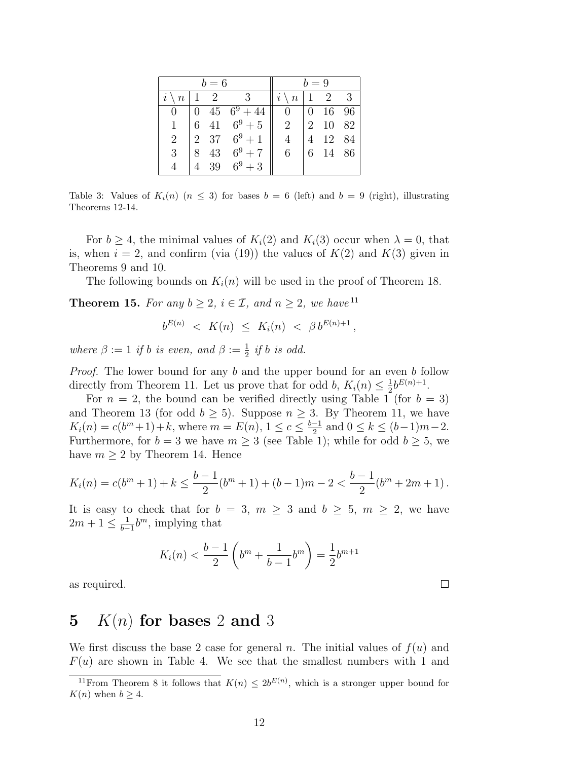| $b = 6$ | | | | $b = 9$ | | | |
|---|---|---|---|---|---|---|---|
| $i \setminus n$ | 1 | 2 | 3 | $i \setminus n$ | 1 | 2 | 3 |
| 0 | 0 | 45 | $6^9 + 44$ | 0 | 0 | 16 | 96 |
| 1 | 6 | 41 | $6^9 + 5$ | 2 | 2 | 10 | 82 |
| 2 | 2 | 37 | $6^9 + 1$ | 4 | 4 | 12 | 84 |
| 3 | 8 | 43 | $6^9 + 7$ | 6 | 6 | 14 | 86 |
| 4 | 4 | 39 | $6^9 + 3$ | | | | |

Table 3: Values of $K_i(n)$ ($n \le 3$) for bases $b = 6$ (left) and $b = 9$ (right), illustrating Theorems 12-14.

For $b \ge 4$, the minimal values of $K_i(2)$ and $K_i(3)$ occur when $\lambda = 0$, that is, when $i = 2$, and confirm (via (19)) the values of $K(2)$ and $K(3)$ given in Theorems 9 and 10.

The following bounds on $K_i(n)$ will be used in the proof of Theorem 18.

**Theorem 15.** *For any $b \ge 2$, $i \in \mathcal{I}$, and $n \ge 2$, we have*[11]

$$b^{E(n)} \; < \; K(n) \; \le \; K_i(n) \; < \; \beta\, b^{E(n)+1},$$

*where $\beta := 1$ if $b$ is even, and $\beta := \frac{1}{2}$ if $b$ is odd.*

*Proof.* The lower bound for any $b$ and the upper bound for an even $b$ follow directly from Theorem 11. Let us prove that for odd $b$, $K_i(n) \le \frac{1}{2} b^{E(n)+1}$.

For $n = 2$, the bound can be verified directly using Table 1 (for $b = 3$) and Theorem 13 (for odd $b \ge 5$). Suppose $n \ge 3$. By Theorem 11, we have $K_i(n) = c(b^m + 1) + k$, where $m = E(n)$, $1 \le c \le \frac{b-1}{2}$ and $0 \le k \le (b-1)m - 2$. Furthermore, for $b = 3$ we have $m \ge 3$ (see Table 1); while for odd $b \ge 5$, we have $m \ge 2$ by Theorem 14. Hence

$$K_i(n) = c(b^m + 1) + k \le \frac{b-1}{2}(b^m + 1) + (b-1)m - 2 < \frac{b-1}{2}(b^m + 2m + 1)\,.$$

It is easy to check that for $b = 3$, $m \ge 3$ and $b \ge 5$, $m \ge 2$, we have $2m + 1 \le \frac{1}{b-1} b^m$, implying that

$$K_i(n) < \frac{b-1}{2}\left(b^m + \frac{1}{b-1} b^m\right) = \frac{1}{2} b^{m+1}$$

as required. $\square$

## 5 $K(n)$ for bases 2 and 3

We first discuss the base 2 case for general $n$. The initial values of $f(u)$ and $F(u)$ are shown in Table 4. We see that the smallest numbers with 1 and

[11] From Theorem 8 it follows that $K(n) \le 2b^{E(n)}$, which is a stronger upper bound for $K(n)$ when $b \ge 4$.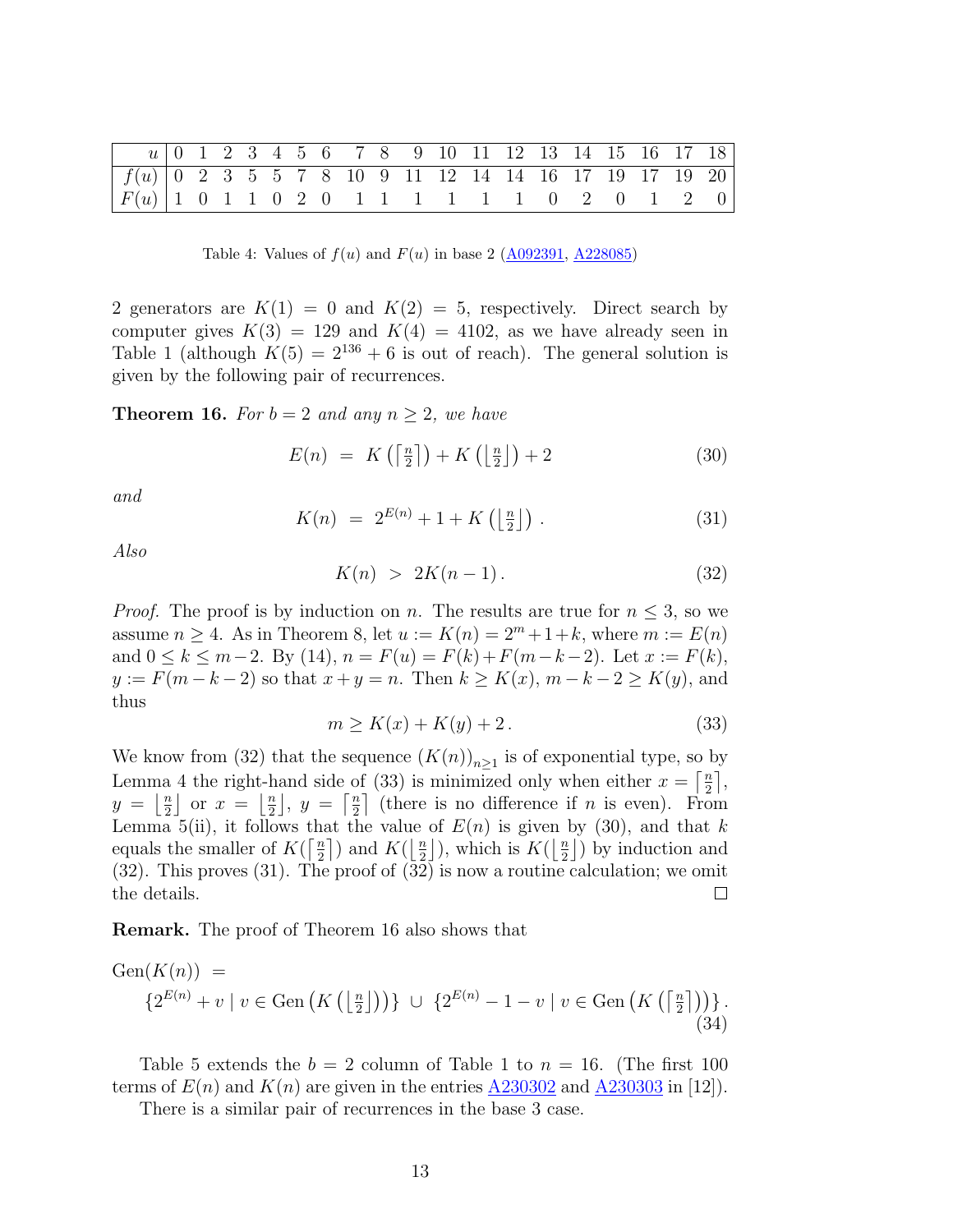| $u$ | 0 | 1 | 2 | 3 | 4 | 5 | 6 | 7 | 8 | 9 | 10 | 11 | 12 | 13 | 14 | 15 | 16 | 17 | 18 |
|---|---|---|---|---|---|---|---|---|---|---|---|---|---|---|---|---|---|---|---|
| $f(u)$ | 0 | 2 | 3 | 5 | 5 | 7 | 8 | 10 | 9 | 11 | 12 | 14 | 14 | 16 | 17 | 19 | 17 | 19 | 20 |
| $F(u)$ | 1 | 0 | 1 | 1 | 0 | 2 | 0 | 1 | 1 | 1 | 1 | 1 | 1 | 0 | 2 | 0 | 1 | 2 | 0 |

Table 4: Values of $f(u)$ and $F(u)$ in base 2 (A092391, A228085)

2 generators are $K(1) = 0$ and $K(2) = 5$, respectively. Direct search by computer gives $K(3) = 129$ and $K(4) = 4102$, as we have already seen in Table 1 (although $K(5) = 2^{136} + 6$ is out of reach). The general solution is given by the following pair of recurrences.

**Theorem 16.** *For $b = 2$ and any $n \geq 2$, we have*

$$E(n) \; = \; K\left(\left\lceil \tfrac{n}{2} \right\rceil\right) + K\left(\left\lfloor \tfrac{n}{2} \right\rfloor\right) + 2 \tag{30}$$

*and*

$$K(n) \; = \; 2^{E(n)} + 1 + K\left(\left\lfloor \tfrac{n}{2} \right\rfloor\right). \tag{31}$$

*Also*

$$K(n) \; > \; 2K(n-1). \tag{32}$$

*Proof.* The proof is by induction on $n$. The results are true for $n \leq 3$, so we assume $n \geq 4$. As in Theorem 8, let $u := K(n) = 2^m + 1 + k$, where $m := E(n)$ and $0 \leq k \leq m-2$. By (14), $n = F(u) = F(k) + F(m-k-2)$. Let $x := F(k)$, $y := F(m-k-2)$ so that $x + y = n$. Then $k \geq K(x)$, $m-k-2 \geq K(y)$, and thus

$$m \geq K(x) + K(y) + 2. \tag{33}$$

We know from (32) that the sequence $(K(n))_{n \geq 1}$ is of exponential type, so by Lemma 4 the right-hand side of (33) is minimized only when either $x = \left\lceil \frac{n}{2} \right\rceil$, $y = \left\lfloor \frac{n}{2} \right\rfloor$ or $x = \left\lfloor \frac{n}{2} \right\rfloor$, $y = \left\lceil \frac{n}{2} \right\rceil$ (there is no difference if $n$ is even). From Lemma 5(ii), it follows that the value of $E(n)$ is given by (30), and that $k$ equals the smaller of $K(\left\lceil \frac{n}{2} \right\rceil)$ and $K(\left\lfloor \frac{n}{2} \right\rfloor)$, which is $K(\left\lfloor \frac{n}{2} \right\rfloor)$ by induction and (32). This proves (31). The proof of (32) is now a routine calculation; we omit the details. ◻

**Remark.** The proof of Theorem 16 also shows that

$$\mathrm{Gen}(K(n)) \; = \\ \{2^{E(n)} + v \mid v \in \mathrm{Gen}\left(K\left(\left\lfloor \tfrac{n}{2} \right\rfloor\right)\right)\} \; \cup \; \{2^{E(n)} - 1 - v \mid v \in \mathrm{Gen}\left(K\left(\left\lceil \tfrac{n}{2} \right\rceil\right)\right)\}. \tag{34}$$

Table 5 extends the $b = 2$ column of Table 1 to $n = 16$. (The first 100 terms of $E(n)$ and $K(n)$ are given in the entries A230302 and A230303 in [12]).

There is a similar pair of recurrences in the base 3 case.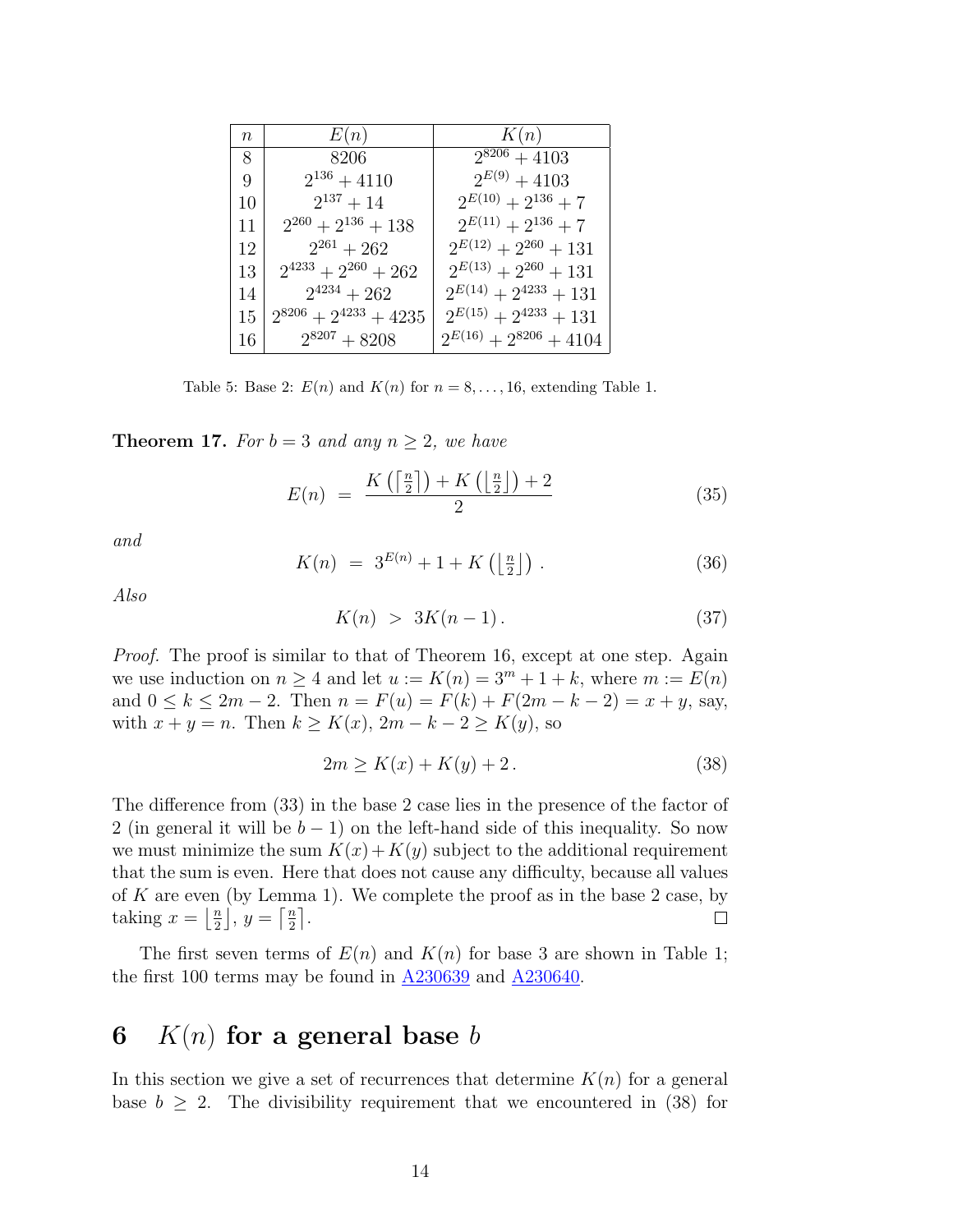| $n$ | $E(n)$ | $K(n)$ |
|---|---|---|
| 8 | 8206 | $2^{8206} + 4103$ |
| 9 | $2^{136} + 4110$ | $2^{E(9)} + 4103$ |
| 10 | $2^{137} + 14$ | $2^{E(10)} + 2^{136} + 7$ |
| 11 | $2^{260} + 2^{136} + 138$ | $2^{E(11)} + 2^{136} + 7$ |
| 12 | $2^{261} + 262$ | $2^{E(12)} + 2^{260} + 131$ |
| 13 | $2^{4233} + 2^{260} + 262$ | $2^{E(13)} + 2^{260} + 131$ |
| 14 | $2^{4234} + 262$ | $2^{E(14)} + 2^{4233} + 131$ |
| 15 | $2^{8206} + 2^{4233} + 4235$ | $2^{E(15)} + 2^{4233} + 131$ |
| 16 | $2^{8207} + 8208$ | $2^{E(16)} + 2^{8206} + 4104$ |

Table 5: Base 2: $E(n)$ and $K(n)$ for $n = 8, \ldots, 16$, extending Table 1.

**Theorem 17.** *For $b = 3$ and any $n \geq 2$, we have*

$$E(n) \;=\; \frac{K\left(\lceil \frac{n}{2} \rceil\right) + K\left(\lfloor \frac{n}{2} \rfloor\right) + 2}{2} \tag{35}$$

*and*

$$K(n) \;=\; 3^{E(n)} + 1 + K\left(\lfloor \tfrac{n}{2} \rfloor\right). \tag{36}$$

*Also*

$$K(n) \;>\; 3K(n-1). \tag{37}$$

*Proof.* The proof is similar to that of Theorem 16, except at one step. Again we use induction on $n \geq 4$ and let $u := K(n) = 3^m + 1 + k$, where $m := E(n)$ and $0 \leq k \leq 2m - 2$. Then $n = F(u) = F(k) + F(2m - k - 2) = x + y$, say, with $x + y = n$. Then $k \geq K(x)$, $2m - k - 2 \geq K(y)$, so

$$2m \geq K(x) + K(y) + 2. \tag{38}$$

The difference from (33) in the base 2 case lies in the presence of the factor of 2 (in general it will be $b - 1$) on the left-hand side of this inequality. So now we must minimize the sum $K(x) + K(y)$ subject to the additional requirement that the sum is even. Here that does not cause any difficulty, because all values of $K$ are even (by Lemma 1). We complete the proof as in the base 2 case, by taking $x = \lfloor \frac{n}{2} \rfloor$, $y = \lceil \frac{n}{2} \rceil$. □

The first seven terms of $E(n)$ and $K(n)$ for base 3 are shown in Table 1; the first 100 terms may be found in A230639 and A230640.

## 6 $K(n)$ for a general base $b$

In this section we give a set of recurrences that determine $K(n)$ for a general base $b \geq 2$. The divisibility requirement that we encountered in (38) for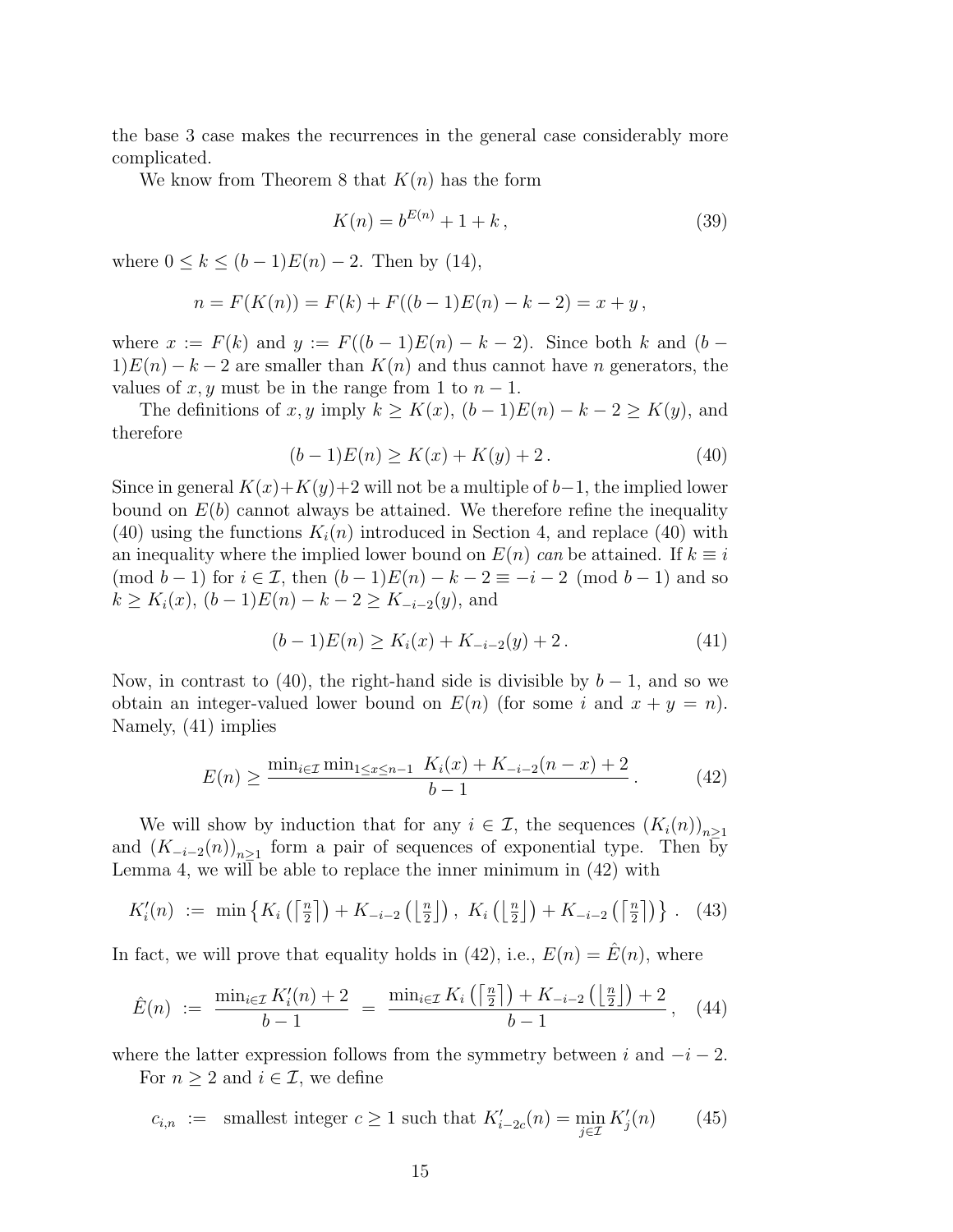the base 3 case makes the recurrences in the general case considerably more complicated.

We know from Theorem 8 that $K(n)$ has the form

$$K(n) = b^{E(n)} + 1 + k\,, \tag{39}$$

where $0 \le k \le (b-1)E(n) - 2$. Then by (14),

$$n = F(K(n)) = F(k) + F((b-1)E(n) - k - 2) = x + y\,,$$

where $x := F(k)$ and $y := F((b-1)E(n) - k - 2)$. Since both $k$ and $(b-1)E(n) - k - 2$ are smaller than $K(n)$ and thus cannot have $n$ generators, the values of $x, y$ must be in the range from 1 to $n-1$.

The definitions of $x, y$ imply $k \ge K(x)$, $(b-1)E(n) - k - 2 \ge K(y)$, and therefore

$$(b-1)E(n) \ge K(x) + K(y) + 2\,. \tag{40}$$

Since in general $K(x)+K(y)+2$ will not be a multiple of $b-1$, the implied lower bound on $E(b)$ cannot always be attained. We therefore refine the inequality (40) using the functions $K_i(n)$ introduced in Section 4, and replace (40) with an inequality where the implied lower bound on $E(n)$ *can* be attained. If $k \equiv i \pmod{b-1}$ for $i \in \mathcal{I}$, then $(b-1)E(n) - k - 2 \equiv -i-2 \pmod{b-1}$ and so $k \ge K_i(x)$, $(b-1)E(n) - k - 2 \ge K_{-i-2}(y)$, and

$$(b-1)E(n) \ge K_i(x) + K_{-i-2}(y) + 2\,. \tag{41}$$

Now, in contrast to (40), the right-hand side is divisible by $b-1$, and so we obtain an integer-valued lower bound on $E(n)$ (for some $i$ and $x + y = n$). Namely, (41) implies

$$E(n) \ge \frac{\min_{i\in\mathcal{I}} \min_{1\le x\le n-1}\ K_i(x) + K_{-i-2}(n-x) + 2}{b-1}\,. \tag{42}$$

We will show by induction that for any $i \in \mathcal{I}$, the sequences $\left(K_i(n)\right)_{n\ge1}$ and $\left(K_{-i-2}(n)\right)_{n\ge1}$ form a pair of sequences of exponential type. Then by Lemma 4, we will be able to replace the inner minimum in (42) with

$$K'_i(n) \ := \ \min\left\{K_i\left(\left\lceil\tfrac{n}{2}\right\rceil\right) + K_{-i-2}\left(\left\lfloor\tfrac{n}{2}\right\rfloor\right),\ K_i\left(\left\lfloor\tfrac{n}{2}\right\rfloor\right) + K_{-i-2}\left(\left\lceil\tfrac{n}{2}\right\rceil\right)\right\}\,. \tag{43}$$

In fact, we will prove that equality holds in (42), i.e., $E(n) = \hat{E}(n)$, where

$$\hat{E}(n) \ := \ \frac{\min_{i\in\mathcal{I}} K'_i(n) + 2}{b-1} \ = \ \frac{\min_{i\in\mathcal{I}} K_i\left(\left\lceil\frac{n}{2}\right\rceil\right) + K_{-i-2}\left(\left\lfloor\frac{n}{2}\right\rfloor\right) + 2}{b-1}\,, \tag{44}$$

where the latter expression follows from the symmetry between $i$ and $-i-2$.

For $n \ge 2$ and $i \in \mathcal{I}$, we define

$$c_{i,n} \ := \ \text{smallest integer } c \ge 1 \text{ such that } K'_{i-2c}(n) = \min_{j\in\mathcal{I}} K'_j(n) \tag{45}$$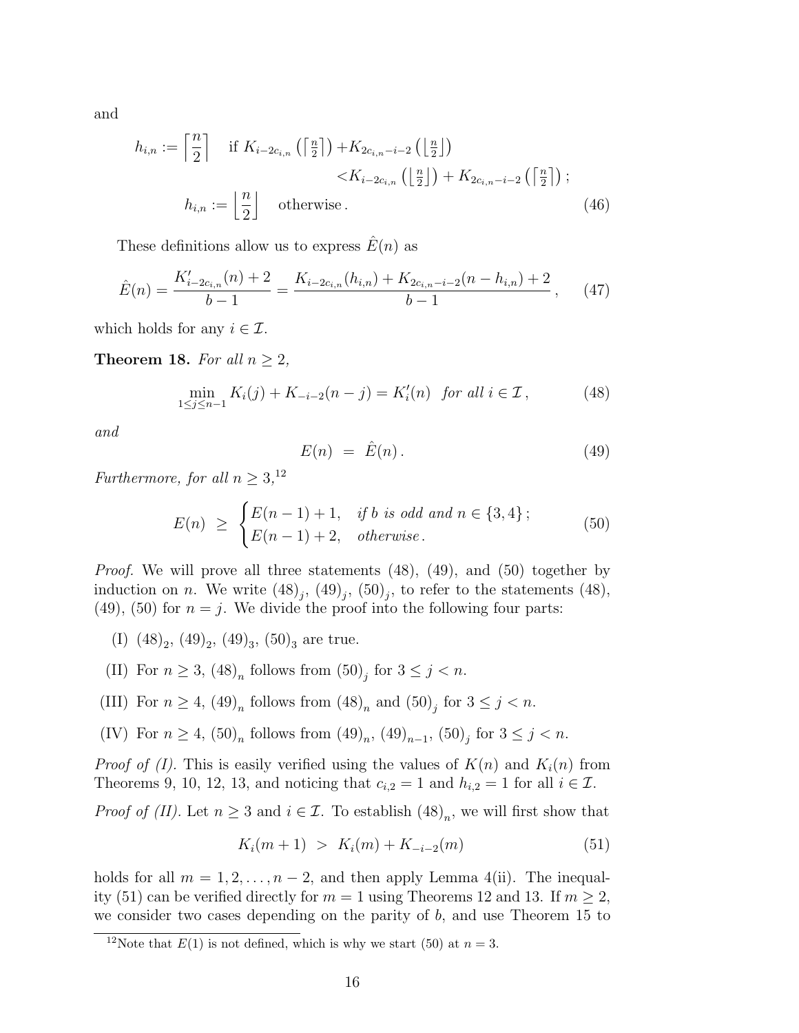and

$$h_{i,n} := \left\lceil \frac{n}{2} \right\rceil \quad \text{if } K_{i-2c_{i,n}}\left(\left\lceil \tfrac{n}{2} \right\rceil\right) + K_{2c_{i,n}-i-2}\left(\left\lfloor \tfrac{n}{2} \right\rfloor\right) < K_{i-2c_{i,n}}\left(\left\lfloor \tfrac{n}{2} \right\rfloor\right) + K_{2c_{i,n}-i-2}\left(\left\lceil \tfrac{n}{2} \right\rceil\right);$$

$$h_{i,n} := \left\lfloor \frac{n}{2} \right\rfloor \quad \text{otherwise}. \tag{46}$$

These definitions allow us to express $\hat{E}(n)$ as

$$\hat{E}(n) = \frac{K'_{i-2c_{i,n}}(n) + 2}{b-1} = \frac{K_{i-2c_{i,n}}(h_{i,n}) + K_{2c_{i,n}-i-2}(n - h_{i,n}) + 2}{b-1}, \tag{47}$$

which holds for any $i \in \mathcal{I}$.

**Theorem 18.** *For all $n \geq 2$,*

$$\min_{1 \leq j \leq n-1} K_i(j) + K_{-i-2}(n-j) = K'_i(n) \quad \text{for all } i \in \mathcal{I}, \tag{48}$$

*and*

$$E(n) \;=\; \hat{E}(n). \tag{49}$$

*Furthermore, for all $n \geq 3$,*[12]

$$E(n) \;\geq\; \begin{cases} E(n-1) + 1, & \text{if } b \text{ is odd and } n \in \{3,4\}; \\ E(n-1) + 2, & \text{otherwise}. \end{cases} \tag{50}$$

*Proof.* We will prove all three statements (48), (49), and (50) together by induction on $n$. We write $(48)_j$, $(49)_j$, $(50)_j$, to refer to the statements (48), (49), (50) for $n = j$. We divide the proof into the following four parts:

- (I) $(48)_2$, $(49)_2$, $(49)_3$, $(50)_3$ are true.
- (II) For $n \geq 3$, $(48)_n$ follows from $(50)_j$ for $3 \leq j < n$.
- (III) For $n \geq 4$, $(49)_n$ follows from $(48)_n$ and $(50)_j$ for $3 \leq j < n$.
- (IV) For $n \geq 4$, $(50)_n$ follows from $(49)_n$, $(49)_{n-1}$, $(50)_j$ for $3 \leq j < n$.

*Proof of (I).* This is easily verified using the values of $K(n)$ and $K_i(n)$ from Theorems 9, 10, 12, 13, and noticing that $c_{i,2} = 1$ and $h_{i,2} = 1$ for all $i \in \mathcal{I}$.

*Proof of (II).* Let $n \geq 3$ and $i \in \mathcal{I}$. To establish $(48)_n$, we will first show that

$$K_i(m+1) \;>\; K_i(m) + K_{-i-2}(m) \tag{51}$$

holds for all $m = 1, 2, \ldots, n-2$, and then apply Lemma 4(ii). The inequality (51) can be verified directly for $m = 1$ using Theorems 12 and 13. If $m \geq 2$, we consider two cases depending on the parity of $b$, and use Theorem 15 to

[12] Note that $E(1)$ is not defined, which is why we start (50) at $n = 3$.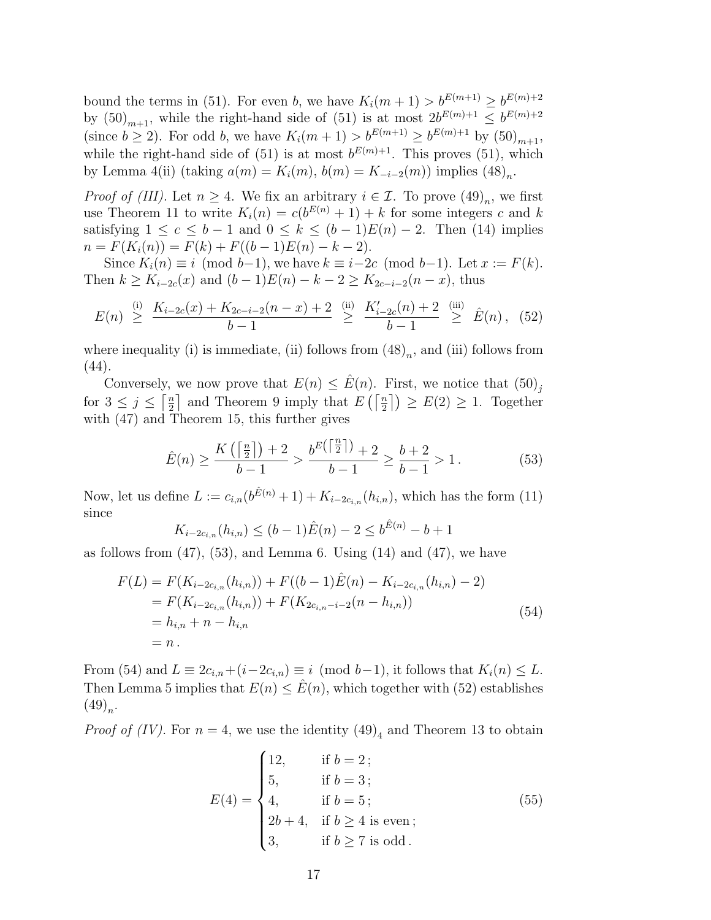bound the terms in (51). For even $b$, we have $K_i(m+1) > b^{E(m+1)} \geq b^{E(m)+2}$ by $(50)_{m+1}$, while the right-hand side of (51) is at most $2b^{E(m)+1} \leq b^{E(m)+2}$ (since $b \geq 2$). For odd $b$, we have $K_i(m+1) > b^{E(m+1)} \geq b^{E(m)+1}$ by $(50)_{m+1}$, while the right-hand side of (51) is at most $b^{E(m)+1}$. This proves (51), which by Lemma 4(ii) (taking $a(m) = K_i(m)$, $b(m) = K_{-i-2}(m)$) implies $(48)_n$.

*Proof of (III).* Let $n \geq 4$. We fix an arbitrary $i \in \mathcal{I}$. To prove $(49)_n$, we first use Theorem 11 to write $K_i(n) = c(b^{E(n)} + 1) + k$ for some integers $c$ and $k$ satisfying $1 \leq c \leq b-1$ and $0 \leq k \leq (b-1)E(n) - 2$. Then (14) implies $n = F(K_i(n)) = F(k) + F((b-1)E(n) - k - 2)$.

Since $K_i(n) \equiv i \pmod{b-1}$, we have $k \equiv i - 2c \pmod{b-1}$. Let $x := F(k)$. Then $k \geq K_{i-2c}(x)$ and $(b-1)E(n) - k - 2 \geq K_{2c-i-2}(n-x)$, thus

$$E(n) \overset{\text{(i)}}{\geq} \frac{K_{i-2c}(x) + K_{2c-i-2}(n-x) + 2}{b-1} \overset{\text{(ii)}}{\geq} \frac{K'_{i-2c}(n) + 2}{b-1} \overset{\text{(iii)}}{\geq} \hat{E}(n)\,, \quad (52)$$

where inequality (i) is immediate, (ii) follows from $(48)_n$, and (iii) follows from (44).

Conversely, we now prove that $E(n) \leq \hat{E}(n)$. First, we notice that $(50)_j$ for $3 \leq j \leq \left\lceil \frac{n}{2} \right\rceil$ and Theorem 9 imply that $E\left(\left\lceil \frac{n}{2} \right\rceil\right) \geq E(2) \geq 1$. Together with (47) and Theorem 15, this further gives

$$\hat{E}(n) \geq \frac{K\left(\left\lceil \frac{n}{2} \right\rceil\right) + 2}{b-1} > \frac{b^{E\left(\left\lceil \frac{n}{2} \right\rceil\right)} + 2}{b-1} \geq \frac{b+2}{b-1} > 1\,. \quad (53)$$

Now, let us define $L := c_{i,n}(b^{\hat{E}(n)} + 1) + K_{i-2c_{i,n}}(h_{i,n})$, which has the form (11) since

$$K_{i-2c_{i,n}}(h_{i,n}) \leq (b-1)\hat{E}(n) - 2 \leq b^{\hat{E}(n)} - b + 1$$

as follows from (47), (53), and Lemma 6. Using (14) and (47), we have

$$\begin{aligned}
F(L) &= F(K_{i-2c_{i,n}}(h_{i,n})) + F((b-1)\hat{E}(n) - K_{i-2c_{i,n}}(h_{i,n}) - 2) \\
&= F(K_{i-2c_{i,n}}(h_{i,n})) + F(K_{2c_{i,n}-i-2}(n - h_{i,n})) \\
&= h_{i,n} + n - h_{i,n} \\
&= n\,.
\end{aligned} \quad (54)$$

From (54) and $L \equiv 2c_{i,n} + (i - 2c_{i,n}) \equiv i \pmod{b-1}$, it follows that $K_i(n) \leq L$. Then Lemma 5 implies that $E(n) \leq \hat{E}(n)$, which together with (52) establishes $(49)_n$.

*Proof of (IV).* For $n = 4$, we use the identity $(49)_4$ and Theorem 13 to obtain

$$E(4) = \begin{cases} 12, & \text{if } b = 2\,; \\ 5, & \text{if } b = 3\,; \\ 4, & \text{if } b = 5\,; \\ 2b+4, & \text{if } b \geq 4 \text{ is even}\,; \\ 3, & \text{if } b \geq 7 \text{ is odd}\,. \end{cases} \quad (55)$$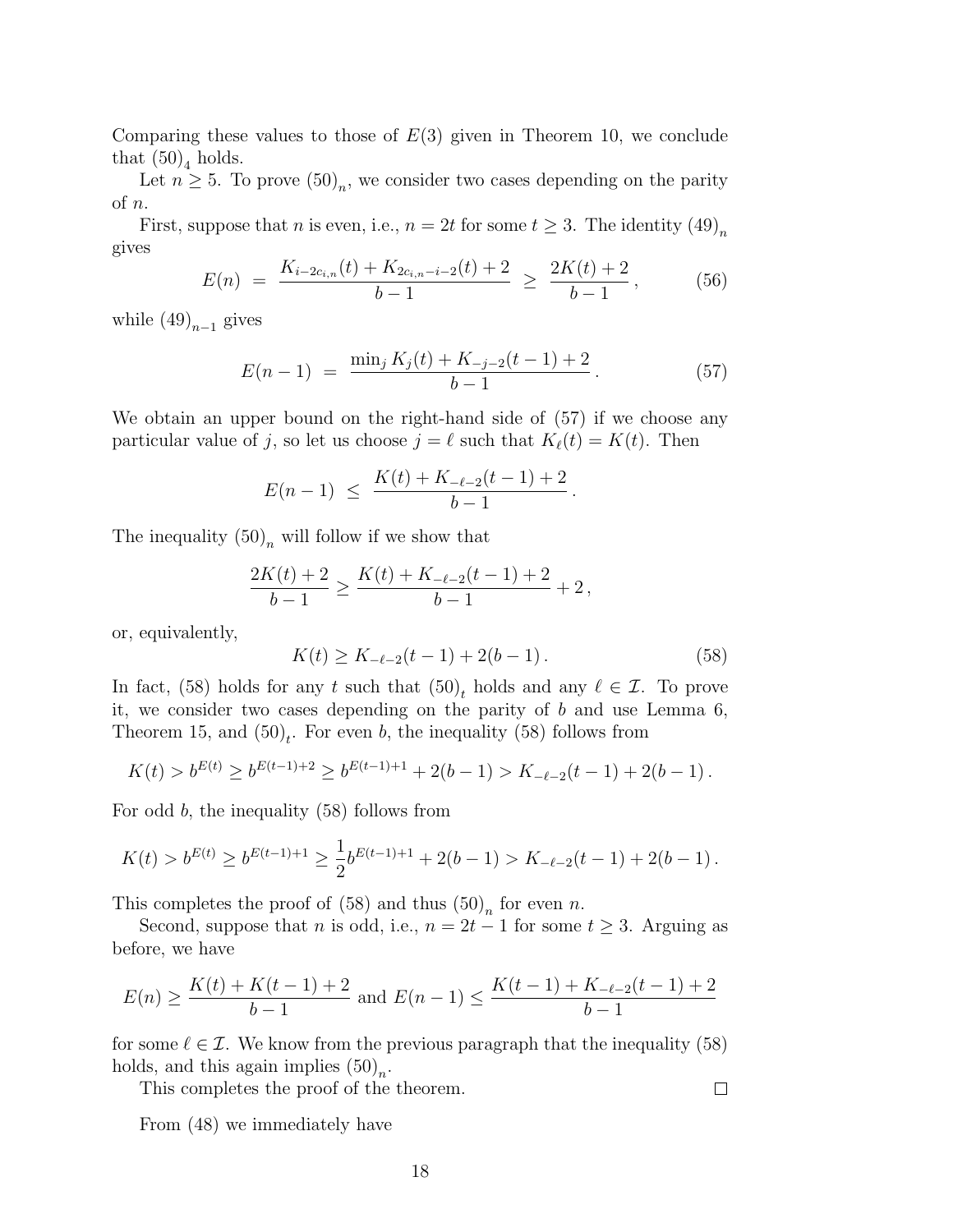Comparing these values to those of $E(3)$ given in Theorem 10, we conclude that $(50)_4$ holds.

Let $n \geq 5$. To prove $(50)_n$, we consider two cases depending on the parity of $n$.

First, suppose that $n$ is even, i.e., $n = 2t$ for some $t \geq 3$. The identity $(49)_n$ gives

$$E(n) \;=\; \frac{K_{i-2c_{i,n}}(t) + K_{2c_{i,n}-i-2}(t) + 2}{b-1} \;\geq\; \frac{2K(t)+2}{b-1}\,, \tag{56}$$

while $(49)_{n-1}$ gives

$$E(n-1) \;=\; \frac{\min_j K_j(t) + K_{-j-2}(t-1) + 2}{b-1}\,. \tag{57}$$

We obtain an upper bound on the right-hand side of (57) if we choose any particular value of $j$, so let us choose $j = \ell$ such that $K_\ell(t) = K(t)$. Then

$$E(n-1) \;\leq\; \frac{K(t) + K_{-\ell-2}(t-1) + 2}{b-1}\,.$$

The inequality $(50)_n$ will follow if we show that

$$\frac{2K(t)+2}{b-1} \geq \frac{K(t) + K_{-\ell-2}(t-1) + 2}{b-1} + 2\,,$$

or, equivalently,

$$K(t) \geq K_{-\ell-2}(t-1) + 2(b-1)\,. \tag{58}$$

In fact, (58) holds for any $t$ such that $(50)_t$ holds and any $\ell \in \mathcal{I}$. To prove it, we consider two cases depending on the parity of $b$ and use Lemma 6, Theorem 15, and $(50)_t$. For even $b$, the inequality (58) follows from

$$K(t) > b^{E(t)} \geq b^{E(t-1)+2} \geq b^{E(t-1)+1} + 2(b-1) > K_{-\ell-2}(t-1) + 2(b-1)\,.$$

For odd $b$, the inequality (58) follows from

$$K(t) > b^{E(t)} \geq b^{E(t-1)+1} \geq \frac{1}{2}b^{E(t-1)+1} + 2(b-1) > K_{-\ell-2}(t-1) + 2(b-1)\,.$$

This completes the proof of (58) and thus $(50)_n$ for even $n$.

Second, suppose that $n$ is odd, i.e., $n = 2t-1$ for some $t \geq 3$. Arguing as before, we have

$$E(n) \geq \frac{K(t) + K(t-1) + 2}{b-1} \text{ and } E(n-1) \leq \frac{K(t-1) + K_{-\ell-2}(t-1) + 2}{b-1}$$

for some $\ell \in \mathcal{I}$. We know from the previous paragraph that the inequality (58) holds, and this again implies $(50)_n$.

This completes the proof of the theorem. $\square$

From (48) we immediately have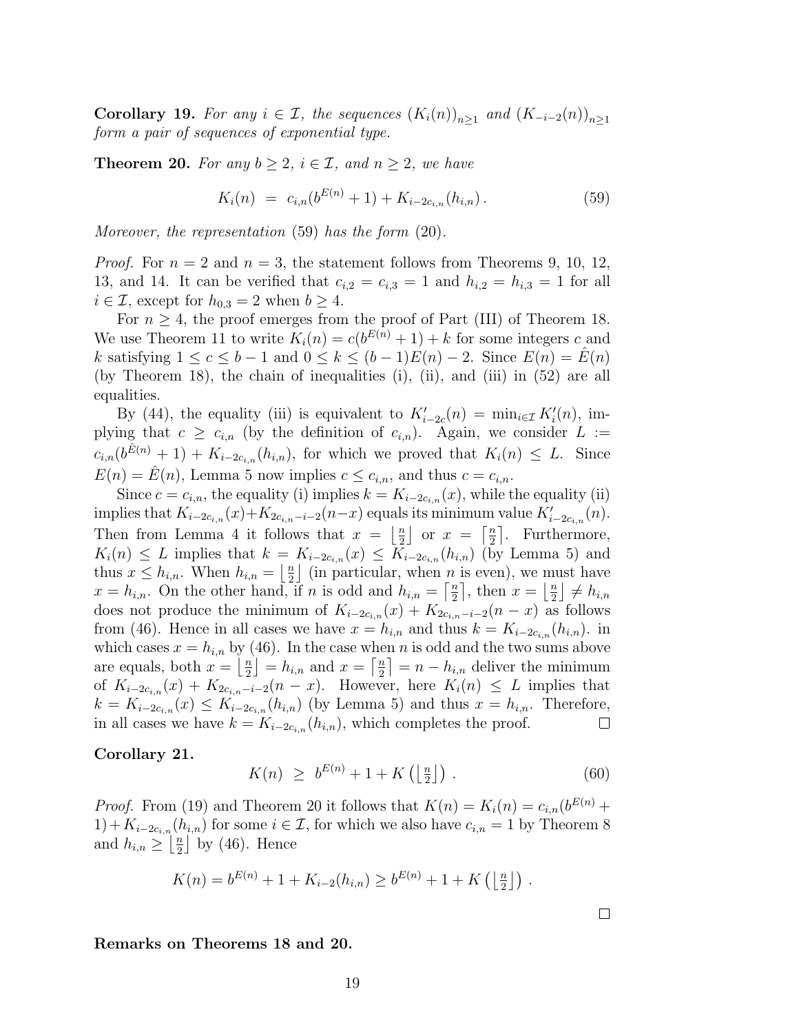**Corollary 19.** *For any $i \in \mathcal{I}$, the sequences $(K_i(n))_{n\geq 1}$ and $(K_{-i-2}(n))_{n\geq 1}$ form a pair of sequences of exponential type.*

**Theorem 20.** *For any $b \geq 2$, $i \in \mathcal{I}$, and $n \geq 2$, we have*

$$K_i(n) \;=\; c_{i,n}(b^{E(n)}+1) + K_{i-2c_{i,n}}(h_{i,n})\,. \tag{59}$$

*Moreover, the representation (59) has the form (20).*

*Proof.* For $n=2$ and $n=3$, the statement follows from Theorems 9, 10, 12, 13, and 14. It can be verified that $c_{i,2}=c_{i,3}=1$ and $h_{i,2}=h_{i,3}=1$ for all $i \in \mathcal{I}$, except for $h_{0,3}=2$ when $b \geq 4$.

For $n \geq 4$, the proof emerges from the proof of Part (III) of Theorem 18. We use Theorem 11 to write $K_i(n) = c(b^{E(n)}+1)+k$ for some integers $c$ and $k$ satisfying $1 \leq c \leq b-1$ and $0 \leq k \leq (b-1)E(n)-2$. Since $E(n)=\hat{E}(n)$ (by Theorem 18), the chain of inequalities (i), (ii), and (iii) in (52) are all equalities.

By (44), the equality (iii) is equivalent to $K'_{i-2c}(n) = \min_{i\in\mathcal{I}} K'_i(n)$, implying that $c \geq c_{i,n}$ (by the definition of $c_{i,n}$). Again, we consider $L := c_{i,n}(b^{\hat{E}(n)}+1)+K_{i-2c_{i,n}}(h_{i,n})$, for which we proved that $K_i(n) \leq L$. Since $E(n)=\hat{E}(n)$, Lemma 5 now implies $c \leq c_{i,n}$, and thus $c = c_{i,n}$.

Since $c=c_{i,n}$, the equality (i) implies $k = K_{i-2c_{i,n}}(x)$, while the equality (ii) implies that $K_{i-2c_{i,n}}(x)+K_{2c_{i,n}-i-2}(n-x)$ equals its minimum value $K'_{i-2c_{i,n}}(n)$. Then from Lemma 4 it follows that $x = \left\lfloor \frac{n}{2} \right\rfloor$ or $x = \left\lceil \frac{n}{2} \right\rceil$. Furthermore, $K_i(n) \leq L$ implies that $k = K_{i-2c_{i,n}}(x) \leq K_{i-2c_{i,n}}(h_{i,n})$ (by Lemma 5) and thus $x \leq h_{i,n}$. When $h_{i,n} = \left\lfloor \frac{n}{2} \right\rfloor$ (in particular, when $n$ is even), we must have $x = h_{i,n}$. On the other hand, if $n$ is odd and $h_{i,n} = \left\lceil \frac{n}{2} \right\rceil$, then $x = \left\lfloor \frac{n}{2} \right\rfloor \neq h_{i,n}$ does not produce the minimum of $K_{i-2c_{i,n}}(x)+K_{2c_{i,n}-i-2}(n-x)$ as follows from (46). Hence in all cases we have $x = h_{i,n}$ and thus $k = K_{i-2c_{i,n}}(h_{i,n})$. in which cases $x = h_{i,n}$ by (46). In the case when $n$ is odd and the two sums above are equals, both $x = \left\lfloor \frac{n}{2} \right\rfloor = h_{i,n}$ and $x = \left\lceil \frac{n}{2} \right\rceil = n - h_{i,n}$ deliver the minimum of $K_{i-2c_{i,n}}(x)+K_{2c_{i,n}-i-2}(n-x)$. However, here $K_i(n) \leq L$ implies that $k = K_{i-2c_{i,n}}(x) \leq K_{i-2c_{i,n}}(h_{i,n})$ (by Lemma 5) and thus $x = h_{i,n}$. Therefore, in all cases we have $k = K_{i-2c_{i,n}}(h_{i,n})$, which completes the proof. $\square$

**Corollary 21.**

$$K(n) \;\geq\; b^{E(n)}+1+K\left(\left\lfloor \tfrac{n}{2} \right\rfloor\right)\,. \tag{60}$$

*Proof.* From (19) and Theorem 20 it follows that $K(n) = K_i(n) = c_{i,n}(b^{E(n)}+1)+K_{i-2c_{i,n}}(h_{i,n})$ for some $i \in \mathcal{I}$, for which we also have $c_{i,n}=1$ by Theorem 8 and $h_{i,n} \geq \left\lfloor \frac{n}{2} \right\rfloor$ by (46). Hence

$$K(n) = b^{E(n)}+1+K_{i-2}(h_{i,n}) \geq b^{E(n)}+1+K\left(\left\lfloor \tfrac{n}{2} \right\rfloor\right)\,.$$

$\square$

**Remarks on Theorems 18 and 20.**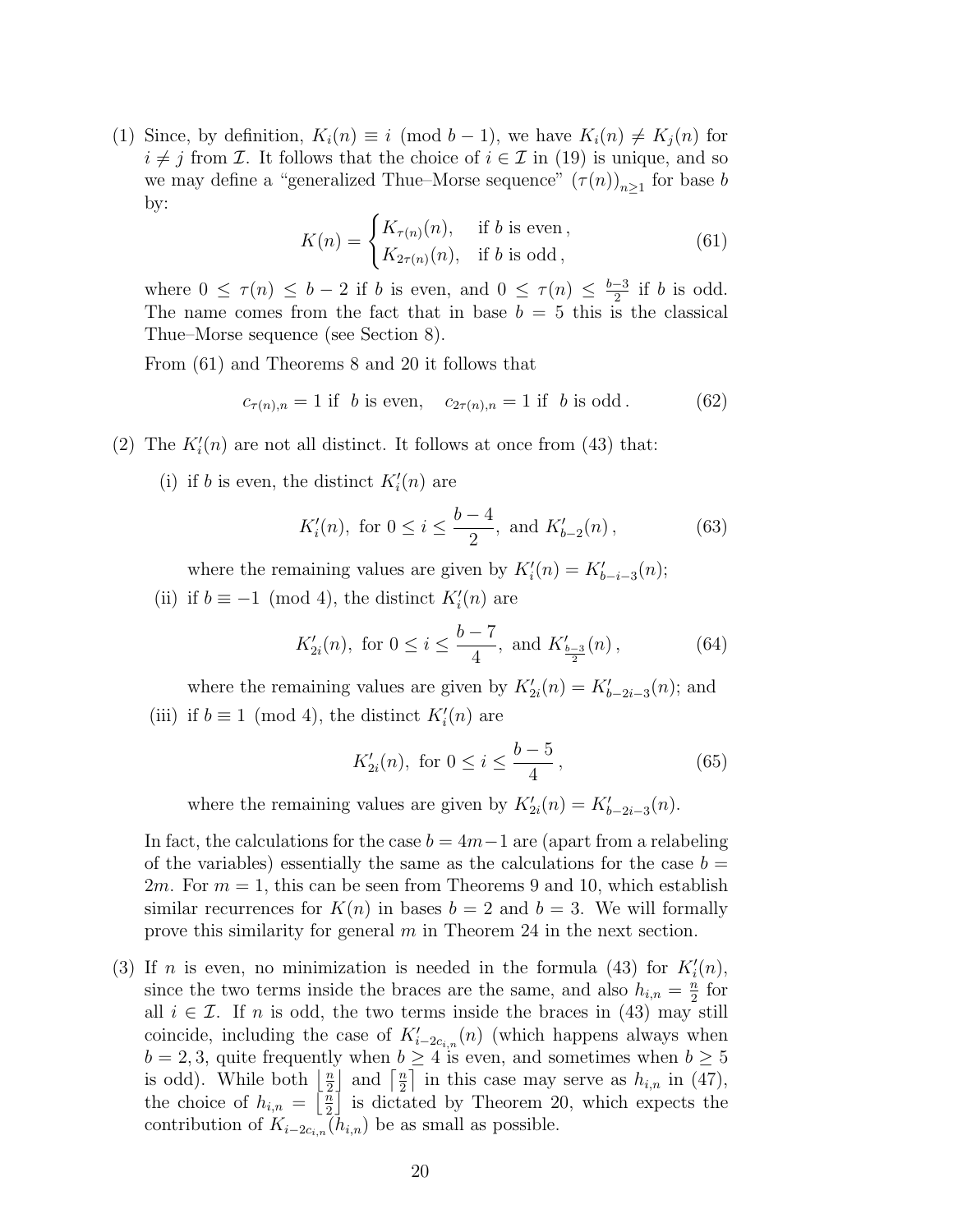(1) Since, by definition, $K_i(n) \equiv i \pmod{b-1}$, we have $K_i(n) \neq K_j(n)$ for $i \neq j$ from $\mathcal{I}$. It follows that the choice of $i \in \mathcal{I}$ in (19) is unique, and so we may define a "generalized Thue–Morse sequence" $(\tau(n))_{n\geq 1}$ for base $b$ by:

$$K(n) = \begin{cases} K_{\tau(n)}(n), & \text{if } b \text{ is even}, \\ K_{2\tau(n)}(n), & \text{if } b \text{ is odd}, \end{cases} \tag{61}$$

where $0 \leq \tau(n) \leq b-2$ if $b$ is even, and $0 \leq \tau(n) \leq \frac{b-3}{2}$ if $b$ is odd. The name comes from the fact that in base $b = 5$ this is the classical Thue–Morse sequence (see Section 8).

From (61) and Theorems 8 and 20 it follows that

$$c_{\tau(n),n} = 1 \text{ if } b \text{ is even}, \quad c_{2\tau(n),n} = 1 \text{ if } b \text{ is odd}. \tag{62}$$

(2) The $K'_i(n)$ are not all distinct. It follows at once from (43) that:

(i) if $b$ is even, the distinct $K'_i(n)$ are

$$K'_i(n), \text{ for } 0 \leq i \leq \frac{b-4}{2}, \text{ and } K'_{b-2}(n), \tag{63}$$

where the remaining values are given by $K'_i(n) = K'_{b-i-3}(n)$;

(ii) if $b \equiv -1 \pmod 4$, the distinct $K'_i(n)$ are

$$K'_{2i}(n), \text{ for } 0 \leq i \leq \frac{b-7}{4}, \text{ and } K'_{\frac{b-3}{2}}(n), \tag{64}$$

where the remaining values are given by $K'_{2i}(n) = K'_{b-2i-3}(n)$; and

(iii) if $b \equiv 1 \pmod 4$, the distinct $K'_i(n)$ are

$$K'_{2i}(n), \text{ for } 0 \leq i \leq \frac{b-5}{4}, \tag{65}$$

where the remaining values are given by $K'_{2i}(n) = K'_{b-2i-3}(n)$.

In fact, the calculations for the case $b = 4m-1$ are (apart from a relabeling of the variables) essentially the same as the calculations for the case $b = 2m$. For $m = 1$, this can be seen from Theorems 9 and 10, which establish similar recurrences for $K(n)$ in bases $b = 2$ and $b = 3$. We will formally prove this similarity for general $m$ in Theorem 24 in the next section.

(3) If $n$ is even, no minimization is needed in the formula (43) for $K'_i(n)$, since the two terms inside the braces are the same, and also $h_{i,n} = \frac{n}{2}$ for all $i \in \mathcal{I}$. If $n$ is odd, the two terms inside the braces in (43) may still coincide, including the case of $K'_{i-2c_{i,n}}(n)$ (which happens always when $b = 2, 3$, quite frequently when $b \geq 4$ is even, and sometimes when $b \geq 5$ is odd). While both $\lfloor \frac{n}{2} \rfloor$ and $\lceil \frac{n}{2} \rceil$ in this case may serve as $h_{i,n}$ in (47), the choice of $h_{i,n} = \lfloor \frac{n}{2} \rfloor$ is dictated by Theorem 20, which expects the contribution of $K_{i-2c_{i,n}}(h_{i,n})$ be as small as possible.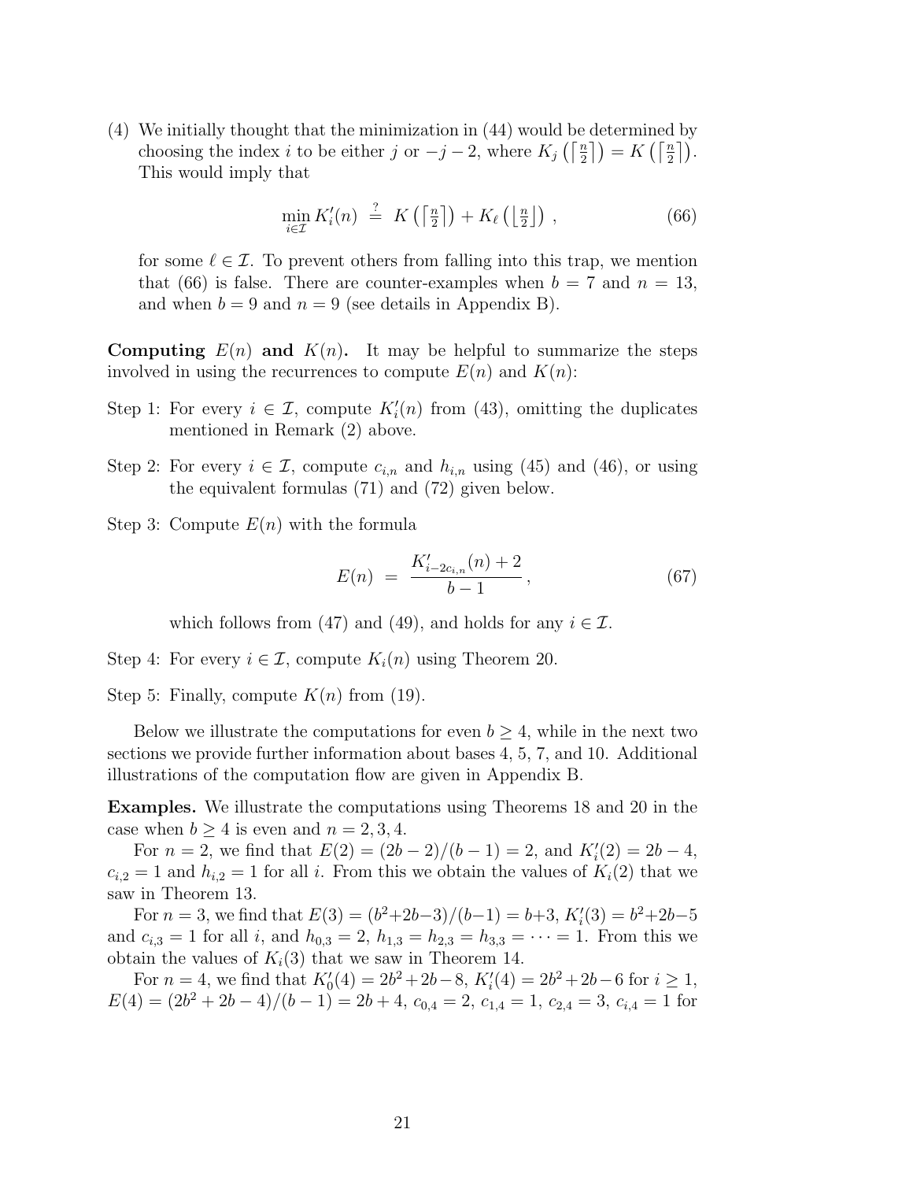(4) We initially thought that the minimization in (44) would be determined by choosing the index $i$ to be either $j$ or $-j-2$, where $K_j\left(\left\lceil \frac{n}{2} \right\rceil\right) = K\left(\left\lceil \frac{n}{2} \right\rceil\right)$. This would imply that

$$\min_{i \in \mathcal{I}} K_i'(n) \overset{?}{=} K\left(\left\lceil \tfrac{n}{2} \right\rceil\right) + K_\ell\left(\left\lfloor \tfrac{n}{2} \right\rfloor\right), \tag{66}$$

for some $\ell \in \mathcal{I}$. To prevent others from falling into this trap, we mention that (66) is false. There are counter-examples when $b = 7$ and $n = 13$, and when $b = 9$ and $n = 9$ (see details in Appendix B).

**Computing $E(n)$ and $K(n)$.** It may be helpful to summarize the steps involved in using the recurrences to compute $E(n)$ and $K(n)$:

Step 1: For every $i \in \mathcal{I}$, compute $K_i'(n)$ from (43), omitting the duplicates mentioned in Remark (2) above.

Step 2: For every $i \in \mathcal{I}$, compute $c_{i,n}$ and $h_{i,n}$ using (45) and (46), or using the equivalent formulas (71) and (72) given below.

Step 3: Compute $E(n)$ with the formula

$$E(n) = \frac{K_{i-2c_{i,n}}'(n) + 2}{b-1}, \tag{67}$$

which follows from (47) and (49), and holds for any $i \in \mathcal{I}$.

Step 4: For every $i \in \mathcal{I}$, compute $K_i(n)$ using Theorem 20.

Step 5: Finally, compute $K(n)$ from (19).

Below we illustrate the computations for even $b \geq 4$, while in the next two sections we provide further information about bases 4, 5, 7, and 10. Additional illustrations of the computation flow are given in Appendix B.

**Examples.** We illustrate the computations using Theorems 18 and 20 in the case when $b \geq 4$ is even and $n = 2, 3, 4$.

For $n = 2$, we find that $E(2) = (2b-2)/(b-1) = 2$, and $K_i'(2) = 2b-4$, $c_{i,2} = 1$ and $h_{i,2} = 1$ for all $i$. From this we obtain the values of $K_i(2)$ that we saw in Theorem 13.

For $n = 3$, we find that $E(3) = (b^2+2b-3)/(b-1) = b+3$, $K_i'(3) = b^2+2b-5$ and $c_{i,3} = 1$ for all $i$, and $h_{0,3} = 2$, $h_{1,3} = h_{2,3} = h_{3,3} = \cdots = 1$. From this we obtain the values of $K_i(3)$ that we saw in Theorem 14.

For $n = 4$, we find that $K_0'(4) = 2b^2+2b-8$, $K_i'(4) = 2b^2+2b-6$ for $i \geq 1$, $E(4) = (2b^2+2b-4)/(b-1) = 2b+4$, $c_{0,4} = 2$, $c_{1,4} = 1$, $c_{2,4} = 3$, $c_{i,4} = 1$ for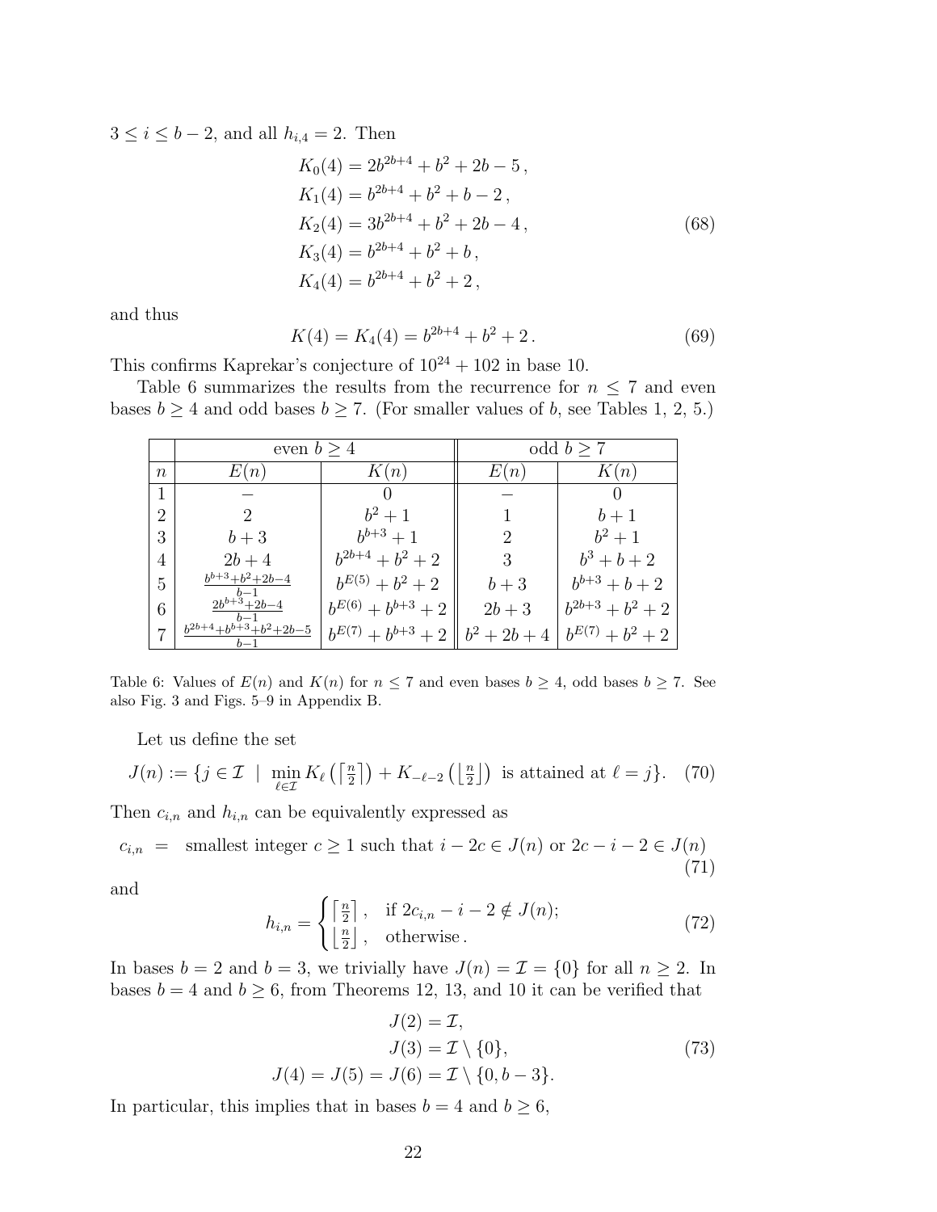$3 \le i \le b-2$, and all $h_{i,4} = 2$. Then

$$
\begin{aligned}
K_0(4) &= 2b^{2b+4} + b^2 + 2b - 5\,,\\
K_1(4) &= b^{2b+4} + b^2 + b - 2\,,\\
K_2(4) &= 3b^{2b+4} + b^2 + 2b - 4\,,\\
K_3(4) &= b^{2b+4} + b^2 + b\,,\\
K_4(4) &= b^{2b+4} + b^2 + 2\,,
\end{aligned}
\tag{68}
$$

and thus

$$
K(4) = K_4(4) = b^{2b+4} + b^2 + 2\,. \tag{69}
$$

This confirms Kaprekar's conjecture of $10^{24} + 102$ in base 10.

Table 6 summarizes the results from the recurrence for $n \le 7$ and even bases $b \ge 4$ and odd bases $b \ge 7$. (For smaller values of $b$, see Tables 1, 2, 5.)

| | even $b \ge 4$ | | odd $b \ge 7$ | |
|---|---|---|---|---|
| $n$ | $E(n)$ | $K(n)$ | $E(n)$ | $K(n)$ |
| 1 | – | 0 | – | 0 |
| 2 | 2 | $b^2+1$ | 1 | $b+1$ |
| 3 | $b+3$ | $b^{b+3}+1$ | 2 | $b^2+1$ |
| 4 | $2b+4$ | $b^{2b+4}+b^2+2$ | 3 | $b^3+b+2$ |
| 5 | $\frac{b^{b+3}+b^2+2b-4}{b-1}$ | $b^{E(5)}+b^2+2$ | $b+3$ | $b^{b+3}+b+2$ |
| 6 | $\frac{2b^{b+3}+2b-4}{b-1}$ | $b^{E(6)}+b^{b+3}+2$ | $2b+3$ | $b^{2b+3}+b^2+2$ |
| 7 | $\frac{b^{2b+4}+b^{b+3}+b^2+2b-5}{b-1}$ | $b^{E(7)}+b^{b+3}+2$ | $b^2+2b+4$ | $b^{E(7)}+b^2+2$ |

Table 6: Values of $E(n)$ and $K(n)$ for $n \le 7$ and even bases $b \ge 4$, odd bases $b \ge 7$. See also Fig. 3 and Figs. 5–9 in Appendix B.

Let us define the set

$$
J(n) := \{j \in \mathcal{I} \;\mid\; \min_{\ell \in \mathcal{I}} K_\ell\left(\left\lceil \tfrac{n}{2} \right\rceil\right) + K_{-\ell-2}\left(\left\lfloor \tfrac{n}{2} \right\rfloor\right) \text{ is attained at } \ell = j\}. \tag{70}
$$

Then $c_{i,n}$ and $h_{i,n}$ can be equivalently expressed as

$$
c_{i,n} \;=\; \text{smallest integer } c \ge 1 \text{ such that } i - 2c \in J(n) \text{ or } 2c - i - 2 \in J(n) \tag{71}
$$

and

$$
h_{i,n} = \begin{cases} \left\lceil \frac{n}{2} \right\rceil, & \text{if } 2c_{i,n} - i - 2 \notin J(n);\\ \left\lfloor \frac{n}{2} \right\rfloor, & \text{otherwise}. \end{cases} \tag{72}
$$

In bases $b = 2$ and $b = 3$, we trivially have $J(n) = \mathcal{I} = \{0\}$ for all $n \ge 2$. In bases $b = 4$ and $b \ge 6$, from Theorems 12, 13, and 10 it can be verified that

$$
\begin{aligned}
J(2) &= \mathcal{I},\\
J(3) &= \mathcal{I} \setminus \{0\},\\
J(4) = J(5) = J(6) &= \mathcal{I} \setminus \{0, b-3\}.
\end{aligned}
\tag{73}
$$

In particular, this implies that in bases $b = 4$ and $b \ge 6$,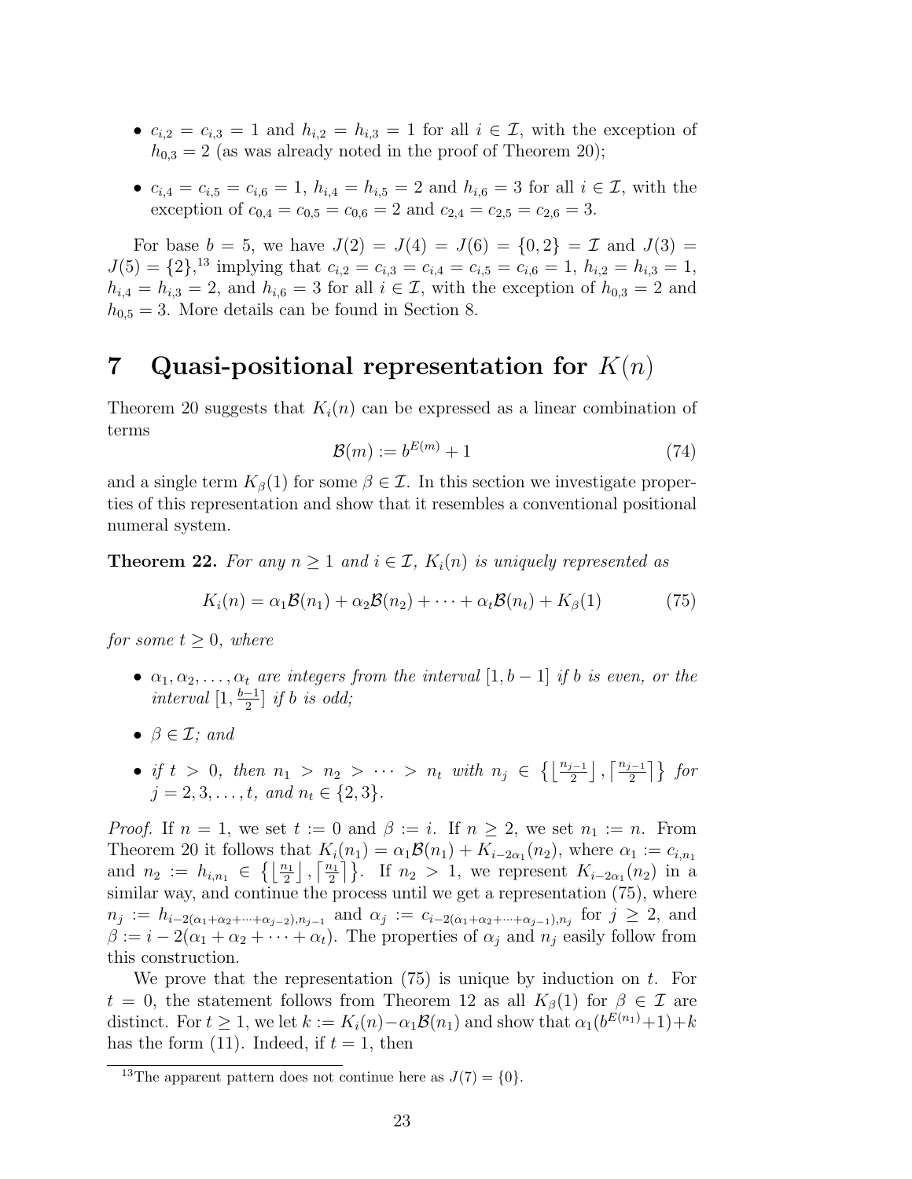- $c_{i,2} = c_{i,3} = 1$ and $h_{i,2} = h_{i,3} = 1$ for all $i \in \mathcal{I}$, with the exception of $h_{0,3} = 2$ (as was already noted in the proof of Theorem 20);
- $c_{i,4} = c_{i,5} = c_{i,6} = 1$, $h_{i,4} = h_{i,5} = 2$ and $h_{i,6} = 3$ for all $i \in \mathcal{I}$, with the exception of $c_{0,4} = c_{0,5} = c_{0,6} = 2$ and $c_{2,4} = c_{2,5} = c_{2,6} = 3$.

For base $b = 5$, we have $J(2) = J(4) = J(6) = \{0, 2\} = \mathcal{I}$ and $J(3) = J(5) = \{2\}$,[13] implying that $c_{i,2} = c_{i,3} = c_{i,4} = c_{i,5} = c_{i,6} = 1$, $h_{i,2} = h_{i,3} = 1$, $h_{i,4} = h_{i,5} = 2$, and $h_{i,6} = 3$ for all $i \in \mathcal{I}$, with the exception of $h_{0,3} = 2$ and $h_{0,5} = 3$. More details can be found in Section 8.

# 7 Quasi-positional representation for $K(n)$

Theorem 20 suggests that $K_i(n)$ can be expressed as a linear combination of terms

$$\mathcal{B}(m) := b^{E(m)} + 1 \tag{74}$$

and a single term $K_\beta(1)$ for some $\beta \in \mathcal{I}$. In this section we investigate properties of this representation and show that it resembles a conventional positional numeral system.

**Theorem 22.** *For any $n \geq 1$ and $i \in \mathcal{I}$, $K_i(n)$ is uniquely represented as*

$$K_i(n) = \alpha_1 \mathcal{B}(n_1) + \alpha_2 \mathcal{B}(n_2) + \cdots + \alpha_t \mathcal{B}(n_t) + K_\beta(1) \tag{75}$$

*for some $t \geq 0$, where*

- *$\alpha_1, \alpha_2, \ldots, \alpha_t$ are integers from the interval $[1, b-1]$ if $b$ is even, or the interval $[1, \frac{b-1}{2}]$ if $b$ is odd;*
- *$\beta \in \mathcal{I}$; and*
- *if $t > 0$, then $n_1 > n_2 > \cdots > n_t$ with $n_j \in \left\{ \left\lfloor \frac{n_{j-1}}{2} \right\rfloor, \left\lceil \frac{n_{j-1}}{2} \right\rceil \right\}$ for $j = 2, 3, \ldots, t$, and $n_t \in \{2, 3\}$.*

*Proof.* If $n = 1$, we set $t := 0$ and $\beta := i$. If $n \geq 2$, we set $n_1 := n$. From Theorem 20 it follows that $K_i(n_1) = \alpha_1 \mathcal{B}(n_1) + K_{i-2\alpha_1}(n_2)$, where $\alpha_1 := c_{i,n_1}$ and $n_2 := h_{i,n_1} \in \left\{ \left\lfloor \frac{n_1}{2} \right\rfloor, \left\lceil \frac{n_1}{2} \right\rceil \right\}$. If $n_2 > 1$, we represent $K_{i-2\alpha_1}(n_2)$ in a similar way, and continue the process until we get a representation (75), where $n_j := h_{i-2(\alpha_1+\alpha_2+\cdots+\alpha_{j-2}),n_{j-1}}$ and $\alpha_j := c_{i-2(\alpha_1+\alpha_2+\cdots+\alpha_{j-1}),n_j}$ for $j \geq 2$, and $\beta := i - 2(\alpha_1 + \alpha_2 + \cdots + \alpha_t)$. The properties of $\alpha_j$ and $n_j$ easily follow from this construction.

We prove that the representation (75) is unique by induction on $t$. For $t = 0$, the statement follows from Theorem 12 as all $K_\beta(1)$ for $\beta \in \mathcal{I}$ are distinct. For $t \geq 1$, we let $k := K_i(n) - \alpha_1 \mathcal{B}(n_1)$ and show that $\alpha_1(b^{E(n_1)}+1) + k$ has the form (11). Indeed, if $t = 1$, then

[13] The apparent pattern does not continue here as $J(7) = \{0\}$.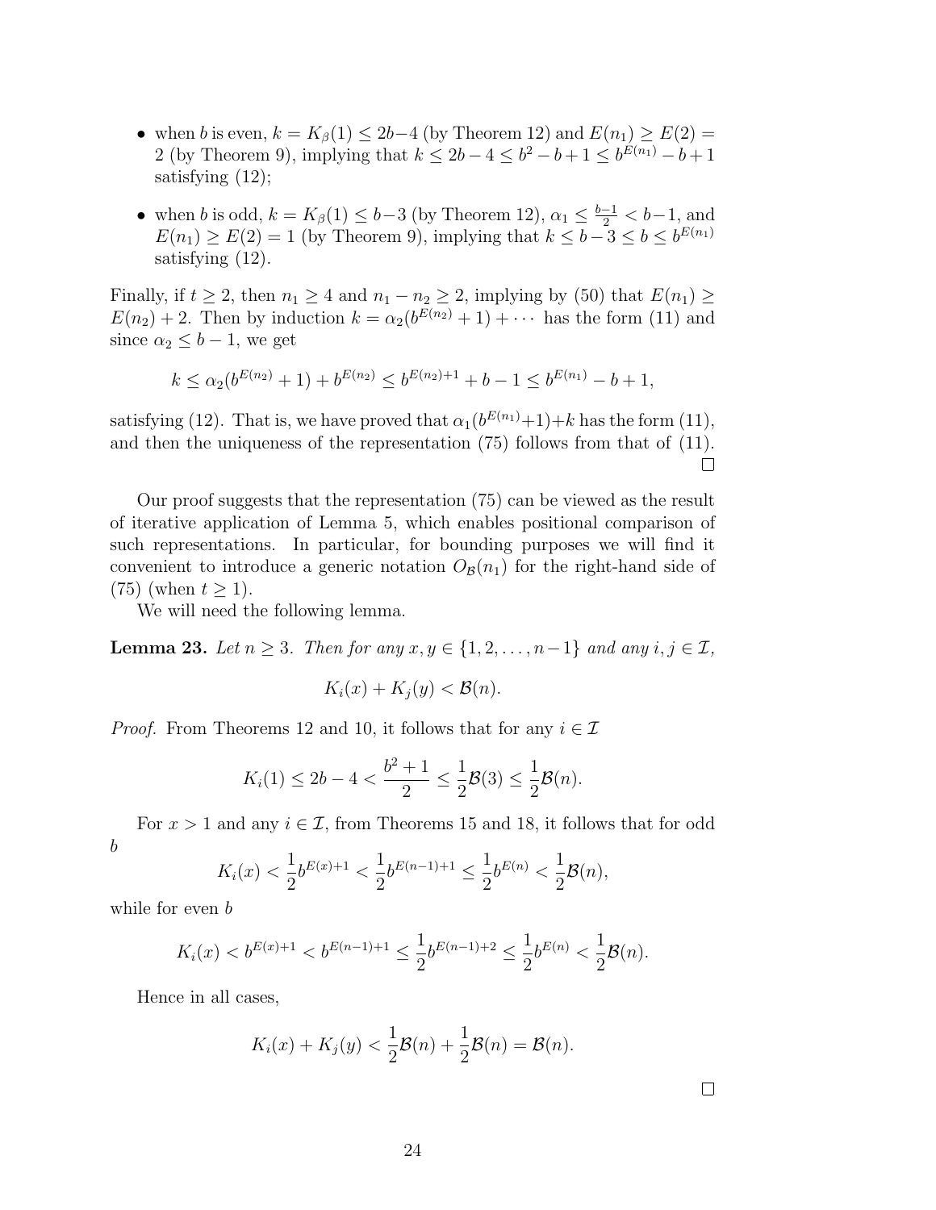- when $b$ is even, $k = K_\beta(1) \le 2b-4$ (by Theorem 12) and $E(n_1) \ge E(2) = 2$ (by Theorem 9), implying that $k \le 2b-4 \le b^2-b+1 \le b^{E(n_1)} - b + 1$ satisfying (12);
- when $b$ is odd, $k = K_\beta(1) \le b-3$ (by Theorem 12), $\alpha_1 \le \frac{b-1}{2} < b-1$, and $E(n_1) \ge E(2) = 1$ (by Theorem 9), implying that $k \le b-3 \le b \le b^{E(n_1)}$ satisfying (12).

Finally, if $t \ge 2$, then $n_1 \ge 4$ and $n_1 - n_2 \ge 2$, implying by (50) that $E(n_1) \ge E(n_2) + 2$. Then by induction $k = \alpha_2(b^{E(n_2)} + 1) + \cdots$ has the form (11) and since $\alpha_2 \le b-1$, we get

$$k \le \alpha_2(b^{E(n_2)} + 1) + b^{E(n_2)} \le b^{E(n_2)+1} + b - 1 \le b^{E(n_1)} - b + 1,$$

satisfying (12). That is, we have proved that $\alpha_1(b^{E(n_1)}+1)+k$ has the form (11), and then the uniqueness of the representation (75) follows from that of (11). $\square$

Our proof suggests that the representation (75) can be viewed as the result of iterative application of Lemma 5, which enables positional comparison of such representations. In particular, for bounding purposes we will find it convenient to introduce a generic notation $O_\mathcal{B}(n_1)$ for the right-hand side of (75) (when $t \ge 1$).

We will need the following lemma.

**Lemma 23.** *Let $n \ge 3$. Then for any $x, y \in \{1, 2, \ldots, n-1\}$ and any $i, j \in \mathcal{I}$,*

$$K_i(x) + K_j(y) < \mathcal{B}(n).$$

*Proof.* From Theorems 12 and 10, it follows that for any $i \in \mathcal{I}$

$$K_i(1) \le 2b - 4 < \frac{b^2+1}{2} \le \frac{1}{2}\mathcal{B}(3) \le \frac{1}{2}\mathcal{B}(n).$$

For $x > 1$ and any $i \in \mathcal{I}$, from Theorems 15 and 18, it follows that for odd $b$

$$K_i(x) < \frac{1}{2}b^{E(x)+1} < \frac{1}{2}b^{E(n-1)+1} \le \frac{1}{2}b^{E(n)} < \frac{1}{2}\mathcal{B}(n),$$

while for even $b$

$$K_i(x) < b^{E(x)+1} < b^{E(n-1)+1} \le \frac{1}{2}b^{E(n-1)+2} \le \frac{1}{2}b^{E(n)} < \frac{1}{2}\mathcal{B}(n).$$

Hence in all cases,

$$K_i(x) + K_j(y) < \frac{1}{2}\mathcal{B}(n) + \frac{1}{2}\mathcal{B}(n) = \mathcal{B}(n).$$

$\square$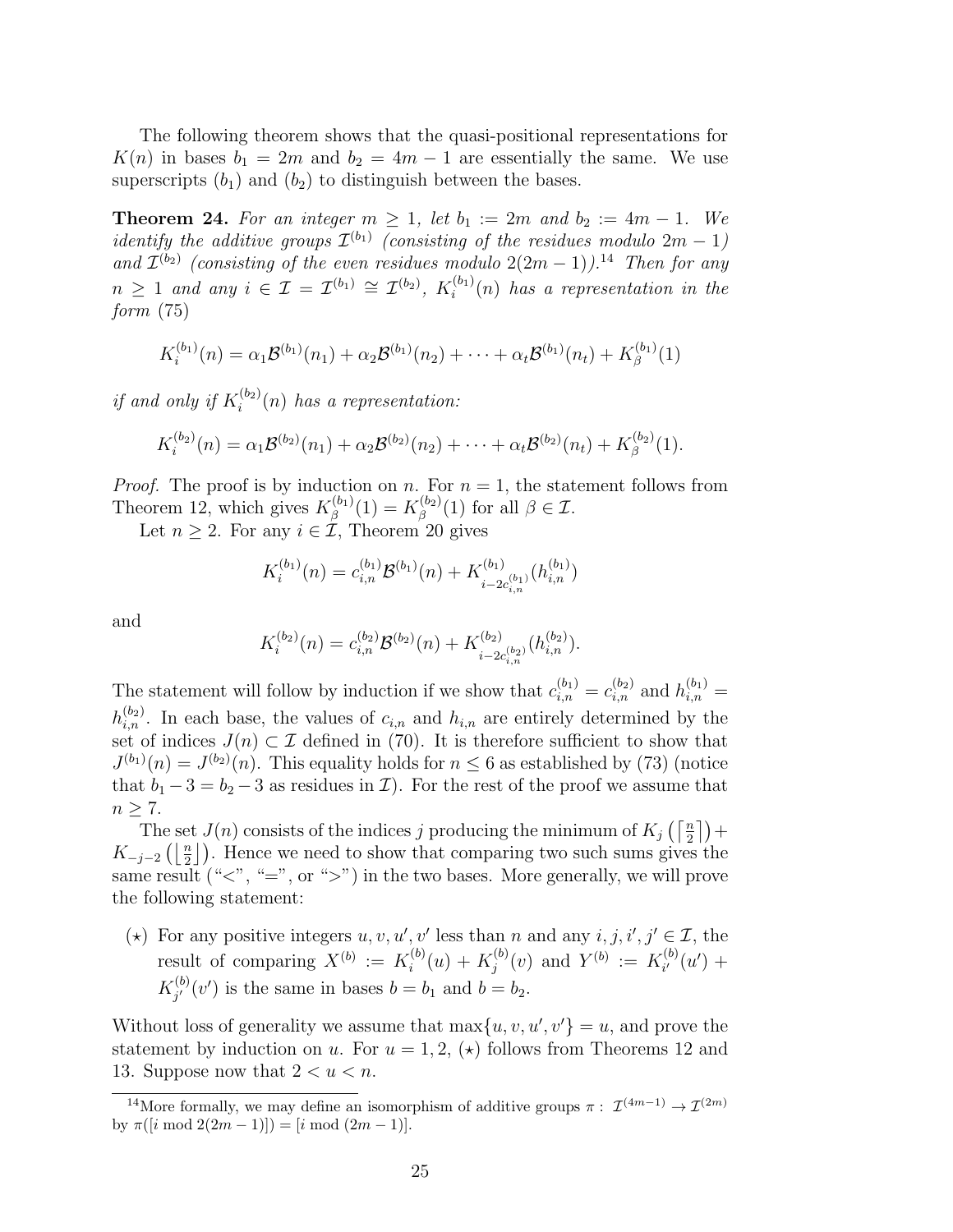The following theorem shows that the quasi-positional representations for $K(n)$ in bases $b_1 = 2m$ and $b_2 = 4m - 1$ are essentially the same. We use superscripts $(b_1)$ and $(b_2)$ to distinguish between the bases.

**Theorem 24.** *For an integer $m \geq 1$, let $b_1 := 2m$ and $b_2 := 4m - 1$. We identify the additive groups $\mathcal{I}^{(b_1)}$ (consisting of the residues modulo $2m - 1$) and $\mathcal{I}^{(b_2)}$ (consisting of the even residues modulo $2(2m-1)$).*[14] *Then for any $n \geq 1$ and any $i \in \mathcal{I} = \mathcal{I}^{(b_1)} \cong \mathcal{I}^{(b_2)}$, $K_i^{(b_1)}(n)$ has a representation in the form (75)*

$$K_i^{(b_1)}(n) = \alpha_1 \mathcal{B}^{(b_1)}(n_1) + \alpha_2 \mathcal{B}^{(b_1)}(n_2) + \cdots + \alpha_t \mathcal{B}^{(b_1)}(n_t) + K_\beta^{(b_1)}(1)$$

*if and only if $K_i^{(b_2)}(n)$ has a representation:*

$$K_i^{(b_2)}(n) = \alpha_1 \mathcal{B}^{(b_2)}(n_1) + \alpha_2 \mathcal{B}^{(b_2)}(n_2) + \cdots + \alpha_t \mathcal{B}^{(b_2)}(n_t) + K_\beta^{(b_2)}(1).$$

*Proof.* The proof is by induction on $n$. For $n = 1$, the statement follows from Theorem 12, which gives $K_\beta^{(b_1)}(1) = K_\beta^{(b_2)}(1)$ for all $\beta \in \mathcal{I}$.

Let $n \geq 2$. For any $i \in \mathcal{I}$, Theorem 20 gives

$$K_i^{(b_1)}(n) = c_{i,n}^{(b_1)} \mathcal{B}^{(b_1)}(n) + K^{(b_1)}_{i - 2c_{i,n}^{(b_1)}}(h_{i,n}^{(b_1)})$$

and

$$K_i^{(b_2)}(n) = c_{i,n}^{(b_2)} \mathcal{B}^{(b_2)}(n) + K^{(b_2)}_{i - 2c_{i,n}^{(b_2)}}(h_{i,n}^{(b_2)}).$$

The statement will follow by induction if we show that $c_{i,n}^{(b_1)} = c_{i,n}^{(b_2)}$ and $h_{i,n}^{(b_1)} = h_{i,n}^{(b_2)}$. In each base, the values of $c_{i,n}$ and $h_{i,n}$ are entirely determined by the set of indices $J(n) \subset \mathcal{I}$ defined in (70). It is therefore sufficient to show that $J^{(b_1)}(n) = J^{(b_2)}(n)$. This equality holds for $n \leq 6$ as established by (73) (notice that $b_1 - 3 = b_2 - 3$ as residues in $\mathcal{I}$). For the rest of the proof we assume that $n \geq 7$.

The set $J(n)$ consists of the indices $j$ producing the minimum of $K_j\left(\left\lceil \frac{n}{2} \right\rceil\right) + K_{-j-2}\left(\left\lfloor \frac{n}{2} \right\rfloor\right)$. Hence we need to show that comparing two such sums gives the same result ("$<$", "$=$", or "$>$") in the two bases. More generally, we will prove the following statement:

($\star$) For any positive integers $u, v, u', v'$ less than $n$ and any $i, j, i', j' \in \mathcal{I}$, the result of comparing $X^{(b)} := K_i^{(b)}(u) + K_j^{(b)}(v)$ and $Y^{(b)} := K_{i'}^{(b)}(u') + K_{j'}^{(b)}(v')$ is the same in bases $b = b_1$ and $b = b_2$.

Without loss of generality we assume that $\max\{u, v, u', v'\} = u$, and prove the statement by induction on $u$. For $u = 1, 2$, ($\star$) follows from Theorems 12 and 13. Suppose now that $2 < u < n$.

[14] More formally, we may define an isomorphism of additive groups $\pi : \mathcal{I}^{(4m-1)} \to \mathcal{I}^{(2m)}$ by $\pi([i \bmod 2(2m-1)]) = [i \bmod (2m-1)]$.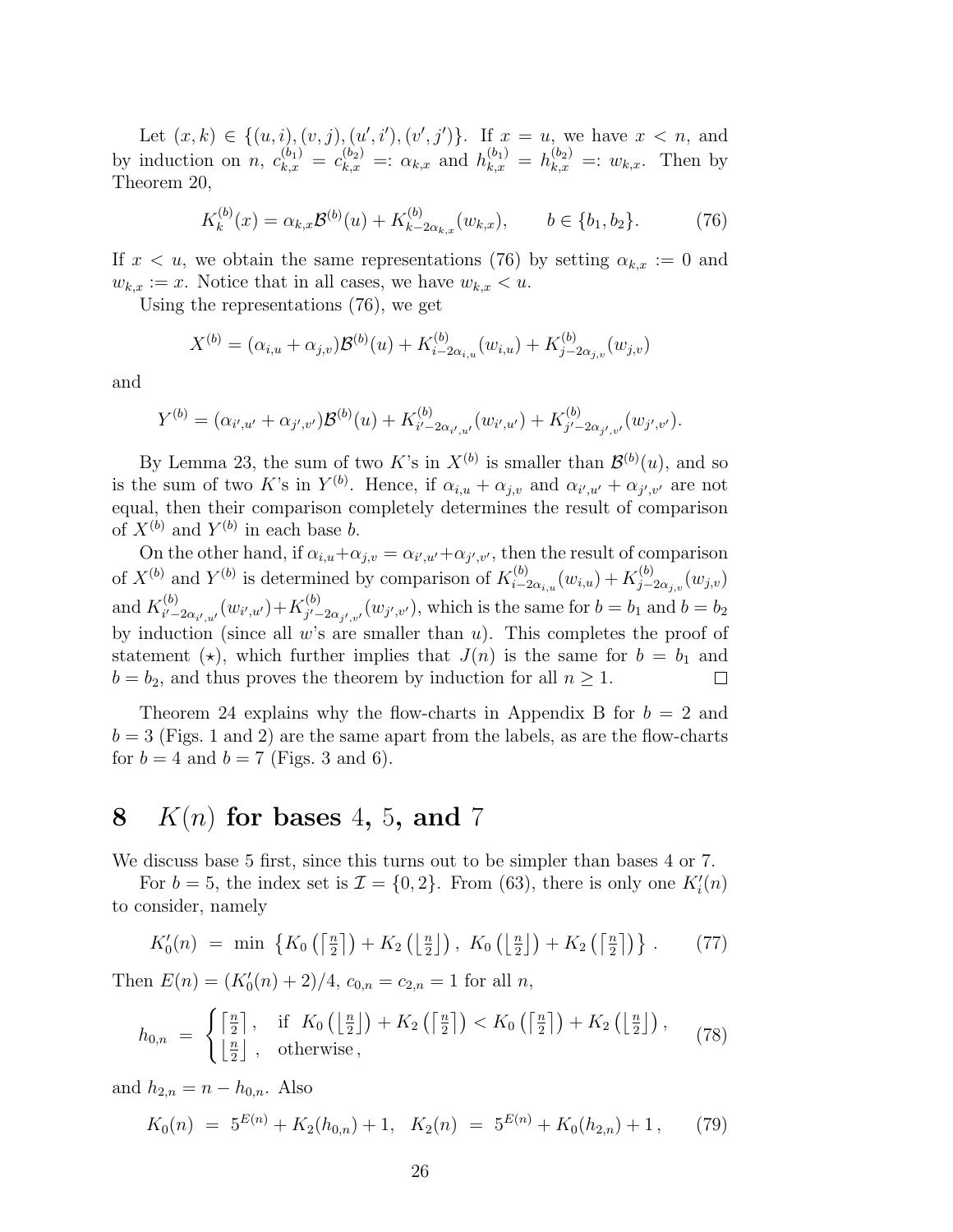Let $(x,k) \in \{(u,i),(v,j),(u',i'),(v',j')\}$. If $x = u$, we have $x < n$, and by induction on $n$, $c_{k,x}^{(b_1)} = c_{k,x}^{(b_2)} =: \alpha_{k,x}$ and $h_{k,x}^{(b_1)} = h_{k,x}^{(b_2)} =: w_{k,x}$. Then by Theorem 20,

$$K_k^{(b)}(x) = \alpha_{k,x}\mathcal{B}^{(b)}(u) + K_{k-2\alpha_{k,x}}^{(b)}(w_{k,x}), \qquad b \in \{b_1, b_2\}. \tag{76}$$

If $x < u$, we obtain the same representations (76) by setting $\alpha_{k,x} := 0$ and $w_{k,x} := x$. Notice that in all cases, we have $w_{k,x} < u$.

Using the representations (76), we get

$$X^{(b)} = (\alpha_{i,u} + \alpha_{j,v})\mathcal{B}^{(b)}(u) + K_{i-2\alpha_{i,u}}^{(b)}(w_{i,u}) + K_{j-2\alpha_{j,v}}^{(b)}(w_{j,v})$$

and

$$Y^{(b)} = (\alpha_{i',u'} + \alpha_{j',v'})\mathcal{B}^{(b)}(u) + K_{i'-2\alpha_{i',u'}}^{(b)}(w_{i',u'}) + K_{j'-2\alpha_{j',v'}}^{(b)}(w_{j',v'}).$$

By Lemma 23, the sum of two $K$'s in $X^{(b)}$ is smaller than $\mathcal{B}^{(b)}(u)$, and so is the sum of two $K$'s in $Y^{(b)}$. Hence, if $\alpha_{i,u} + \alpha_{j,v}$ and $\alpha_{i',u'} + \alpha_{j',v'}$ are not equal, then their comparison completely determines the result of comparison of $X^{(b)}$ and $Y^{(b)}$ in each base $b$.

On the other hand, if $\alpha_{i,u}+\alpha_{j,v} = \alpha_{i',u'}+\alpha_{j',v'}$, then the result of comparison of $X^{(b)}$ and $Y^{(b)}$ is determined by comparison of $K_{i-2\alpha_{i,u}}^{(b)}(w_{i,u}) + K_{j-2\alpha_{j,v}}^{(b)}(w_{j,v})$ and $K_{i'-2\alpha_{i',u'}}^{(b)}(w_{i',u'})+K_{j'-2\alpha_{j',v'}}^{(b)}(w_{j',v'})$, which is the same for $b = b_1$ and $b = b_2$ by induction (since all $w$'s are smaller than $u$). This completes the proof of statement $(\star)$, which further implies that $J(n)$ is the same for $b = b_1$ and $b = b_2$, and thus proves the theorem by induction for all $n \geq 1$. □

Theorem 24 explains why the flow-charts in Appendix B for $b = 2$ and $b = 3$ (Figs. 1 and 2) are the same apart from the labels, as are the flow-charts for $b = 4$ and $b = 7$ (Figs. 3 and 6).

# 8 $K(n)$ for bases 4, 5, and 7

We discuss base 5 first, since this turns out to be simpler than bases 4 or 7.

For $b = 5$, the index set is $\mathcal{I} = \{0, 2\}$. From (63), there is only one $K_i'(n)$ to consider, namely

$$K_0'(n) \;=\; \min\;\left\{K_0\left(\left\lceil \tfrac{n}{2}\right\rceil\right) + K_2\left(\left\lfloor \tfrac{n}{2}\right\rfloor\right),\; K_0\left(\left\lfloor \tfrac{n}{2}\right\rfloor\right) + K_2\left(\left\lceil \tfrac{n}{2}\right\rceil\right)\right\}. \tag{77}$$

Then $E(n) = (K_0'(n) + 2)/4$, $c_{0,n} = c_{2,n} = 1$ for all $n$,

$$h_{0,n} \;=\; \begin{cases} \left\lceil \frac{n}{2}\right\rceil, & \text{if } \; K_0\left(\left\lfloor \frac{n}{2}\right\rfloor\right) + K_2\left(\left\lceil \frac{n}{2}\right\rceil\right) < K_0\left(\left\lceil \frac{n}{2}\right\rceil\right) + K_2\left(\left\lfloor \frac{n}{2}\right\rfloor\right), \\ \left\lfloor \frac{n}{2}\right\rfloor, & \text{otherwise}, \end{cases} \tag{78}$$

and $h_{2,n} = n - h_{0,n}$. Also

$$K_0(n) \;=\; 5^{E(n)} + K_2(h_{0,n}) + 1, \quad K_2(n) \;=\; 5^{E(n)} + K_0(h_{2,n}) + 1, \tag{79}$$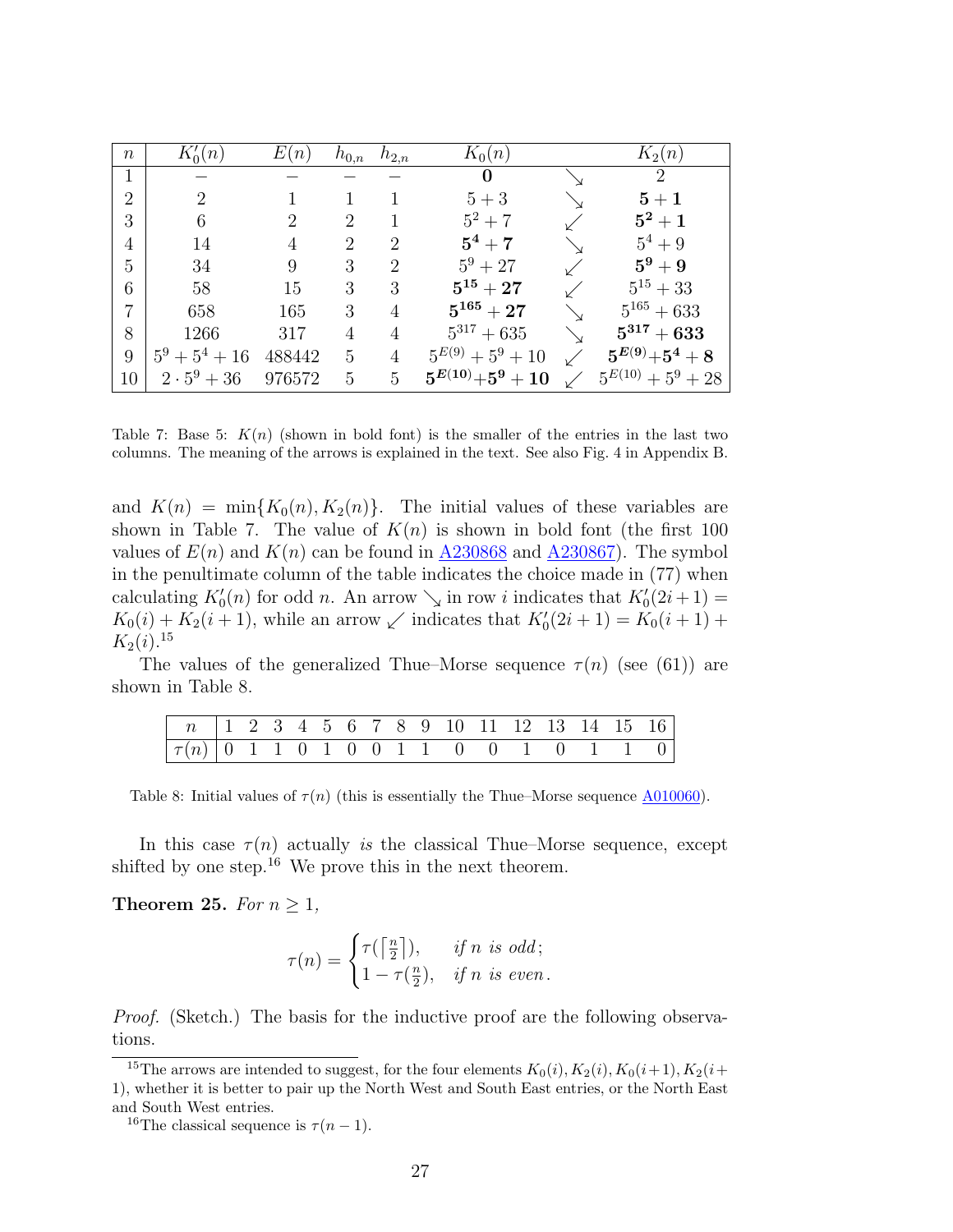| $n$ | $K_0'(n)$ | $E(n)$ | $h_{0,n}$ | $h_{2,n}$ | $K_0(n)$ | | $K_2(n)$ |
|---|---|---|---|---|---|---|---|
| 1 | – | – | – | – | $\mathbf{0}$ | $\searrow$ | 2 |
| 2 | 2 | 1 | 1 | 1 | $5+3$ | $\searrow$ | $\mathbf{5+1}$ |
| 3 | 6 | 2 | 2 | 1 | $5^2+7$ | $\swarrow$ | $\mathbf{5^2+1}$ |
| 4 | 14 | 4 | 2 | 2 | $\mathbf{5^4+7}$ | $\searrow$ | $5^4+9$ |
| 5 | 34 | 9 | 3 | 2 | $5^9+27$ | $\swarrow$ | $\mathbf{5^9+9}$ |
| 6 | 58 | 15 | 3 | 3 | $\mathbf{5^{15}+27}$ | $\swarrow$ | $5^{15}+33$ |
| 7 | 658 | 165 | 3 | 4 | $\mathbf{5^{165}+27}$ | $\searrow$ | $5^{165}+633$ |
| 8 | 1266 | 317 | 4 | 4 | $5^{317}+635$ | $\searrow$ | $\mathbf{5^{317}+633}$ |
| 9 | $5^9+5^4+16$ | 488442 | 5 | 4 | $5^{E(9)}+5^9+10$ | $\swarrow$ | $\mathbf{5^{E(9)}+5^4+8}$ |
| 10 | $2\cdot 5^9+36$ | 976572 | 5 | 5 | $\mathbf{5^{E(10)}+5^9+10}$ | $\swarrow$ | $5^{E(10)}+5^9+28$ |

Table 7: Base 5: $K(n)$ (shown in bold font) is the smaller of the entries in the last two columns. The meaning of the arrows is explained in the text. See also Fig. 4 in Appendix B.

and $K(n) = \min\{K_0(n), K_2(n)\}$. The initial values of these variables are shown in Table 7. The value of $K(n)$ is shown in bold font (the first 100 values of $E(n)$ and $K(n)$ can be found in A230868 and A230867). The symbol in the penultimate column of the table indicates the choice made in (77) when calculating $K_0'(n)$ for odd $n$. An arrow $\searrow$ in row $i$ indicates that $K_0'(2i+1) = K_0(i) + K_2(i+1)$, while an arrow $\swarrow$ indicates that $K_0'(2i+1) = K_0(i+1) + K_2(i)$.[15]

The values of the generalized Thue–Morse sequence $\tau(n)$ (see (61)) are shown in Table 8.

| $n$ | 1 | 2 | 3 | 4 | 5 | 6 | 7 | 8 | 9 | 10 | 11 | 12 | 13 | 14 | 15 | 16 |
|---|---|---|---|---|---|---|---|---|---|---|---|---|---|---|---|---|
| $\tau(n)$ | 0 | 1 | 1 | 0 | 1 | 0 | 0 | 1 | 1 | 0 | 0 | 1 | 0 | 1 | 1 | 0 |

Table 8: Initial values of $\tau(n)$ (this is essentially the Thue–Morse sequence A010060).

In this case $\tau(n)$ actually *is* the classical Thue–Morse sequence, except shifted by one step.[16] We prove this in the next theorem.

**Theorem 25.** *For $n \geq 1$,*

$$\tau(n) = \begin{cases} \tau(\lceil \frac{n}{2} \rceil), & \text{if } n \text{ is odd;} \\ 1 - \tau(\frac{n}{2}), & \text{if } n \text{ is even.} \end{cases}$$

*Proof.* (Sketch.) The basis for the inductive proof are the following observations.

[15] The arrows are intended to suggest, for the four elements $K_0(i), K_2(i), K_0(i+1), K_2(i+1)$, whether it is better to pair up the North West and South East entries, or the North East and South West entries.

[16] The classical sequence is $\tau(n-1)$.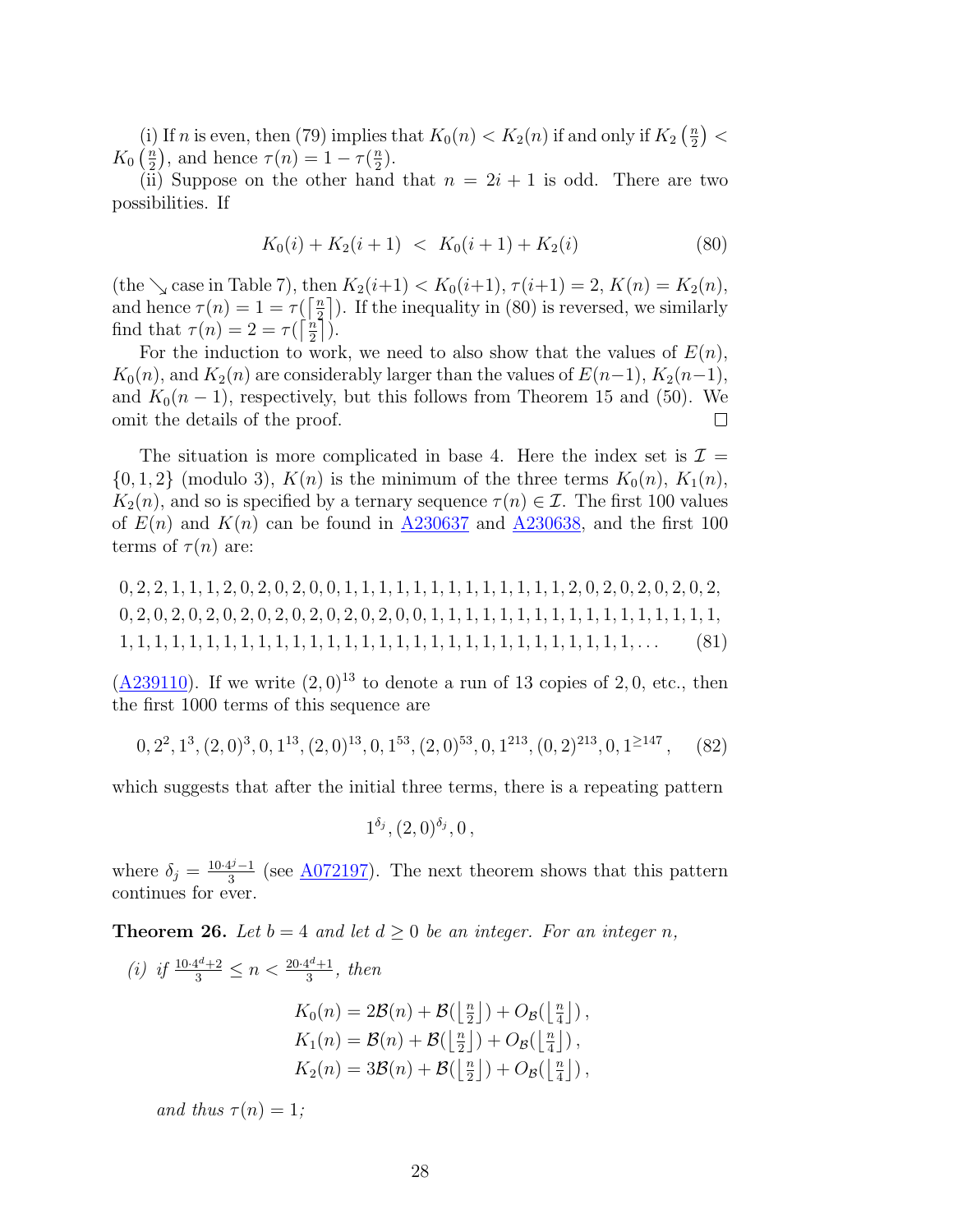(i) If $n$ is even, then (79) implies that $K_0(n) < K_2(n)$ if and only if $K_2\left(\frac{n}{2}\right) < K_0\left(\frac{n}{2}\right)$, and hence $\tau(n) = 1 - \tau(\frac{n}{2})$.

(ii) Suppose on the other hand that $n = 2i + 1$ is odd. There are two possibilities. If

$$K_0(i) + K_2(i+1) \;<\; K_0(i+1) + K_2(i) \tag{80}$$

(the $\searrow$ case in Table 7), then $K_2(i+1) < K_0(i+1)$, $\tau(i+1) = 2$, $K(n) = K_2(n)$, and hence $\tau(n) = 1 = \tau(\lceil \frac{n}{2} \rceil)$. If the inequality in (80) is reversed, we similarly find that $\tau(n) = 2 = \tau(\lceil \frac{n}{2} \rceil)$.

For the induction to work, we need to also show that the values of $E(n)$, $K_0(n)$, and $K_2(n)$ are considerably larger than the values of $E(n-1)$, $K_2(n-1)$, and $K_0(n-1)$, respectively, but this follows from Theorem 15 and (50). We omit the details of the proof. □

The situation is more complicated in base 4. Here the index set is $\mathcal{I} = \{0, 1, 2\}$ (modulo 3), $K(n)$ is the minimum of the three terms $K_0(n)$, $K_1(n)$, $K_2(n)$, and so is specified by a ternary sequence $\tau(n) \in \mathcal{I}$. The first 100 values of $E(n)$ and $K(n)$ can be found in A230637 and A230638, and the first 100 terms of $\tau(n)$ are:

$$\begin{aligned}
&0,2,2,1,1,1,2,0,2,0,2,0,0,1,1,1,1,1,1,1,1,1,1,1,1,1,2,0,2,0,2,0,2,0,2,\\
&0,2,0,2,0,2,0,2,0,2,0,2,0,2,0,2,0,0,1,1,1,1,1,1,1,1,1,1,1,1,1,1,1,1,1,\\
&1,1,1,1,1,1,1,1,1,1,1,1,1,1,1,1,1,1,1,1,1,1,1,1,1,1,1,1,1,1,\ldots
\end{aligned} \tag{81}$$

(A239110). If we write $(2,0)^{13}$ to denote a run of 13 copies of $2,0$, etc., then the first 1000 terms of this sequence are

$$0, 2^2, 1^3, (2,0)^3, 0, 1^{13}, (2,0)^{13}, 0, 1^{53}, (2,0)^{53}, 0, 1^{213}, (0,2)^{213}, 0, 1^{\geq 147}, \tag{82}$$

which suggests that after the initial three terms, there is a repeating pattern

$$1^{\delta_j}, (2,0)^{\delta_j}, 0\,,$$

where $\delta_j = \frac{10 \cdot 4^j - 1}{3}$ (see A072197). The next theorem shows that this pattern continues for ever.

**Theorem 26.** *Let $b = 4$ and let $d \geq 0$ be an integer. For an integer $n$,*

*(i) if $\frac{10 \cdot 4^d + 2}{3} \leq n < \frac{20 \cdot 4^d + 1}{3}$, then*

$$\begin{aligned}
K_0(n) &= 2\mathcal{B}(n) + \mathcal{B}(\lfloor \tfrac{n}{2} \rfloor) + O_{\mathcal{B}}(\lfloor \tfrac{n}{4} \rfloor)\,,\\
K_1(n) &= \mathcal{B}(n) + \mathcal{B}(\lfloor \tfrac{n}{2} \rfloor) + O_{\mathcal{B}}(\lfloor \tfrac{n}{4} \rfloor)\,,\\
K_2(n) &= 3\mathcal{B}(n) + \mathcal{B}(\lfloor \tfrac{n}{2} \rfloor) + O_{\mathcal{B}}(\lfloor \tfrac{n}{4} \rfloor)\,,
\end{aligned}$$

*and thus $\tau(n) = 1$;*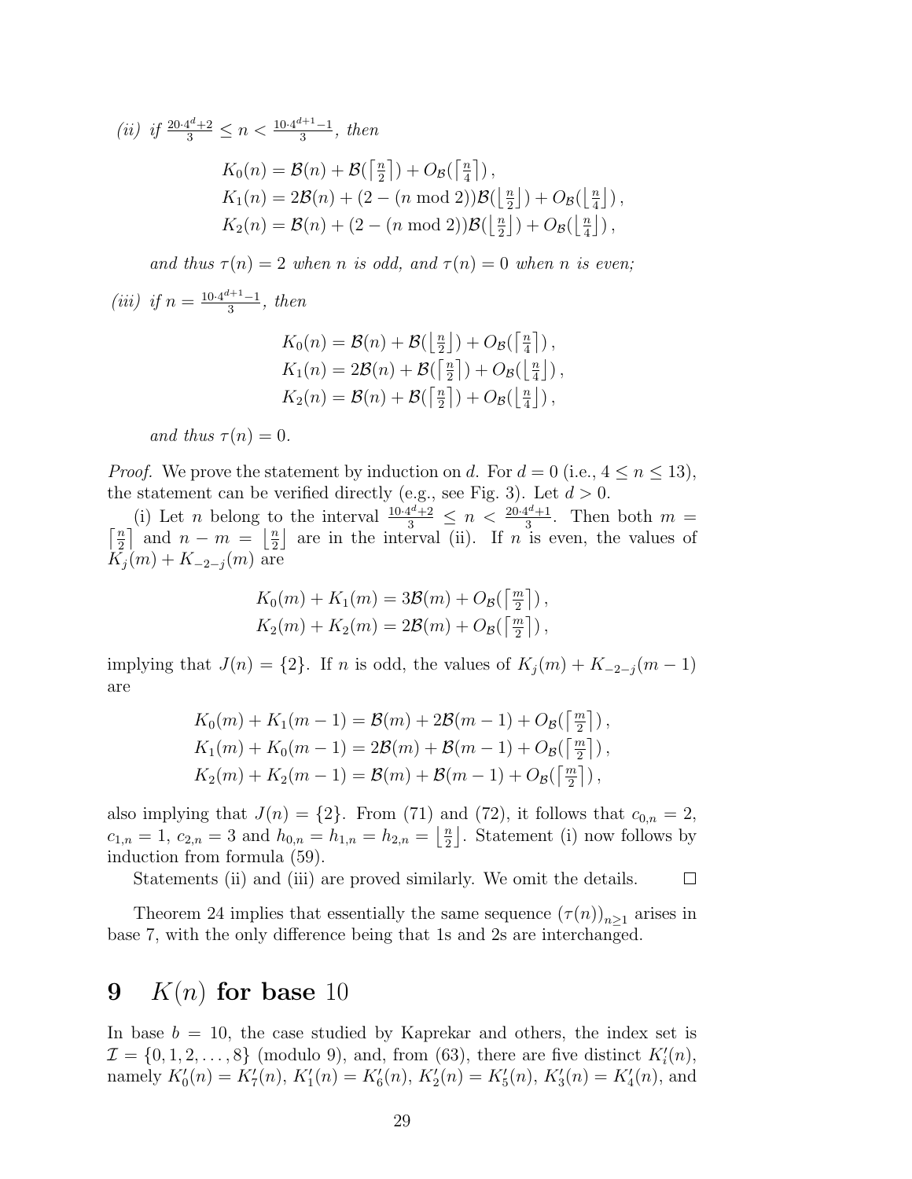*(ii) if* $\frac{20\cdot 4^d+2}{3} \le n < \frac{10\cdot 4^{d+1}-1}{3}$*, then*

$$\begin{aligned}
K_0(n) &= \mathcal{B}(n) + \mathcal{B}(\lceil \tfrac{n}{2} \rceil) + O_{\mathcal{B}}(\lceil \tfrac{n}{4} \rceil)\,,\\
K_1(n) &= 2\mathcal{B}(n) + (2-(n \bmod 2))\mathcal{B}(\lfloor \tfrac{n}{2} \rfloor) + O_{\mathcal{B}}(\lfloor \tfrac{n}{4} \rfloor)\,,\\
K_2(n) &= \mathcal{B}(n) + (2-(n \bmod 2))\mathcal{B}(\lfloor \tfrac{n}{2} \rfloor) + O_{\mathcal{B}}(\lfloor \tfrac{n}{4} \rfloor)\,,
\end{aligned}$$

*and thus* $\tau(n) = 2$ *when* $n$ *is odd, and* $\tau(n) = 0$ *when* $n$ *is even;*

*(iii) if* $n = \frac{10\cdot 4^{d+1}-1}{3}$*, then*

$$\begin{aligned}
K_0(n) &= \mathcal{B}(n) + \mathcal{B}(\lfloor \tfrac{n}{2} \rfloor) + O_{\mathcal{B}}(\lceil \tfrac{n}{4} \rceil)\,,\\
K_1(n) &= 2\mathcal{B}(n) + \mathcal{B}(\lceil \tfrac{n}{2} \rceil) + O_{\mathcal{B}}(\lfloor \tfrac{n}{4} \rfloor)\,,\\
K_2(n) &= \mathcal{B}(n) + \mathcal{B}(\lceil \tfrac{n}{2} \rceil) + O_{\mathcal{B}}(\lfloor \tfrac{n}{4} \rfloor)\,,
\end{aligned}$$

*and thus* $\tau(n) = 0$.

*Proof.* We prove the statement by induction on $d$. For $d = 0$ (i.e., $4 \le n \le 13$), the statement can be verified directly (e.g., see Fig. 3). Let $d > 0$.

(i) Let $n$ belong to the interval $\frac{10\cdot 4^d+2}{3} \le n < \frac{20\cdot 4^d+1}{3}$. Then both $m = \lceil \frac{n}{2} \rceil$ and $n - m = \lfloor \frac{n}{2} \rfloor$ are in the interval (ii). If $n$ is even, the values of $K_j(m) + K_{-2-j}(m)$ are

$$\begin{aligned}
K_0(m) + K_1(m) &= 3\mathcal{B}(m) + O_{\mathcal{B}}(\lceil \tfrac{m}{2} \rceil)\,,\\
K_2(m) + K_2(m) &= 2\mathcal{B}(m) + O_{\mathcal{B}}(\lceil \tfrac{m}{2} \rceil)\,,
\end{aligned}$$

implying that $J(n) = \{2\}$. If $n$ is odd, the values of $K_j(m) + K_{-2-j}(m-1)$ are

$$\begin{aligned}
K_0(m) + K_1(m-1) &= \mathcal{B}(m) + 2\mathcal{B}(m-1) + O_{\mathcal{B}}(\lceil \tfrac{m}{2} \rceil)\,,\\
K_1(m) + K_0(m-1) &= 2\mathcal{B}(m) + \mathcal{B}(m-1) + O_{\mathcal{B}}(\lceil \tfrac{m}{2} \rceil)\,,\\
K_2(m) + K_2(m-1) &= \mathcal{B}(m) + \mathcal{B}(m-1) + O_{\mathcal{B}}(\lceil \tfrac{m}{2} \rceil)\,,
\end{aligned}$$

also implying that $J(n) = \{2\}$. From (71) and (72), it follows that $c_{0,n} = 2$, $c_{1,n} = 1$, $c_{2,n} = 3$ and $h_{0,n} = h_{1,n} = h_{2,n} = \lfloor \frac{n}{2} \rfloor$. Statement (i) now follows by induction from formula (59).

Statements (ii) and (iii) are proved similarly. We omit the details. □

Theorem 24 implies that essentially the same sequence $(\tau(n))_{n\ge 1}$ arises in base 7, with the only difference being that 1s and 2s are interchanged.

# 9 $K(n)$ for base 10

In base $b = 10$, the case studied by Kaprekar and others, the index set is $\mathcal{I} = \{0, 1, 2, \ldots, 8\}$ (modulo 9), and, from (63), there are five distinct $K'_i(n)$, namely $K'_0(n) = K'_7(n)$, $K'_1(n) = K'_6(n)$, $K'_2(n) = K'_5(n)$, $K'_3(n) = K'_4(n)$, and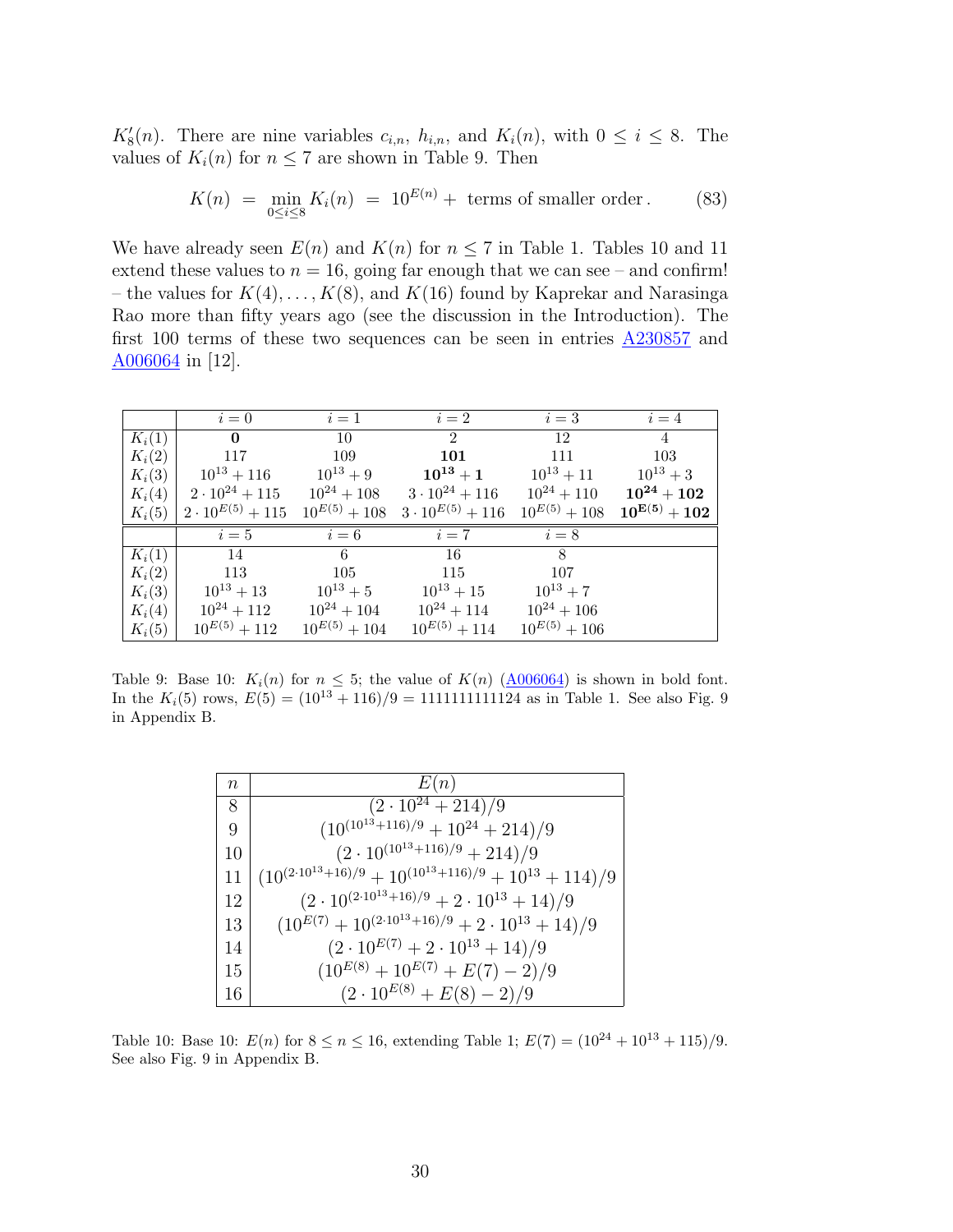$K_8'(n)$. There are nine variables $c_{i,n}$, $h_{i,n}$, and $K_i(n)$, with $0 \le i \le 8$. The values of $K_i(n)$ for $n \le 7$ are shown in Table 9. Then

$$K(n) \;=\; \min_{0 \le i \le 8} K_i(n) \;=\; 10^{E(n)} + \text{ terms of smaller order}\,. \tag{83}$$

We have already seen $E(n)$ and $K(n)$ for $n \le 7$ in Table 1. Tables 10 and 11 extend these values to $n = 16$, going far enough that we can see – and confirm! – the values for $K(4), \ldots, K(8)$, and $K(16)$ found by Kaprekar and Narasinga Rao more than fifty years ago (see the discussion in the Introduction). The first 100 terms of these two sequences can be seen in entries A230857 and A006064 in [12].

| | $i=0$ | $i=1$ | $i=2$ | $i=3$ | $i=4$ |
|---|---|---|---|---|---|
| $K_i(1)$ | $\mathbf{0}$ | 10 | 2 | 12 | 4 |
| $K_i(2)$ | 117 | 109 | $\mathbf{101}$ | 111 | 103 |
| $K_i(3)$ | $10^{13}+116$ | $10^{13}+9$ | $\mathbf{10^{13}+1}$ | $10^{13}+11$ | $10^{13}+3$ |
| $K_i(4)$ | $2\cdot 10^{24}+115$ | $10^{24}+108$ | $3\cdot 10^{24}+116$ | $10^{24}+110$ | $\mathbf{10^{24}+102}$ |
| $K_i(5)$ | $2\cdot 10^{E(5)}+115$ | $10^{E(5)}+108$ | $3\cdot 10^{E(5)}+116$ | $10^{E(5)}+108$ | $\mathbf{10^{E(5)}+102}$ |
| | $i=5$ | $i=6$ | $i=7$ | $i=8$ | |
| $K_i(1)$ | 14 | 6 | 16 | 8 | |
| $K_i(2)$ | 113 | 105 | 115 | 107 | |
| $K_i(3)$ | $10^{13}+13$ | $10^{13}+5$ | $10^{13}+15$ | $10^{13}+7$ | |
| $K_i(4)$ | $10^{24}+112$ | $10^{24}+104$ | $10^{24}+114$ | $10^{24}+106$ | |
| $K_i(5)$ | $10^{E(5)}+112$ | $10^{E(5)}+104$ | $10^{E(5)}+114$ | $10^{E(5)}+106$ | |

Table 9: Base 10: $K_i(n)$ for $n \le 5$; the value of $K(n)$ (A006064) is shown in bold font. In the $K_i(5)$ rows, $E(5) = (10^{13}+116)/9 = 1111111111124$ as in Table 1. See also Fig. 9 in Appendix B.

| $n$ | $E(n)$ |
|---|---|
| 8 | $(2\cdot 10^{24}+214)/9$ |
| 9 | $(10^{(10^{13}+116)/9}+10^{24}+214)/9$ |
| 10 | $(2\cdot 10^{(10^{13}+116)/9}+214)/9$ |
| 11 | $(10^{(2\cdot 10^{13}+16)/9}+10^{(10^{13}+116)/9}+10^{13}+114)/9$ |
| 12 | $(2\cdot 10^{(2\cdot 10^{13}+16)/9}+2\cdot 10^{13}+14)/9$ |
| 13 | $(10^{E(7)}+10^{(2\cdot 10^{13}+16)/9}+2\cdot 10^{13}+14)/9$ |
| 14 | $(2\cdot 10^{E(7)}+2\cdot 10^{13}+14)/9$ |
| 15 | $(10^{E(8)}+10^{E(7)}+E(7)-2)/9$ |
| 16 | $(2\cdot 10^{E(8)}+E(8)-2)/9$ |

Table 10: Base 10: $E(n)$ for $8 \le n \le 16$, extending Table 1; $E(7) = (10^{24}+10^{13}+115)/9$. See also Fig. 9 in Appendix B.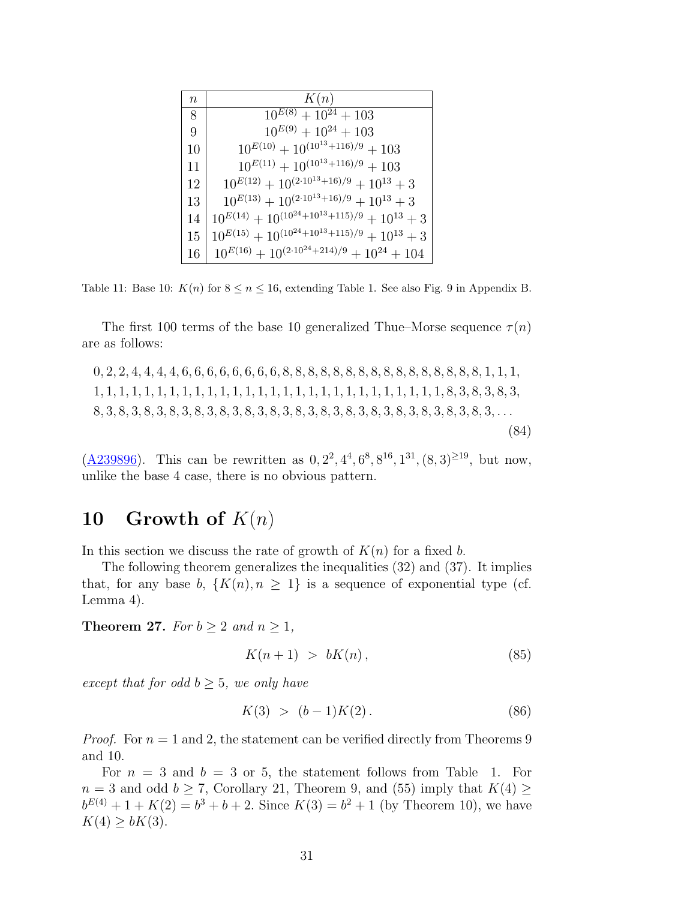| $n$ | $K(n)$ |
|---|---|
| 8 | $10^{E(8)} + 10^{24} + 103$ |
| 9 | $10^{E(9)} + 10^{24} + 103$ |
| 10 | $10^{E(10)} + 10^{(10^{13}+116)/9} + 103$ |
| 11 | $10^{E(11)} + 10^{(10^{13}+116)/9} + 103$ |
| 12 | $10^{E(12)} + 10^{(2\cdot 10^{13}+16)/9} + 10^{13} + 3$ |
| 13 | $10^{E(13)} + 10^{(2\cdot 10^{13}+16)/9} + 10^{13} + 3$ |
| 14 | $10^{E(14)} + 10^{(10^{24}+10^{13}+115)/9} + 10^{13} + 3$ |
| 15 | $10^{E(15)} + 10^{(10^{24}+10^{13}+115)/9} + 10^{13} + 3$ |
| 16 | $10^{E(16)} + 10^{(2\cdot 10^{24}+214)/9} + 10^{24} + 104$ |

Table 11: Base 10: $K(n)$ for $8 \le n \le 16$, extending Table 1. See also Fig. 9 in Appendix B.

The first 100 terms of the base 10 generalized Thue–Morse sequence $\tau(n)$ are as follows:

$$
\begin{aligned}
&0, 2, 2, 4, 4, 4, 4, 6, 6, 6, 6, 6, 6, 6, 6, 8, 8, 8, 8, 8, 8, 8, 8, 8, 8, 8, 8, 8, 8, 8, 8, 1, 1, 1,\\
&1, 1, 1, 1, 1, 1, 1, 1, 1, 1, 1, 1, 1, 1, 1, 1, 1, 1, 1, 1, 1, 1, 1, 1, 1, 1, 1, 8, 3, 8, 3, 8, 3,\\
&8, 3, 8, 3, 8, 3, 8, 3, 8, 3, 8, 3, 8, 3, 8, 3, 8, 3, 8, 3, 8, 3, 8, 3, 8, 3, 8, 3, 8, 3, 8, 3, \ldots
\end{aligned} \tag{84}
$$

(A239896). This can be rewritten as $0, 2^2, 4^4, 6^8, 8^{16}, 1^{31}, (8,3)^{\ge 19}$, but now, unlike the base 4 case, there is no obvious pattern.

# 10 Growth of $K(n)$

In this section we discuss the rate of growth of $K(n)$ for a fixed $b$.

The following theorem generalizes the inequalities (32) and (37). It implies that, for any base $b$, $\{K(n), n \ge 1\}$ is a sequence of exponential type (cf. Lemma 4).

**Theorem 27.** *For $b \ge 2$ and $n \ge 1$,*

$$K(n+1) \; > \; bK(n)\,, \tag{85}$$

*except that for odd $b \ge 5$, we only have*

$$K(3) \; > \; (b-1)K(2)\,. \tag{86}$$

*Proof.* For $n = 1$ and 2, the statement can be verified directly from Theorems 9 and 10.

For $n = 3$ and $b = 3$ or 5, the statement follows from Table 1. For $n = 3$ and odd $b \ge 7$, Corollary 21, Theorem 9, and (55) imply that $K(4) \ge b^{E(4)} + 1 + K(2) = b^3 + b + 2$. Since $K(3) = b^2 + 1$ (by Theorem 10), we have $K(4) \ge bK(3)$.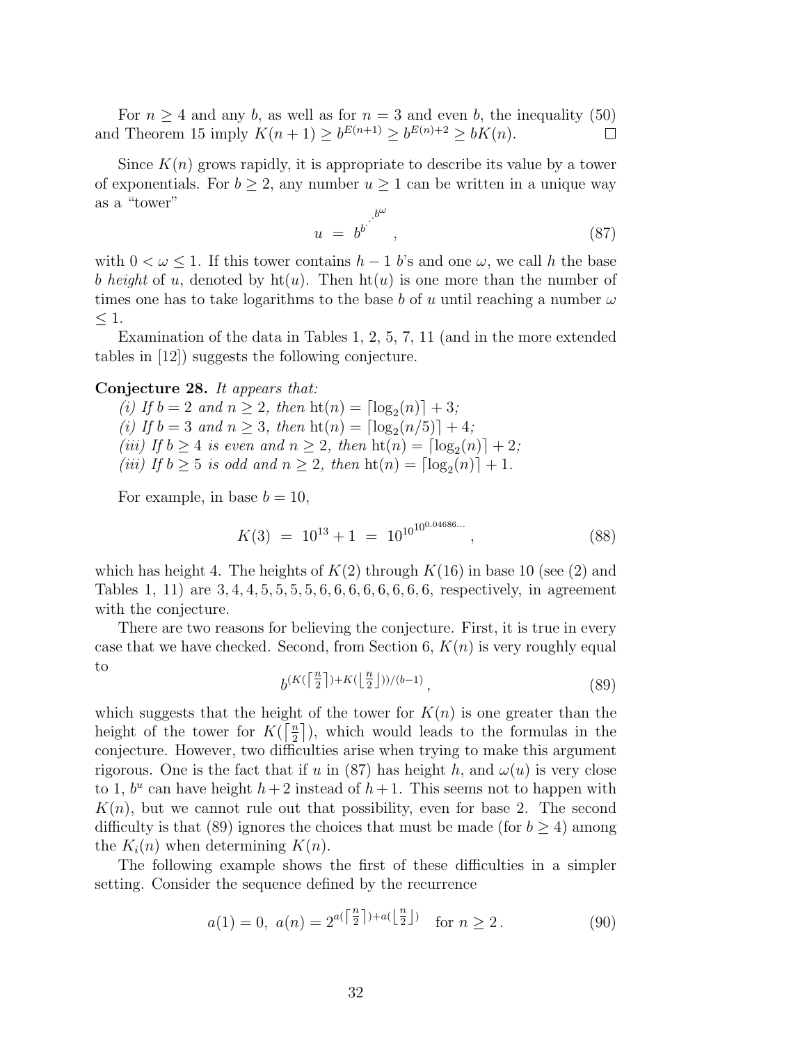For $n \geq 4$ and any $b$, as well as for $n = 3$ and even $b$, the inequality (50) and Theorem 15 imply $K(n+1) \geq b^{E(n+1)} \geq b^{E(n)+2} \geq bK(n)$. $\square$

Since $K(n)$ grows rapidly, it is appropriate to describe its value by a tower of exponentials. For $b \geq 2$, any number $u \geq 1$ can be written in a unique way as a "tower"

$$u \;=\; b^{b^{\cdot^{\cdot^{b^{\omega}}}}}\,, \tag{87}$$

with $0 < \omega \leq 1$. If this tower contains $h-1$ $b$'s and one $\omega$, we call $h$ the base $b$ *height* of $u$, denoted by $\mathrm{ht}(u)$. Then $\mathrm{ht}(u)$ is one more than the number of times one has to take logarithms to the base $b$ of $u$ until reaching a number $\omega \leq 1$.

Examination of the data in Tables 1, 2, 5, 7, 11 (and in the more extended tables in [12]) suggests the following conjecture.

**Conjecture 28.** *It appears that:*
*(i) If $b = 2$ and $n \geq 2$, then $\mathrm{ht}(n) = \lceil \log_2(n) \rceil + 3$;*
*(i) If $b = 3$ and $n \geq 3$, then $\mathrm{ht}(n) = \lceil \log_2(n/5) \rceil + 4$;*
*(iii) If $b \geq 4$ is even and $n \geq 2$, then $\mathrm{ht}(n) = \lceil \log_2(n) \rceil + 2$;*
*(iii) If $b \geq 5$ is odd and $n \geq 2$, then $\mathrm{ht}(n) = \lceil \log_2(n) \rceil + 1$.*

For example, in base $b = 10$,

$$K(3) \;=\; 10^{13} + 1 \;=\; 10^{10^{10^{0.04686\ldots}}}\,, \tag{88}$$

which has height 4. The heights of $K(2)$ through $K(16)$ in base 10 (see (2) and Tables 1, 11) are 3, 4, 4, 5, 5, 5, 5, 6, 6, 6, 6, 6, 6, 6, 6, respectively, in agreement with the conjecture.

There are two reasons for believing the conjecture. First, it is true in every case that we have checked. Second, from Section 6, $K(n)$ is very roughly equal to

$$b^{(K(\lceil \frac{n}{2} \rceil) + K(\lfloor \frac{n}{2} \rfloor))/(b-1)}\,, \tag{89}$$

which suggests that the height of the tower for $K(n)$ is one greater than the height of the tower for $K(\lceil \frac{n}{2} \rceil)$, which would leads to the formulas in the conjecture. However, two difficulties arise when trying to make this argument rigorous. One is the fact that if $u$ in (87) has height $h$, and $\omega(u)$ is very close to 1, $b^u$ can have height $h+2$ instead of $h+1$. This seems not to happen with $K(n)$, but we cannot rule out that possibility, even for base 2. The second difficulty is that (89) ignores the choices that must be made (for $b \geq 4$) among the $K_i(n)$ when determining $K(n)$.

The following example shows the first of these difficulties in a simpler setting. Consider the sequence defined by the recurrence

$$a(1) = 0,\; a(n) = 2^{a(\lceil \frac{n}{2} \rceil) + a(\lfloor \frac{n}{2} \rfloor)} \quad \text{for } n \geq 2\,. \tag{90}$$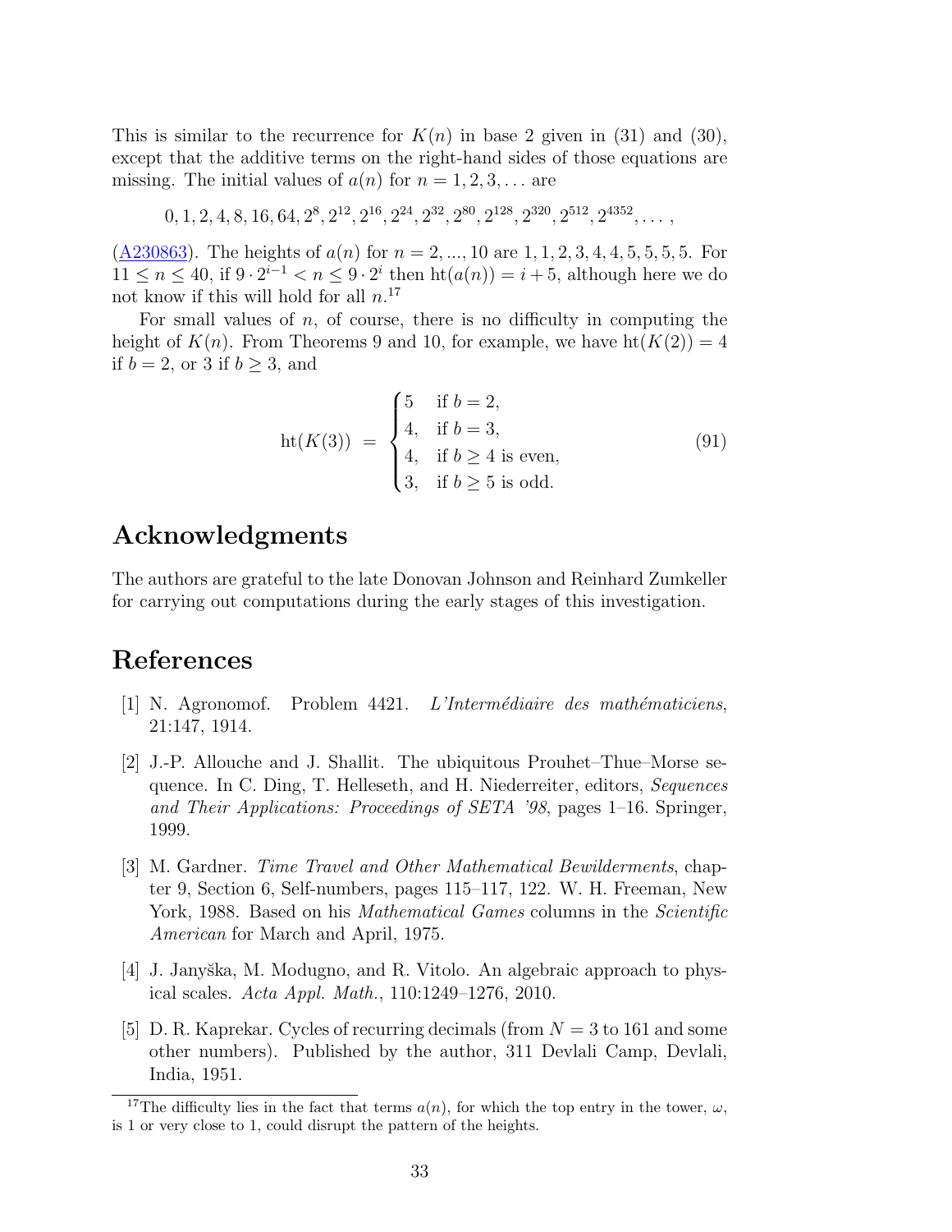This is similar to the recurrence for $K(n)$ in base 2 given in (31) and (30), except that the additive terms on the right-hand sides of those equations are missing. The initial values of $a(n)$ for $n = 1, 2, 3, \ldots$ are

$$0, 1, 2, 4, 8, 16, 64, 2^8, 2^{12}, 2^{16}, 2^{24}, 2^{32}, 2^{80}, 2^{128}, 2^{320}, 2^{512}, 2^{4352}, \ldots ,$$

(A230863). The heights of $a(n)$ for $n = 2, ..., 10$ are $1, 1, 2, 3, 4, 4, 5, 5, 5, 5$. For $11 \le n \le 40$, if $9 \cdot 2^{i-1} < n \le 9 \cdot 2^i$ then $\mathrm{ht}(a(n)) = i + 5$, although here we do not know if this will hold for all $n$.[17]

For small values of $n$, of course, there is no difficulty in computing the height of $K(n)$. From Theorems 9 and 10, for example, we have $\mathrm{ht}(K(2)) = 4$ if $b = 2$, or 3 if $b \ge 3$, and

$$\mathrm{ht}(K(3)) \;=\; \begin{cases} 5 & \text{if } b = 2, \\ 4, & \text{if } b = 3, \\ 4, & \text{if } b \ge 4 \text{ is even}, \\ 3, & \text{if } b \ge 5 \text{ is odd}. \end{cases} \tag{91}$$

## Acknowledgments

The authors are grateful to the late Donovan Johnson and Reinhard Zumkeller for carrying out computations during the early stages of this investigation.

## References

[1] N. Agronomof. Problem 4421. *L'Intermédiaire des mathématiciens*, 21:147, 1914.

[2] J.-P. Allouche and J. Shallit. The ubiquitous Prouhet–Thue–Morse sequence. In C. Ding, T. Helleseth, and H. Niederreiter, editors, *Sequences and Their Applications: Proceedings of SETA '98*, pages 1–16. Springer, 1999.

[3] M. Gardner. *Time Travel and Other Mathematical Bewilderments*, chapter 9, Section 6, Self-numbers, pages 115–117, 122. W. H. Freeman, New York, 1988. Based on his *Mathematical Games* columns in the *Scientific American* for March and April, 1975.

[4] J. Janyška, M. Modugno, and R. Vitolo. An algebraic approach to physical scales. *Acta Appl. Math.*, 110:1249–1276, 2010.

[5] D. R. Kaprekar. Cycles of recurring decimals (from $N = 3$ to 161 and some other numbers). Published by the author, 311 Devlali Camp, Devlali, India, 1951.

[17] The difficulty lies in the fact that terms $a(n)$, for which the top entry in the tower, $\omega$, is 1 or very close to 1, could disrupt the pattern of the heights.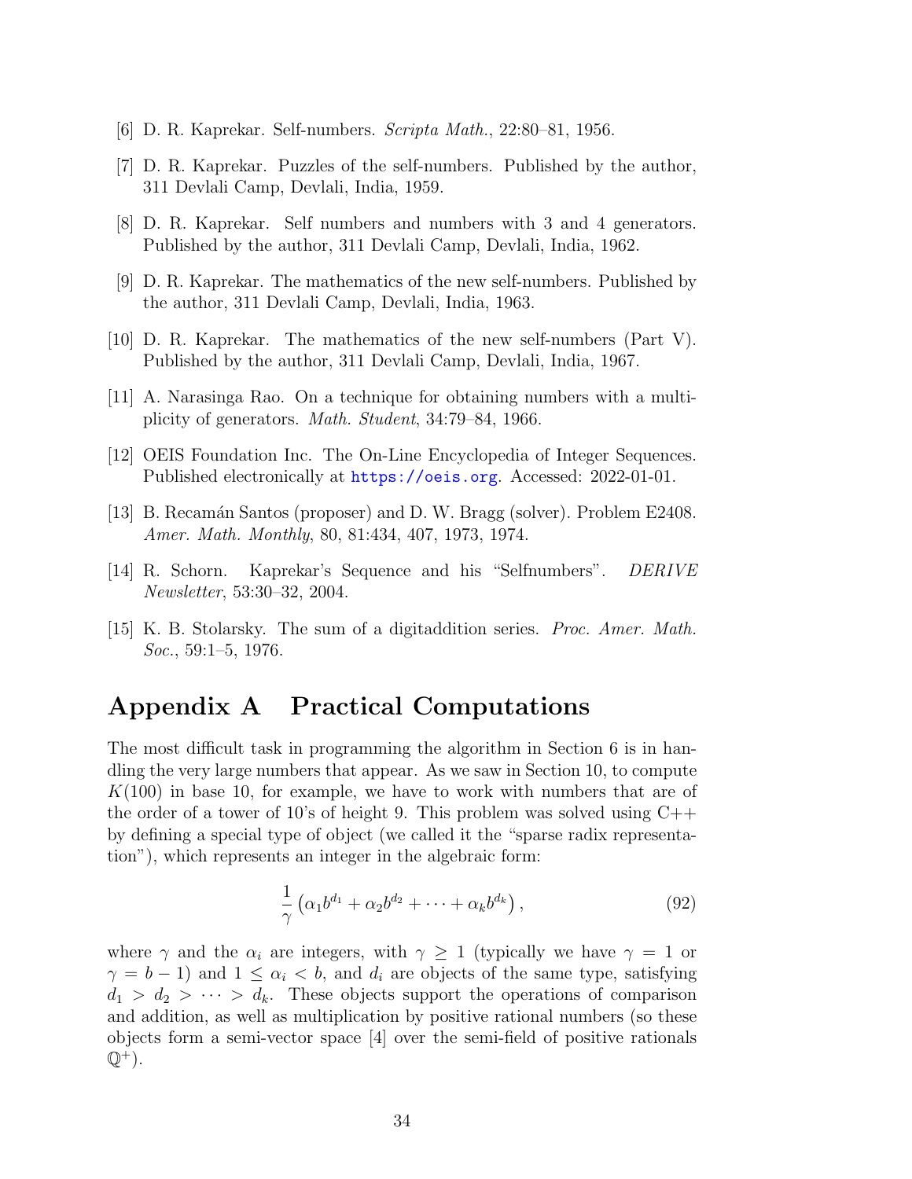[6] D. R. Kaprekar. Self-numbers. *Scripta Math.*, 22:80–81, 1956.

[7] D. R. Kaprekar. Puzzles of the self-numbers. Published by the author, 311 Devlali Camp, Devlali, India, 1959.

[8] D. R. Kaprekar. Self numbers and numbers with 3 and 4 generators. Published by the author, 311 Devlali Camp, Devlali, India, 1962.

[9] D. R. Kaprekar. The mathematics of the new self-numbers. Published by the author, 311 Devlali Camp, Devlali, India, 1963.

[10] D. R. Kaprekar. The mathematics of the new self-numbers (Part V). Published by the author, 311 Devlali Camp, Devlali, India, 1967.

[11] A. Narasinga Rao. On a technique for obtaining numbers with a multiplicity of generators. *Math. Student*, 34:79–84, 1966.

[12] OEIS Foundation Inc. The On-Line Encyclopedia of Integer Sequences. Published electronically at https://oeis.org. Accessed: 2022-01-01.

[13] B. Recamán Santos (proposer) and D. W. Bragg (solver). Problem E2408. *Amer. Math. Monthly*, 80, 81:434, 407, 1973, 1974.

[14] R. Schorn. Kaprekar's Sequence and his "Selfnumbers". *DERIVE Newsletter*, 53:30–32, 2004.

[15] K. B. Stolarsky. The sum of a digitaddition series. *Proc. Amer. Math. Soc.*, 59:1–5, 1976.

# Appendix A Practical Computations

The most difficult task in programming the algorithm in Section 6 is in handling the very large numbers that appear. As we saw in Section 10, to compute $K(100)$ in base 10, for example, we have to work with numbers that are of the order of a tower of 10's of height 9. This problem was solved using C++ by defining a special type of object (we called it the "sparse radix representation"), which represents an integer in the algebraic form:

$$\frac{1}{\gamma}\left(\alpha_1 b^{d_1} + \alpha_2 b^{d_2} + \cdots + \alpha_k b^{d_k}\right), \tag{92}$$

where $\gamma$ and the $\alpha_i$ are integers, with $\gamma \geq 1$ (typically we have $\gamma = 1$ or $\gamma = b - 1$) and $1 \leq \alpha_i < b$, and $d_i$ are objects of the same type, satisfying $d_1 > d_2 > \cdots > d_k$. These objects support the operations of comparison and addition, as well as multiplication by positive rational numbers (so these objects form a semi-vector space [4] over the semi-field of positive rationals $\mathbb{Q}^+$).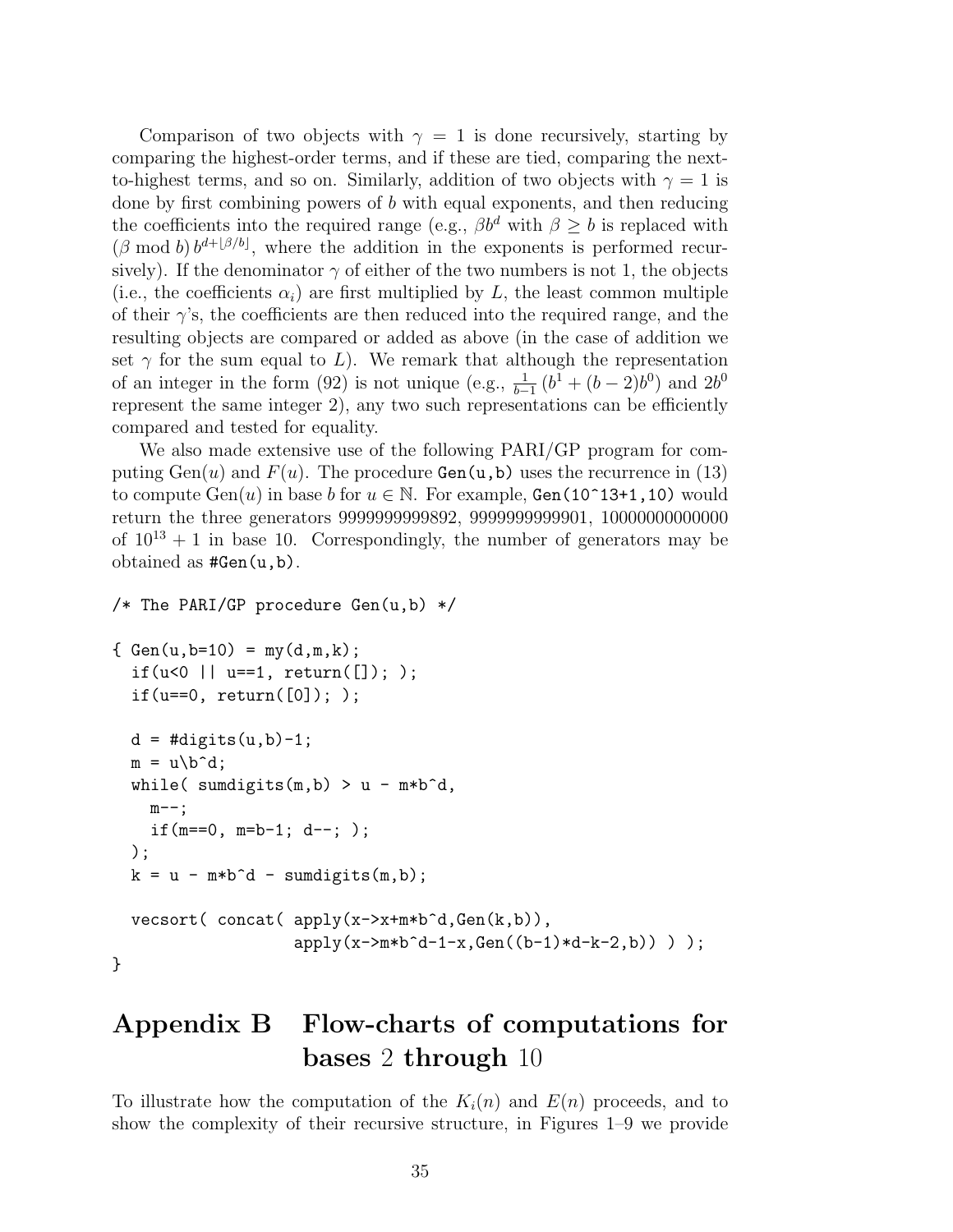Comparison of two objects with $\gamma = 1$ is done recursively, starting by comparing the highest-order terms, and if these are tied, comparing the next-to-highest terms, and so on. Similarly, addition of two objects with $\gamma = 1$ is done by first combining powers of $b$ with equal exponents, and then reducing the coefficients into the required range (e.g., $\beta b^d$ with $\beta \geq b$ is replaced with $(\beta \bmod b)\, b^{d+\lfloor \beta/b \rfloor}$, where the addition in the exponents is performed recursively). If the denominator $\gamma$ of either of the two numbers is not 1, the objects (i.e., the coefficients $\alpha_i$) are first multiplied by $L$, the least common multiple of their $\gamma$'s, the coefficients are then reduced into the required range, and the resulting objects are compared or added as above (in the case of addition we set $\gamma$ for the sum equal to $L$). We remark that although the representation of an integer in the form (92) is not unique (e.g., $\frac{1}{b-1}\,(b^1 + (b-2)b^0)$ and $2b^0$ represent the same integer 2), any two such representations can be efficiently compared and tested for equality.

We also made extensive use of the following PARI/GP program for computing $\mathrm{Gen}(u)$ and $F(u)$. The procedure `Gen(u,b)` uses the recurrence in (13) to compute $\mathrm{Gen}(u)$ in base $b$ for $u \in \mathbb{N}$. For example, `Gen(10^13+1,10)` would return the three generators 9999999999892, 9999999999901, 10000000000000 of $10^{13} + 1$ in base 10. Correspondingly, the number of generators may be obtained as `#Gen(u,b)`.

```
/* The PARI/GP procedure Gen(u,b) */

{ Gen(u,b=10) = my(d,m,k);
  if(u<0 || u==1, return([]); );
  if(u==0, return([0]); );

  d = #digits(u,b)-1;
  m = u\b^d;
  while( sumdigits(m,b) > u - m*b^d,
    m--;
    if(m==0, m=b-1; d--; );
  );
  k = u - m*b^d - sumdigits(m,b);

  vecsort( concat( apply(x->x+m*b^d,Gen(k,b)),
                   apply(x->m*b^d-1-x,Gen((b-1)*d-k-2,b)) ) );
}
```

# Appendix B Flow-charts of computations for bases 2 through 10

To illustrate how the computation of the $K_i(n)$ and $E(n)$ proceeds, and to show the complexity of their recursive structure, in Figures 1–9 we provide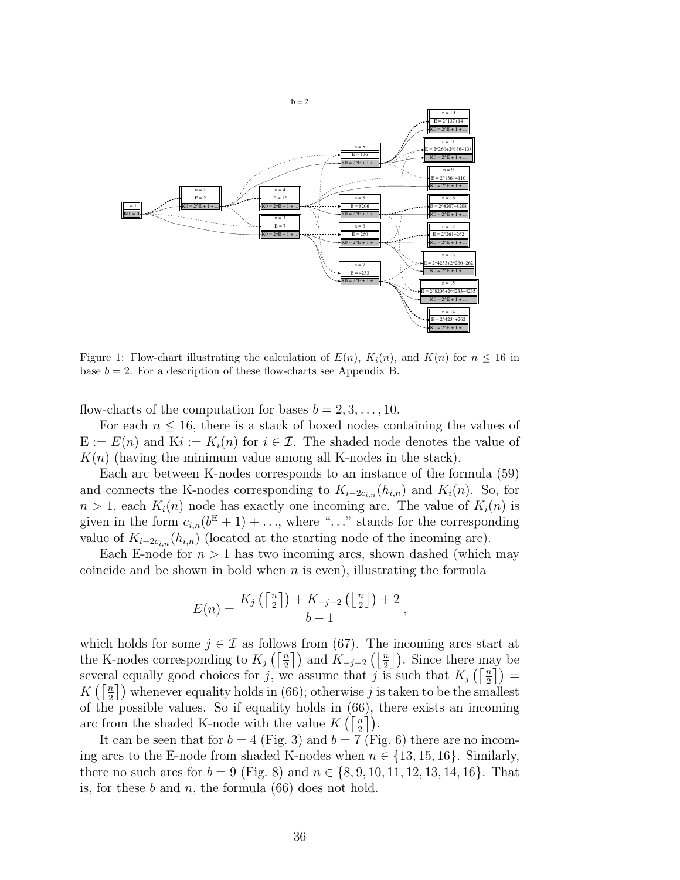Figure 1: Flow-chart illustrating the calculation of $E(n)$, $K_i(n)$, and $K(n)$ for $n \leq 16$ in base $b = 2$. For a description of these flow-charts see Appendix B.

flow-charts of the computation for bases $b = 2, 3, \ldots, 10$.

For each $n \leq 16$, there is a stack of boxed nodes containing the values of $\mathrm{E} := E(n)$ and $\mathrm{K}i := K_i(n)$ for $i \in \mathcal{I}$. The shaded node denotes the value of $K(n)$ (having the minimum value among all K-nodes in the stack).

Each arc between K-nodes corresponds to an instance of the formula (59) and connects the K-nodes corresponding to $K_{i-2c_{i,n}}(h_{i,n})$ and $K_i(n)$. So, for $n > 1$, each $K_i(n)$ node has exactly one incoming arc. The value of $K_i(n)$ is given in the form $c_{i,n}(b^{\mathrm{E}} + 1) + \ldots$, where "..." stands for the corresponding value of $K_{i-2c_{i,n}}(h_{i,n})$ (located at the starting node of the incoming arc).

Each E-node for $n > 1$ has two incoming arcs, shown dashed (which may coincide and be shown in bold when $n$ is even), illustrating the formula

$$E(n) = \frac{K_j\left(\left\lceil \frac{n}{2} \right\rceil\right) + K_{-j-2}\left(\left\lfloor \frac{n}{2} \right\rfloor\right) + 2}{b - 1},$$

which holds for some $j \in \mathcal{I}$ as follows from (67). The incoming arcs start at the K-nodes corresponding to $K_j\left(\left\lceil \frac{n}{2} \right\rceil\right)$ and $K_{-j-2}\left(\left\lfloor \frac{n}{2} \right\rfloor\right)$. Since there may be several equally good choices for $j$, we assume that $j$ is such that $K_j\left(\left\lceil \frac{n}{2} \right\rceil\right) = K\left(\left\lceil \frac{n}{2} \right\rceil\right)$ whenever equality holds in (66); otherwise $j$ is taken to be the smallest of the possible values. So if equality holds in (66), there exists an incoming arc from the shaded K-node with the value $K\left(\left\lceil \frac{n}{2} \right\rceil\right)$.

It can be seen that for $b = 4$ (Fig. 3) and $b = 7$ (Fig. 6) there are no incoming arcs to the E-node from shaded K-nodes when $n \in \{13, 15, 16\}$. Similarly, there no such arcs for $b = 9$ (Fig. 8) and $n \in \{8, 9, 10, 11, 12, 13, 14, 16\}$. That is, for these $b$ and $n$, the formula (66) does not hold.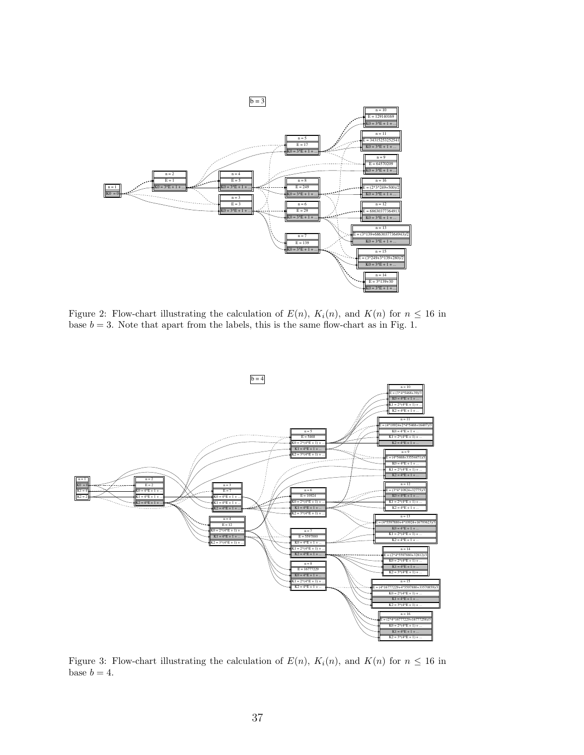Figure 2: Flow-chart illustrating the calculation of $E(n)$, $K_i(n)$, and $K(n)$ for $n \leq 16$ in base $b = 3$. Note that apart from the labels, this is the same flow-chart as in Fig. 1.

Figure 3: Flow-chart illustrating the calculation of $E(n)$, $K_i(n)$, and $K(n)$ for $n \leq 16$ in base $b = 4$.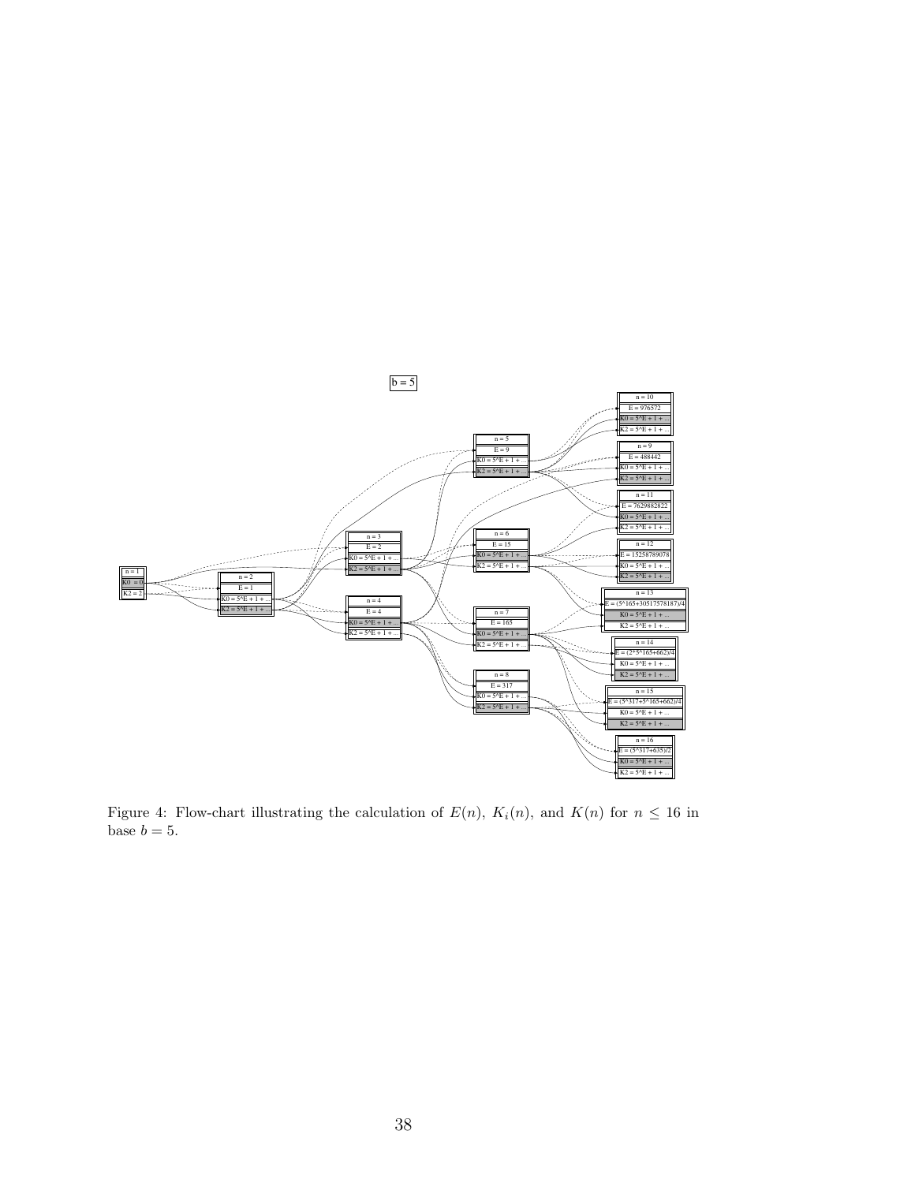b = 5

| n = 1 |
| --- |
| K0 = 0 |
| K2 = 2 |

| n = 2 |
| --- |
| E = 1 |
| K0 = 5^E + 1 + ... |
| K2 = 5^E + 1 + ... |

| n = 3 |
| --- |
| E = 2 |
| K0 = 5^E + 1 + ... |
| K2 = 5^E + 1 + ... |

| n = 4 |
| --- |
| E = 4 |
| K0 = 5^E + 1 + ... |
| K2 = 5^E + 1 + ... |

| n = 5 |
| --- |
| E = 9 |
| K0 = 5^E + 1 + ... |
| K2 = 5^E + 1 + ... |

| n = 6 |
| --- |
| E = 15 |
| K0 = 5^E + 1 + ... |
| K2 = 5^E + 1 + ... |

| n = 7 |
| --- |
| E = 165 |
| K0 = 5^E + 1 + ... |
| K2 = 5^E + 1 + ... |

| n = 8 |
| --- |
| E = 317 |
| K0 = 5^E + 1 + ... |
| K2 = 5^E + 1 + ... |

| n = 9 |
| --- |
| E = 488442 |
| K0 = 5^E + 1 + ... |
| K2 = 5^E + 1 + ... |

| n = 10 |
| --- |
| E = 976572 |
| K0 = 5^E + 1 + ... |
| K2 = 5^E + 1 + ... |

| n = 11 |
| --- |
| E = 7629882822 |
| K0 = 5^E + 1 + ... |
| K2 = 5^E + 1 + ... |

| n = 12 |
| --- |
| E = 15258789078 |
| K0 = 5^E + 1 + ... |
| K2 = 5^E + 1 + ... |

| n = 13 |
| --- |
| E = (5^165+30517578187)/4 |
| K0 = 5^E + 1 + ... |
| K2 = 5^E + 1 + ... |

| n = 14 |
| --- |
| E = (2*5^165+662)/4 |
| K0 = 5^E + 1 + ... |
| K2 = 5^E + 1 + ... |

| n = 15 |
| --- |
| E = (5^317+5^165+662)/4 |
| K0 = 5^E + 1 + ... |
| K2 = 5^E + 1 + ... |

| n = 16 |
| --- |
| E = (5^317+635)/2 |
| K0 = 5^E + 1 + ... |
| K2 = 5^E + 1 + ... |

Figure 4: Flow-chart illustrating the calculation of $E(n)$, $K_i(n)$, and $K(n)$ for $n \leq 16$ in base $b = 5$.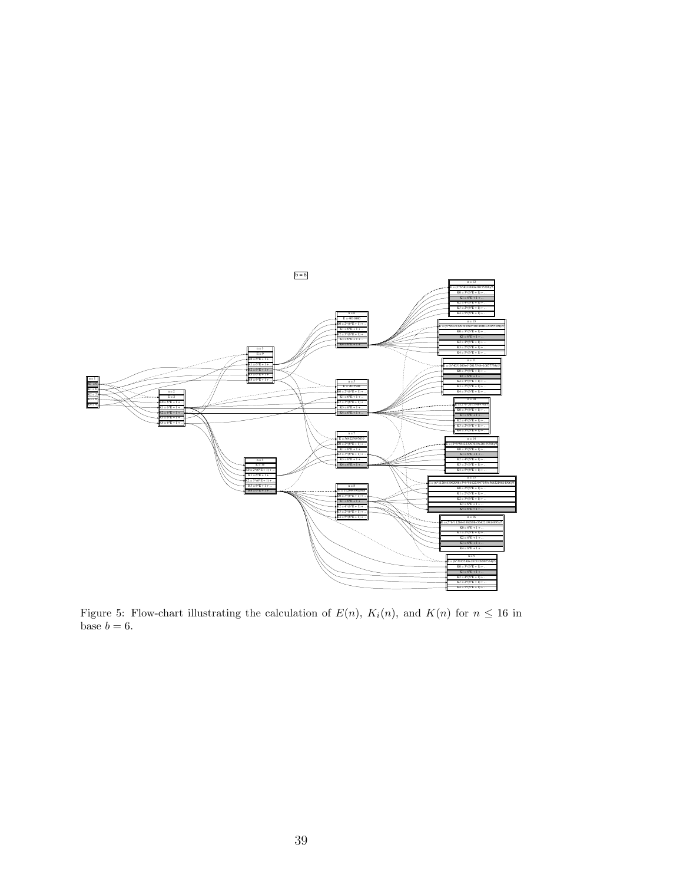Figure 5: Flow-chart illustrating the calculation of $E(n)$, $K_i(n)$, and $K(n)$ for $n \leq 16$ in base $b = 6$.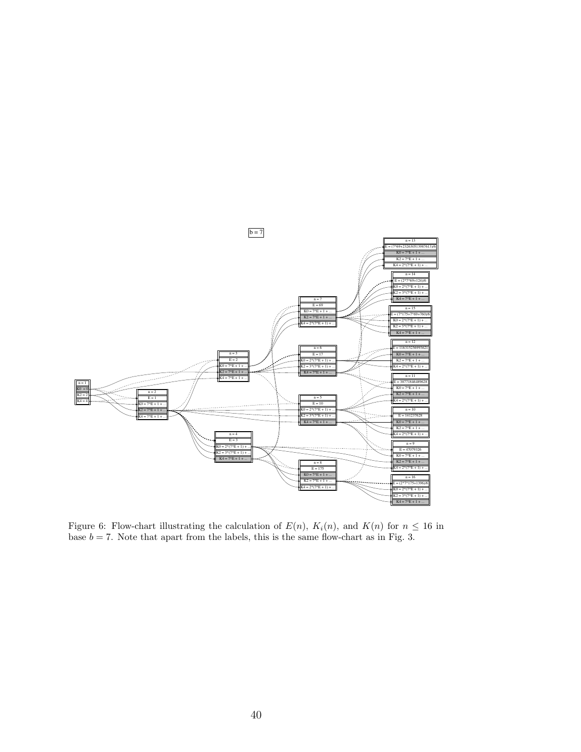Figure 6: Flow-chart illustrating the calculation of $E(n)$, $K_i(n)$, and $K(n)$ for $n \leq 16$ in base $b = 7$. Note that apart from the labels, this is the same flow-chart as in Fig. 3.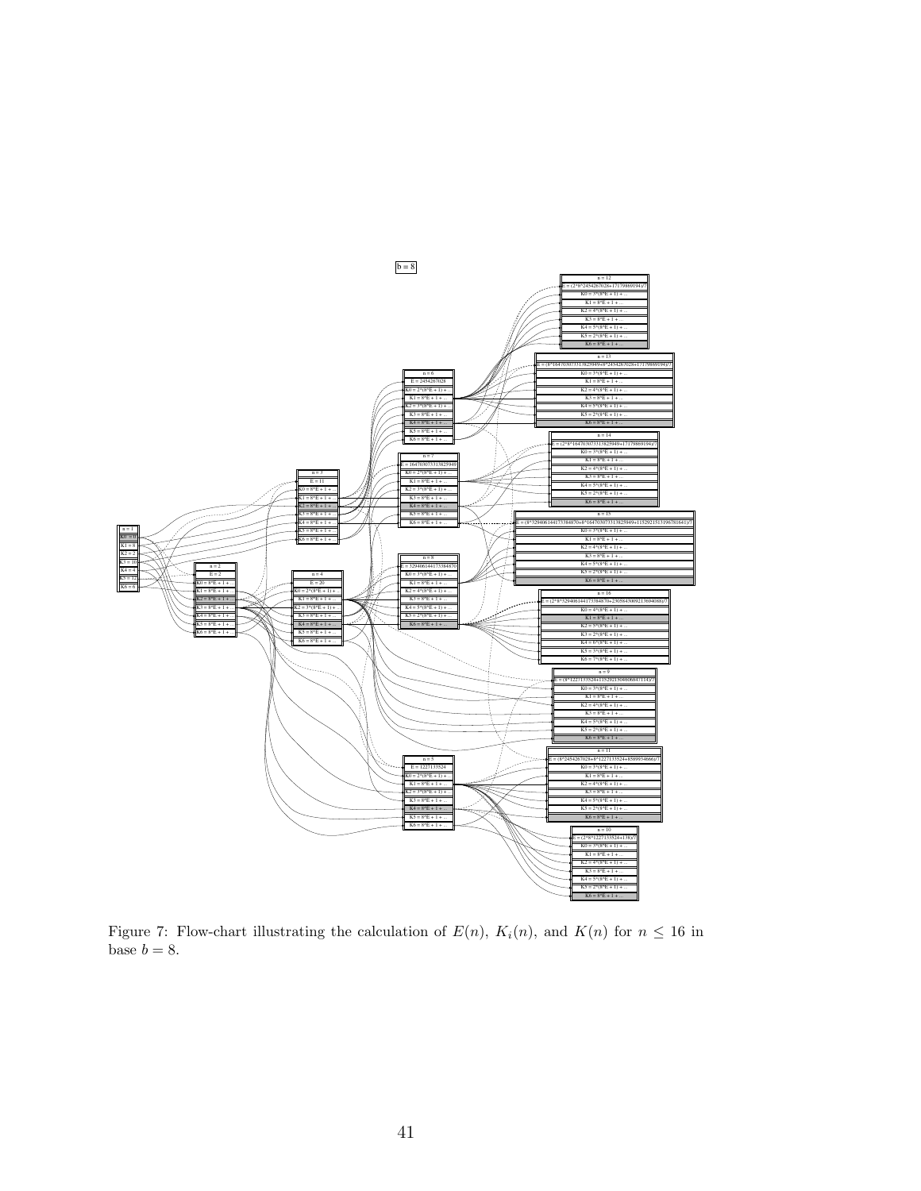Figure 7: Flow-chart illustrating the calculation of $E(n)$, $K_i(n)$, and $K(n)$ for $n \leq 16$ in base $b = 8$.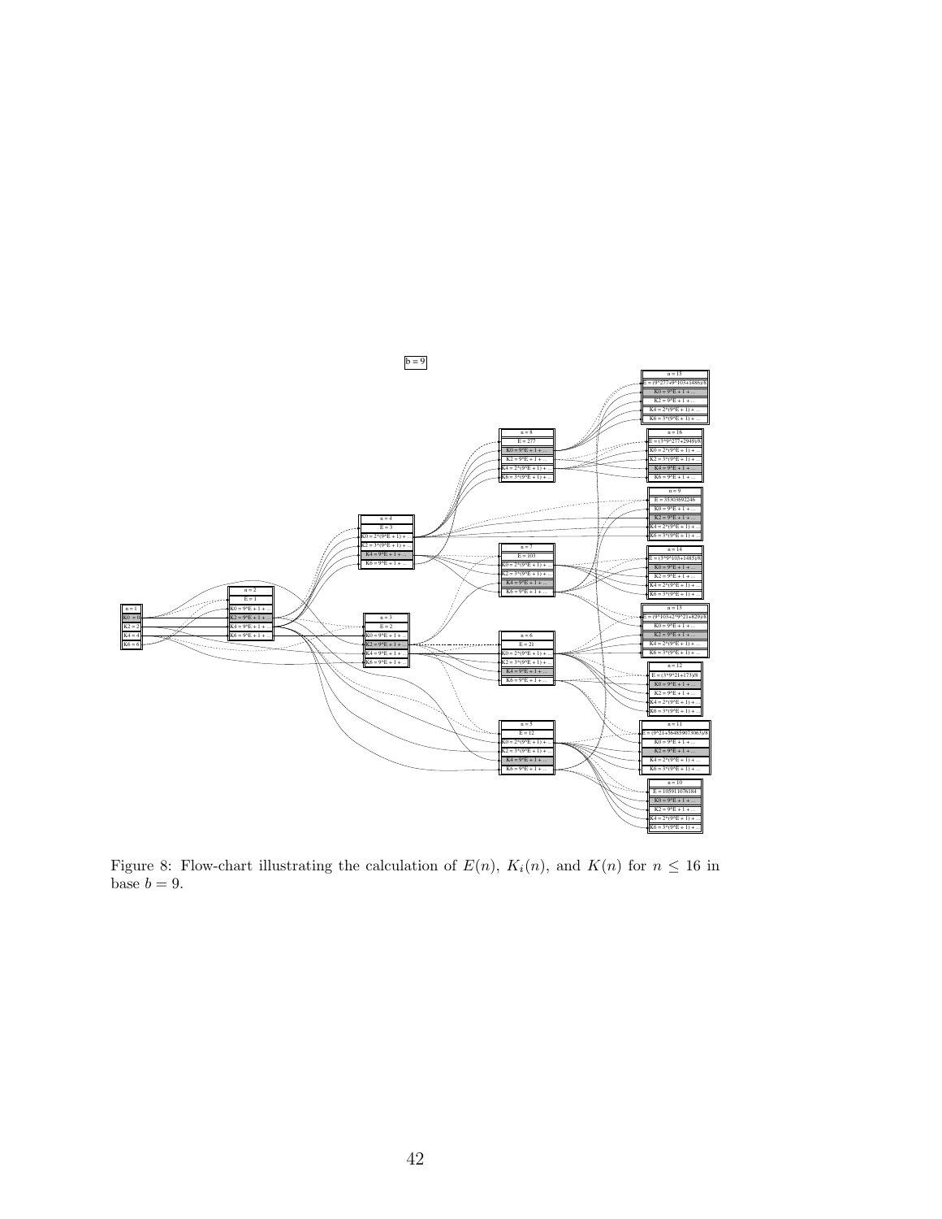Figure 8: Flow-chart illustrating the calculation of $E(n)$, $K_i(n)$, and $K(n)$ for $n \leq 16$ in base $b = 9$.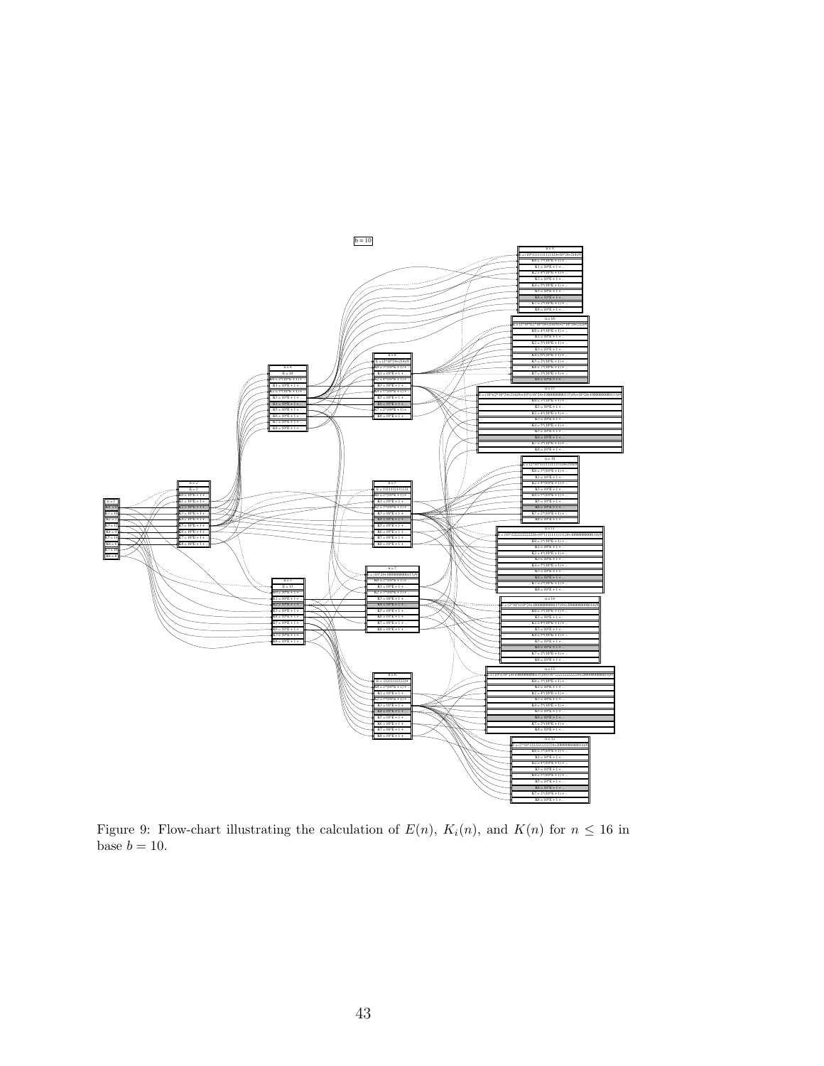b = 10

n = 1
E = 1
K1 = 10
K2 = 2
K3 = 12
K4 = 4
K5 = 14
K6 = 6
K7 = 16
K8 = 8

n = 2
E = 2
K0 = 10*K + 1 +
K1 = 10*K + 1 +
K2 = 10*K + 1 +
K3 = 10*K + 1 +
K4 = 10*K + 1 +
K5 = 10*K + 1 +
K6 = 10*K + 1 +
K7 = 10*K + 1 +
K8 = 10*K + 1 +

n = 4
E = 24
K0 = 2*(10*K + 1) +
K1 = 10*K + 1 +
K2 = 2*(10*K + 1) +
K3 = 10*K + 1 +
K4 = 10*K + 1 +
K5 = 10*K + 1 +
K6 = 10*K + 1 +
K7 = 10*K + 1 +
K8 = 10*K + 1 +

n = 3
E = 11
K0 = 10*K + 1 +
K1 = 10*K + 1 +
K2 = 10*K + 1 +
K3 = 10*K + 1 +
K4 = 10*K + 1 +
K5 = 10*K + 1 +
K6 = 10*K + 1 +
K7 = 10*K + 1 +
K8 = 10*K + 1 +

n = 8
E = (2*10^24+214)/9
K0 = 3*(10*K + 1) +
K1 = 10*K + 1 +
K2 = 4*(10*K + 1) +
K3 = 10*K + 1 +
K4 = 5*(10*K + 1) +
K5 = 10*K + 1 +
K6 = 10*K + 1 +
K7 = 2*(10*K + 1) +
K8 = 10*K + 1 +

n = 5
E = 111111111124
K0 = 2*(10*K + 1) +
K1 = 10*K + 1 +
K2 = 3*(10*K + 1) +
K3 = 10*K + 1 +
K4 = 10*K + 1 +
K5 = 10*K + 1 +
K6 = 10*K + 1 +
K7 = 10*K + 1 +
K8 = 10*K + 1 +

n = 7
E = (10*24+1000000000015)/9
K0 = 2*(10*K + 1) +
K1 = 10*K + 1 +
K2 = 3*(10*K + 1) +
K3 = 10*K + 1 +
K4 = 10*K + 1 +
K5 = 10*K + 1 +
K6 = 10*K + 1 +
K7 = 10*K + 1 +
K8 = 10*K + 1 +

n = 6
E = 222222222224
K0 = 2*(10*K + 1) +
K1 = 10*K + 1 +
K2 = 3*(10*K + 1) +
K3 = 10*K + 1 +
K4 = 10*K + 1 +
K5 = 10*K + 1 +
K6 = 10*K + 1 +
K7 = 10*K + 1 +
K8 = 10*K + 1 +

n = 9
E = (10*111111111124+10*24+214)/9
n = 16
E = (2*10*(2*10*24+214)/9)+2*10*24+214)/9
n = 17
E = (10*(2*10*24+214)/9)+10*(10*24+1000000000015)/9)+10*24+1000000000015)/9
n = 10
E = (2*10*111111111124+214)/9
n = 11
E = (10*222222222224+10*111111111124+1000000000014)/9
n = 14
E = (2*10*(10*24+1000000000015)/9)+2000000000014)/9
n = 13
E = (10*(10*24+1000000000015)/9)+10*222222222224+2000000000015)/9
n = 12
E = (2*10*222222222224+2000000000014)/9

K0 = 3*(10*K + 1) +
K1 = 10*K + 1 +
K2 = 4*(10*K + 1) +
K3 = 10*K + 1 +
K4 = 5*(10*K + 1) +
K5 = 10*K + 1 +
K6 = 10*K + 1 +
K7 = 2*(10*K + 1) +
K8 = 10*K + 1 +

Figure 9: Flow-chart illustrating the calculation of $E(n)$, $K_i(n)$, and $K(n)$ for $n \leq 16$ in base $b = 10$.